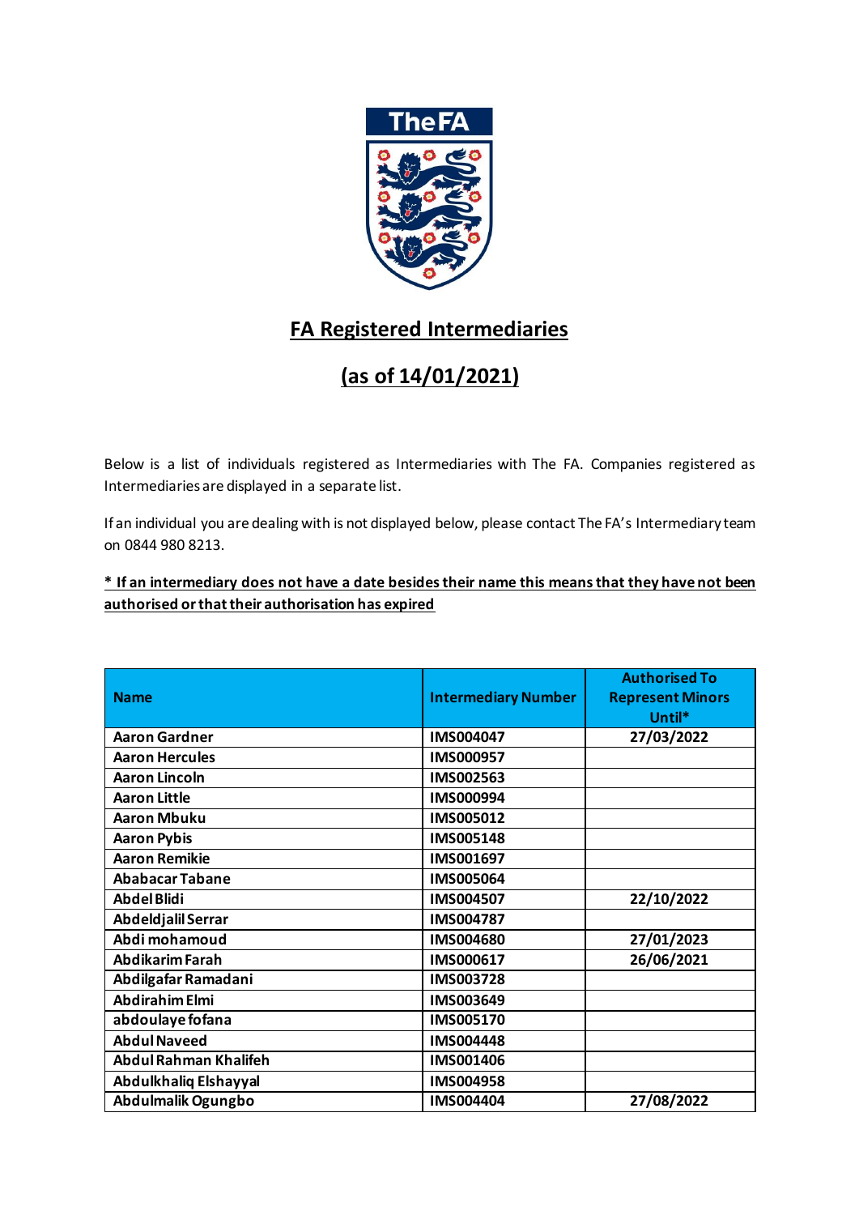## FA Registered Intermediaries

## (as of 14/01/2021)

Below is a list of individuals registered as Intermediaries with The FA. Companies registered as Intermediaries are displayed in a separate list.

If an individual you are dealing with is not displayed below, please contact The FA's Intermediary team on 0844 980 8213.

**\* If an intermediary does not have a date besides their name this means that they have not been authorised or that their authorisation has expired**

| Name | Intermediary Number | Authorised To Represent Minors Until* |
|---|---|---|
| Aaron Gardner | IMS004047 | 27/03/2022 |
| Aaron Hercules | IMS000957 | |
| Aaron Lincoln | IMS002563 | |
| Aaron Little | IMS000994 | |
| Aaron Mbuku | IMS005012 | |
| Aaron Pybis | IMS005148 | |
| Aaron Remikie | IMS001697 | |
| Ababacar Tabane | IMS005064 | |
| Abdel Blidi | IMS004507 | 22/10/2022 |
| Abdeldjalil Serrar | IMS004787 | |
| Abdi mohamoud | IMS004680 | 27/01/2023 |
| Abdikarim Farah | IMS000617 | 26/06/2021 |
| Abdilgafar Ramadani | IMS003728 | |
| Abdirahim Elmi | IMS003649 | |
| abdoulaye fofana | IMS005170 | |
| Abdul Naveed | IMS004448 | |
| Abdul Rahman Khalifeh | IMS001406 | |
| Abdulkhaliq Elshayyal | IMS004958 | |
| Abdulmalik Ogungbo | IMS004404 | 27/08/2022 |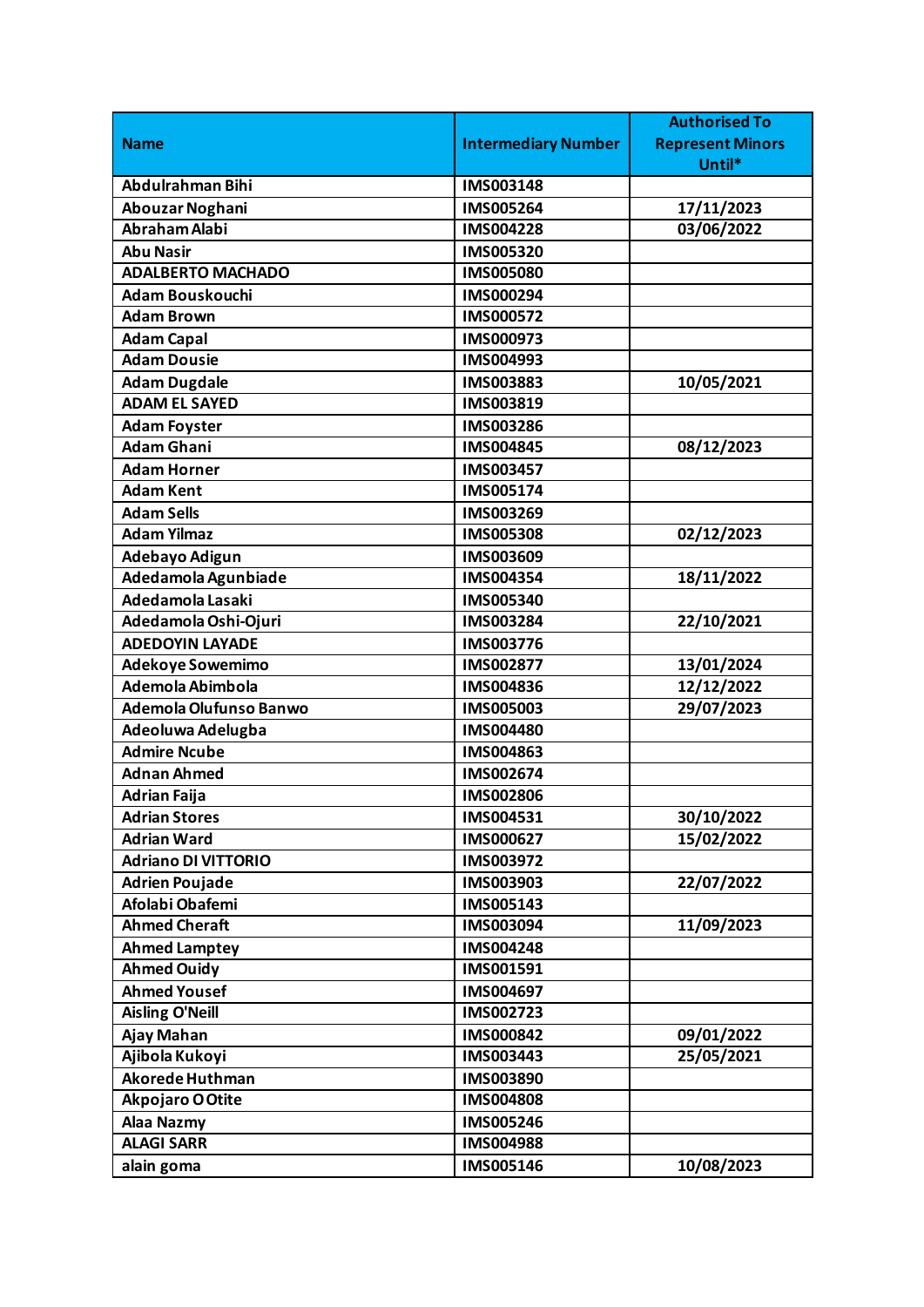| Name | Intermediary Number | Authorised To Represent Minors Until* |
|---|---|---|
| Abdulrahman Bihi | IMS003148 | |
| Abouzar Noghani | IMS005264 | 17/11/2023 |
| Abraham Alabi | IMS004228 | 03/06/2022 |
| Abu Nasir | IMS005320 | |
| ADALBERTO MACHADO | IMS005080 | |
| Adam Bouskouchi | IMS000294 | |
| Adam Brown | IMS000572 | |
| Adam Capal | IMS000973 | |
| Adam Dousie | IMS004993 | |
| Adam Dugdale | IMS003883 | 10/05/2021 |
| ADAM EL SAYED | IMS003819 | |
| Adam Foyster | IMS003286 | |
| Adam Ghani | IMS004845 | 08/12/2023 |
| Adam Horner | IMS003457 | |
| Adam Kent | IMS005174 | |
| Adam Sells | IMS003269 | |
| Adam Yilmaz | IMS005308 | 02/12/2023 |
| Adebayo Adigun | IMS003609 | |
| Adedamola Agunbiade | IMS004354 | 18/11/2022 |
| Adedamola Lasaki | IMS005340 | |
| Adedamola Oshi-Ojuri | IMS003284 | 22/10/2021 |
| ADEDOYIN LAYADE | IMS003776 | |
| Adekoye Sowemimo | IMS002877 | 13/01/2024 |
| Ademola Abimbola | IMS004836 | 12/12/2022 |
| Ademola Olufunso Banwo | IMS005003 | 29/07/2023 |
| Adeoluwa Adelugba | IMS004480 | |
| Admire Ncube | IMS004863 | |
| Adnan Ahmed | IMS002674 | |
| Adrian Faija | IMS002806 | |
| Adrian Stores | IMS004531 | 30/10/2022 |
| Adrian Ward | IMS000627 | 15/02/2022 |
| Adriano DI VITTORIO | IMS003972 | |
| Adrien Poujade | IMS003903 | 22/07/2022 |
| Afolabi Obafemi | IMS005143 | |
| Ahmed Cheraft | IMS003094 | 11/09/2023 |
| Ahmed Lamptey | IMS004248 | |
| Ahmed Ouidy | IMS001591 | |
| Ahmed Yousef | IMS004697 | |
| Aisling O'Neill | IMS002723 | |
| Ajay Mahan | IMS000842 | 09/01/2022 |
| Ajibola Kukoyi | IMS003443 | 25/05/2021 |
| Akorede Huthman | IMS003890 | |
| Akpojaro O Otite | IMS004808 | |
| Alaa Nazmy | IMS005246 | |
| ALAGI SARR | IMS004988 | |
| alain goma | IMS005146 | 10/08/2023 |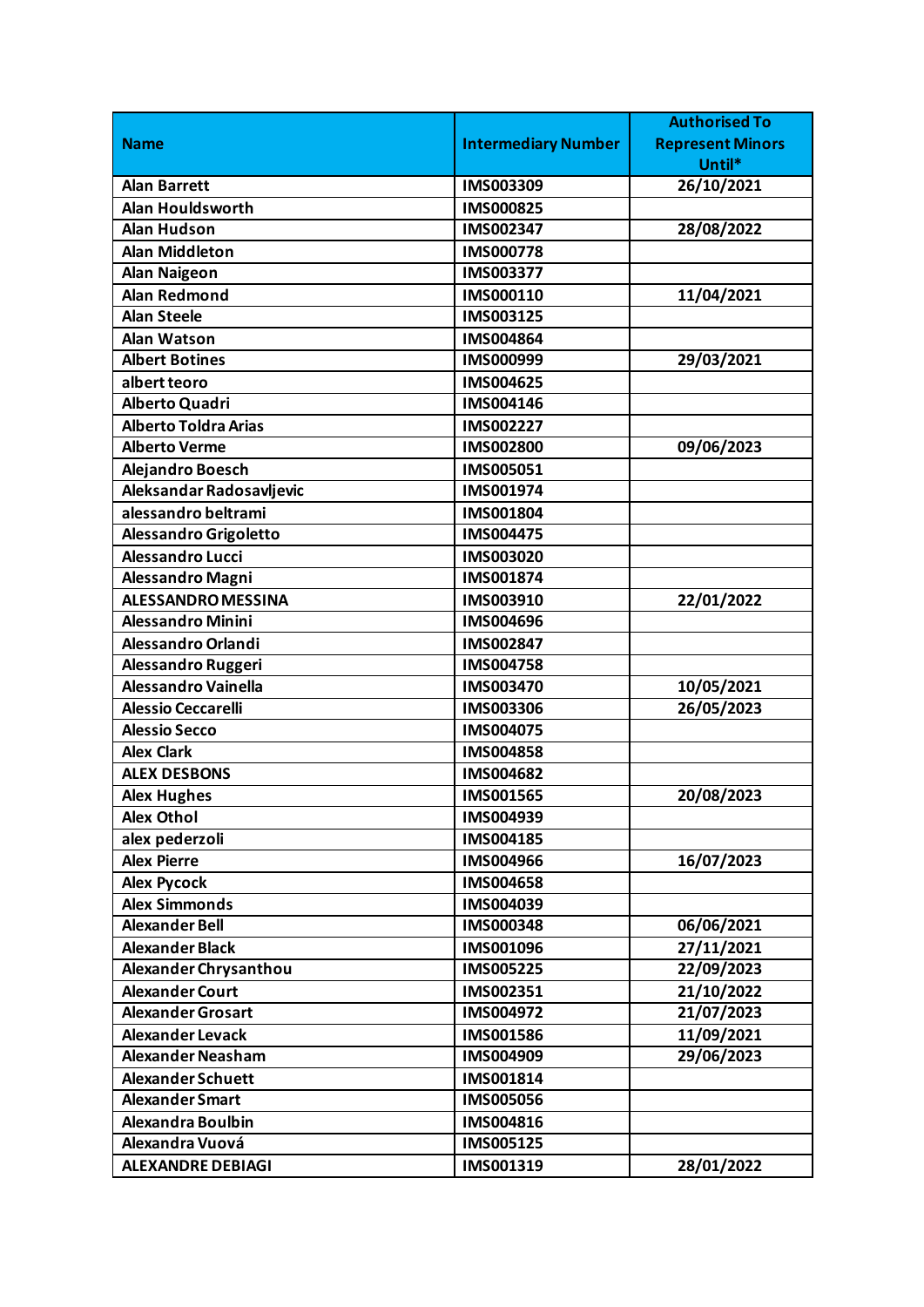| Name | Intermediary Number | Authorised To Represent Minors Until* |
|---|---|---|
| Alan Barrett | IMS003309 | 26/10/2021 |
| Alan Houldsworth | IMS000825 | |
| Alan Hudson | IMS002347 | 28/08/2022 |
| Alan Middleton | IMS000778 | |
| Alan Naigeon | IMS003377 | |
| Alan Redmond | IMS000110 | 11/04/2021 |
| Alan Steele | IMS003125 | |
| Alan Watson | IMS004864 | |
| Albert Botines | IMS000999 | 29/03/2021 |
| albert teoro | IMS004625 | |
| Alberto Quadri | IMS004146 | |
| Alberto Toldra Arias | IMS002227 | |
| Alberto Verme | IMS002800 | 09/06/2023 |
| Alejandro Boesch | IMS005051 | |
| Aleksandar Radosavljevic | IMS001974 | |
| alessandro beltrami | IMS001804 | |
| Alessandro Grigoletto | IMS004475 | |
| Alessandro Lucci | IMS003020 | |
| Alessandro Magni | IMS001874 | |
| ALESSANDRO MESSINA | IMS003910 | 22/01/2022 |
| Alessandro Minini | IMS004696 | |
| Alessandro Orlandi | IMS002847 | |
| Alessandro Ruggeri | IMS004758 | |
| Alessandro Vainella | IMS003470 | 10/05/2021 |
| Alessio Ceccarelli | IMS003306 | 26/05/2023 |
| Alessio Secco | IMS004075 | |
| Alex Clark | IMS004858 | |
| ALEX DESBONS | IMS004682 | |
| Alex Hughes | IMS001565 | 20/08/2023 |
| Alex Othol | IMS004939 | |
| alex pederzoli | IMS004185 | |
| Alex Pierre | IMS004966 | 16/07/2023 |
| Alex Pycock | IMS004658 | |
| Alex Simmonds | IMS004039 | |
| Alexander Bell | IMS000348 | 06/06/2021 |
| Alexander Black | IMS001096 | 27/11/2021 |
| Alexander Chrysanthou | IMS005225 | 22/09/2023 |
| Alexander Court | IMS002351 | 21/10/2022 |
| Alexander Grosart | IMS004972 | 21/07/2023 |
| Alexander Levack | IMS001586 | 11/09/2021 |
| Alexander Neasham | IMS004909 | 29/06/2023 |
| Alexander Schuett | IMS001814 | |
| Alexander Smart | IMS005056 | |
| Alexandra Boulbin | IMS004816 | |
| Alexandra Vuová | IMS005125 | |
| ALEXANDRE DEBIAGI | IMS001319 | 28/01/2022 |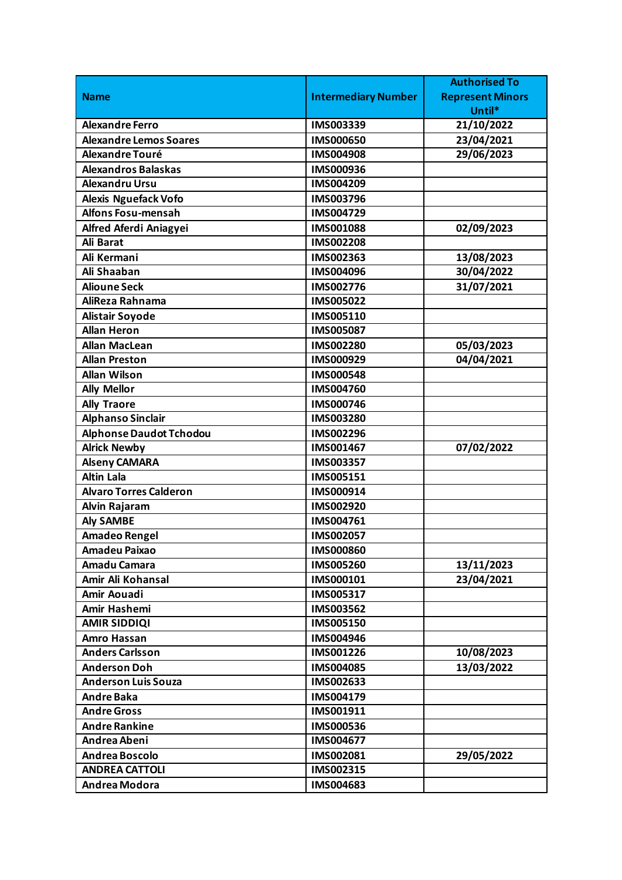| Name | Intermediary Number | Authorised To Represent Minors Until* |
|---|---|---|
| Alexandre Ferro | IMS003339 | 21/10/2022 |
| Alexandre Lemos Soares | IMS000650 | 23/04/2021 |
| Alexandre Touré | IMS004908 | 29/06/2023 |
| Alexandros Balaskas | IMS000936 | |
| Alexandru Ursu | IMS004209 | |
| Alexis Nguefack Vofo | IMS003796 | |
| Alfons Fosu-mensah | IMS004729 | |
| Alfred Aferdi Aniagyei | IMS001088 | 02/09/2023 |
| Ali Barat | IMS002208 | |
| Ali Kermani | IMS002363 | 13/08/2023 |
| Ali Shaaban | IMS004096 | 30/04/2022 |
| Alioune Seck | IMS002776 | 31/07/2021 |
| AliReza Rahnama | IMS005022 | |
| Alistair Soyode | IMS005110 | |
| Allan Heron | IMS005087 | |
| Allan MacLean | IMS002280 | 05/03/2023 |
| Allan Preston | IMS000929 | 04/04/2021 |
| Allan Wilson | IMS000548 | |
| Ally Mellor | IMS004760 | |
| Ally Traore | IMS000746 | |
| Alphanso Sinclair | IMS003280 | |
| Alphonse Daudot Tchodou | IMS002296 | |
| Alrick Newby | IMS001467 | 07/02/2022 |
| Alseny CAMARA | IMS003357 | |
| Altin Lala | IMS005151 | |
| Alvaro Torres Calderon | IMS000914 | |
| Alvin Rajaram | IMS002920 | |
| Aly SAMBE | IMS004761 | |
| Amadeo Rengel | IMS002057 | |
| Amadeu Paixao | IMS000860 | |
| Amadu Camara | IMS005260 | 13/11/2023 |
| Amir Ali Kohansal | IMS000101 | 23/04/2021 |
| Amir Aouadi | IMS005317 | |
| Amir Hashemi | IMS003562 | |
| AMIR SIDDIQI | IMS005150 | |
| Amro Hassan | IMS004946 | |
| Anders Carlsson | IMS001226 | 10/08/2023 |
| Anderson Doh | IMS004085 | 13/03/2022 |
| Anderson Luis Souza | IMS002633 | |
| Andre Baka | IMS004179 | |
| Andre Gross | IMS001911 | |
| Andre Rankine | IMS000536 | |
| Andrea Abeni | IMS004677 | |
| Andrea Boscolo | IMS002081 | 29/05/2022 |
| ANDREA CATTOLI | IMS002315 | |
| Andrea Modora | IMS004683 | |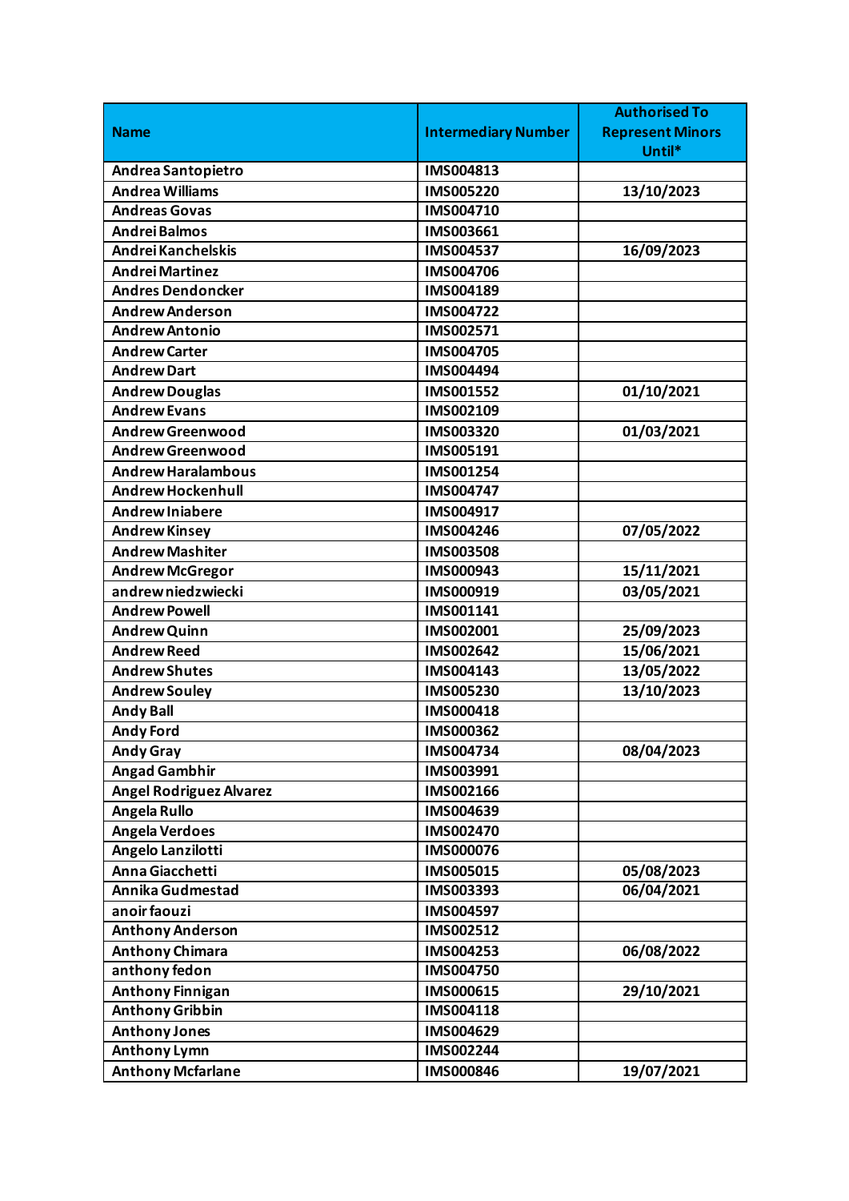| Name | Intermediary Number | Authorised To Represent Minors Until* |
| --- | --- | --- |
| Andrea Santopietro | IMS004813 | |
| Andrea Williams | IMS005220 | 13/10/2023 |
| Andreas Govas | IMS004710 | |
| Andrei Balmos | IMS003661 | |
| Andrei Kanchelskis | IMS004537 | 16/09/2023 |
| Andrei Martinez | IMS004706 | |
| Andres Dendoncker | IMS004189 | |
| Andrew Anderson | IMS004722 | |
| Andrew Antonio | IMS002571 | |
| Andrew Carter | IMS004705 | |
| Andrew Dart | IMS004494 | |
| Andrew Douglas | IMS001552 | 01/10/2021 |
| Andrew Evans | IMS002109 | |
| Andrew Greenwood | IMS003320 | 01/03/2021 |
| Andrew Greenwood | IMS005191 | |
| Andrew Haralambous | IMS001254 | |
| Andrew Hockenhull | IMS004747 | |
| Andrew Iniabere | IMS004917 | |
| Andrew Kinsey | IMS004246 | 07/05/2022 |
| Andrew Mashiter | IMS003508 | |
| Andrew McGregor | IMS000943 | 15/11/2021 |
| andrew niedzwiecki | IMS000919 | 03/05/2021 |
| Andrew Powell | IMS001141 | |
| Andrew Quinn | IMS002001 | 25/09/2023 |
| Andrew Reed | IMS002642 | 15/06/2021 |
| Andrew Shutes | IMS004143 | 13/05/2022 |
| Andrew Souley | IMS005230 | 13/10/2023 |
| Andy Ball | IMS000418 | |
| Andy Ford | IMS000362 | |
| Andy Gray | IMS004734 | 08/04/2023 |
| Angad Gambhir | IMS003991 | |
| Angel Rodriguez Alvarez | IMS002166 | |
| Angela Rullo | IMS004639 | |
| Angela Verdoes | IMS002470 | |
| Angelo Lanzilotti | IMS000076 | |
| Anna Giacchetti | IMS005015 | 05/08/2023 |
| Annika Gudmestad | IMS003393 | 06/04/2021 |
| anoir faouzi | IMS004597 | |
| Anthony Anderson | IMS002512 | |
| Anthony Chimara | IMS004253 | 06/08/2022 |
| anthony fedon | IMS004750 | |
| Anthony Finnigan | IMS000615 | 29/10/2021 |
| Anthony Gribbin | IMS004118 | |
| Anthony Jones | IMS004629 | |
| Anthony Lymn | IMS002244 | |
| Anthony Mcfarlane | IMS000846 | 19/07/2021 |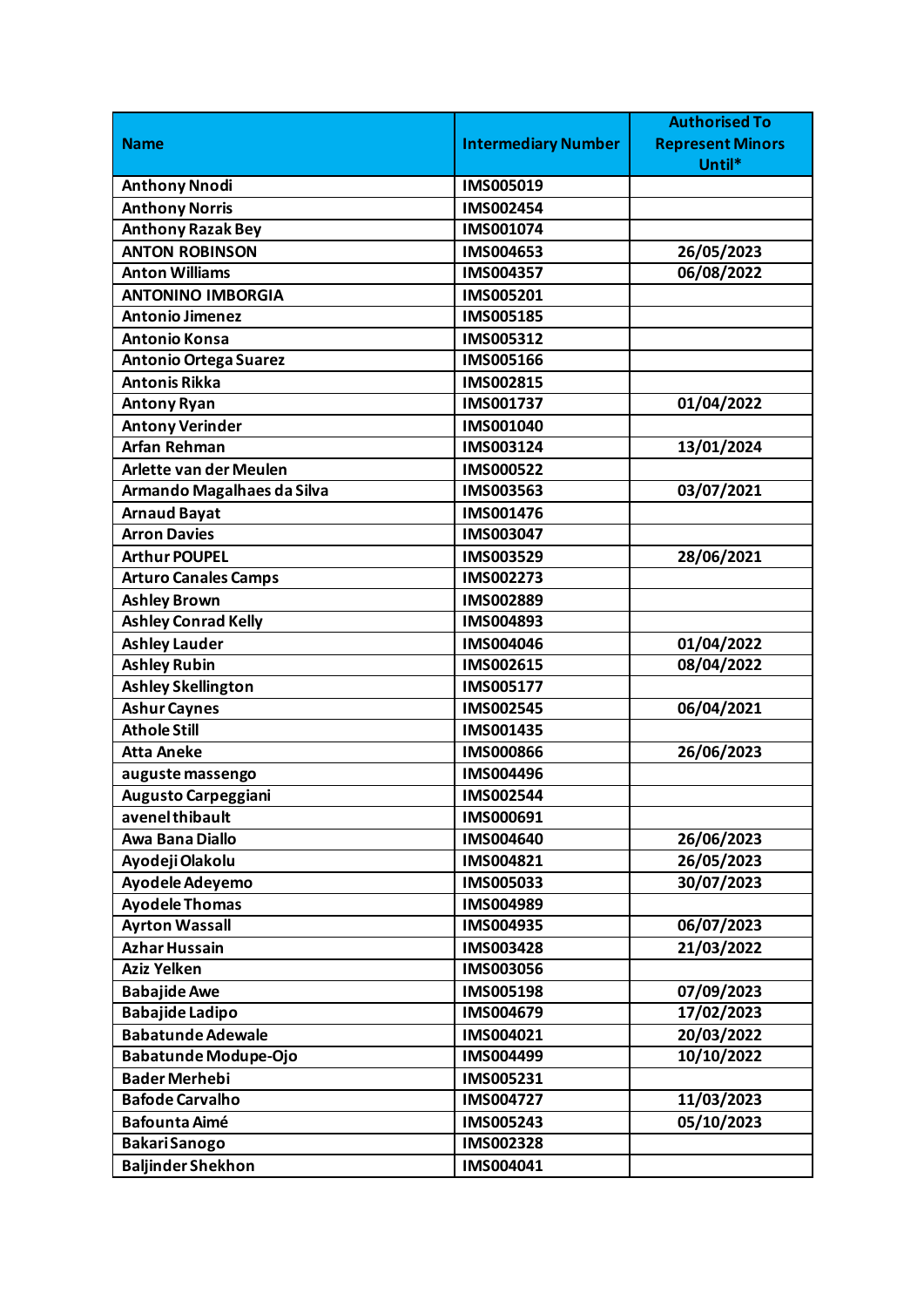| Name | Intermediary Number | Authorised To Represent Minors Until* |
|---|---|---|
| Anthony Nnodi | IMS005019 | |
| Anthony Norris | IMS002454 | |
| Anthony Razak Bey | IMS001074 | |
| ANTON ROBINSON | IMS004653 | 26/05/2023 |
| Anton Williams | IMS004357 | 06/08/2022 |
| ANTONINO IMBORGIA | IMS005201 | |
| Antonio Jimenez | IMS005185 | |
| Antonio Konsa | IMS005312 | |
| Antonio Ortega Suarez | IMS005166 | |
| Antonis Rikka | IMS002815 | |
| Antony Ryan | IMS001737 | 01/04/2022 |
| Antony Verinder | IMS001040 | |
| Arfan Rehman | IMS003124 | 13/01/2024 |
| Arlette van der Meulen | IMS000522 | |
| Armando Magalhaes da Silva | IMS003563 | 03/07/2021 |
| Arnaud Bayat | IMS001476 | |
| Arron Davies | IMS003047 | |
| Arthur POUPEL | IMS003529 | 28/06/2021 |
| Arturo Canales Camps | IMS002273 | |
| Ashley Brown | IMS002889 | |
| Ashley Conrad Kelly | IMS004893 | |
| Ashley Lauder | IMS004046 | 01/04/2022 |
| Ashley Rubin | IMS002615 | 08/04/2022 |
| Ashley Skellington | IMS005177 | |
| Ashur Caynes | IMS002545 | 06/04/2021 |
| Athole Still | IMS001435 | |
| Atta Aneke | IMS000866 | 26/06/2023 |
| auguste massengo | IMS004496 | |
| Augusto Carpeggiani | IMS002544 | |
| avenel thibault | IMS000691 | |
| Awa Bana Diallo | IMS004640 | 26/06/2023 |
| Ayodeji Olakolu | IMS004821 | 26/05/2023 |
| Ayodele Adeyemo | IMS005033 | 30/07/2023 |
| Ayodele Thomas | IMS004989 | |
| Ayrton Wassall | IMS004935 | 06/07/2023 |
| Azhar Hussain | IMS003428 | 21/03/2022 |
| Aziz Yelken | IMS003056 | |
| Babajide Awe | IMS005198 | 07/09/2023 |
| Babajide Ladipo | IMS004679 | 17/02/2023 |
| Babatunde Adewale | IMS004021 | 20/03/2022 |
| Babatunde Modupe-Ojo | IMS004499 | 10/10/2022 |
| Bader Merhebi | IMS005231 | |
| Bafode Carvalho | IMS004727 | 11/03/2023 |
| Bafounta Aimé | IMS005243 | 05/10/2023 |
| Bakari Sanogo | IMS002328 | |
| Baljinder Shekhon | IMS004041 | |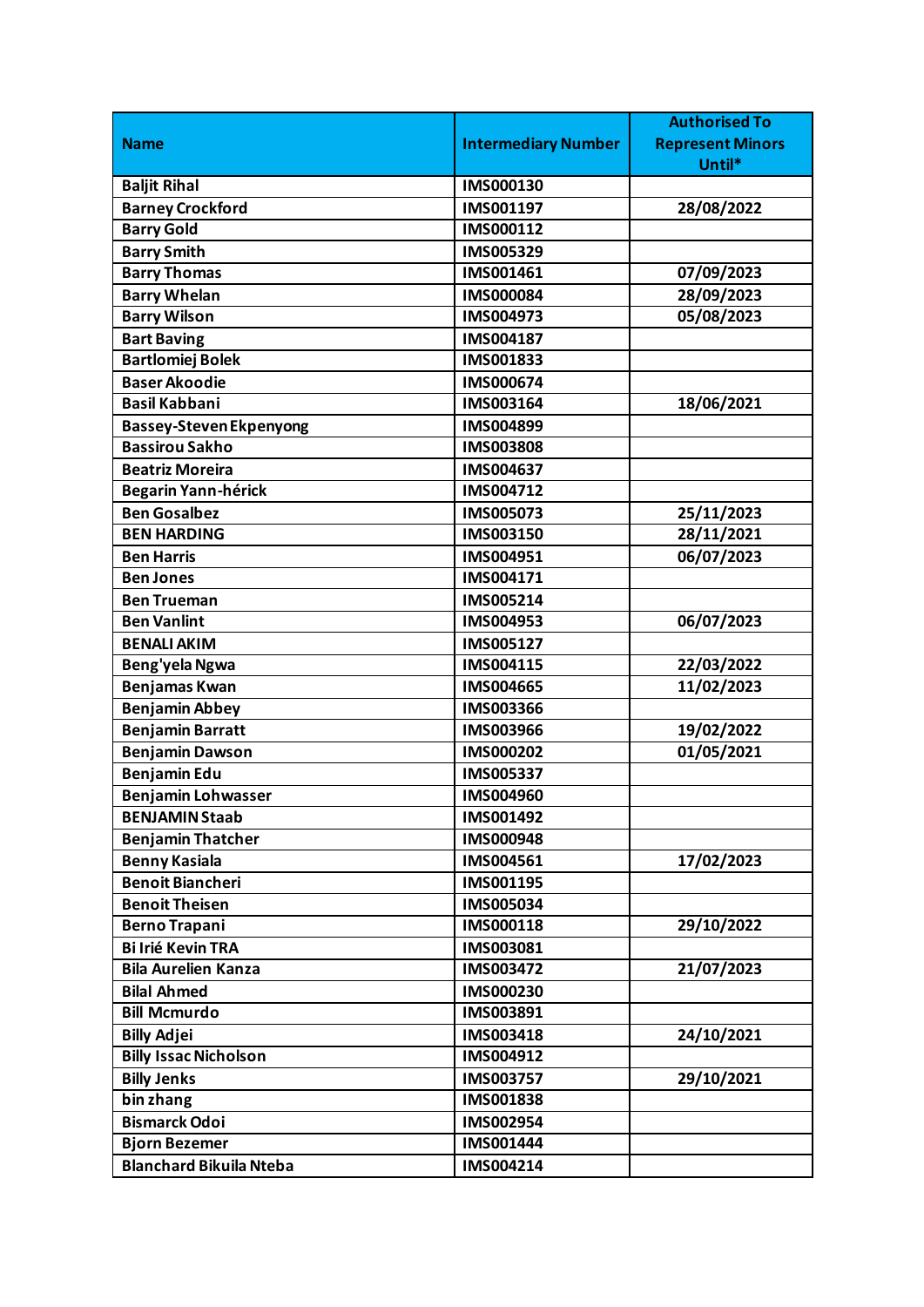| Name | Intermediary Number | Authorised To Represent Minors Until* |
|---|---|---|
| Baljit Rihal | IMS000130 | |
| Barney Crockford | IMS001197 | 28/08/2022 |
| Barry Gold | IMS000112 | |
| Barry Smith | IMS005329 | |
| Barry Thomas | IMS001461 | 07/09/2023 |
| Barry Whelan | IMS000084 | 28/09/2023 |
| Barry Wilson | IMS004973 | 05/08/2023 |
| Bart Baving | IMS004187 | |
| Bartlomiej Bolek | IMS001833 | |
| Baser Akoodie | IMS000674 | |
| Basil Kabbani | IMS003164 | 18/06/2021 |
| Bassey-Steven Ekpenyong | IMS004899 | |
| Bassirou Sakho | IMS003808 | |
| Beatriz Moreira | IMS004637 | |
| Begarin Yann-hérick | IMS004712 | |
| Ben Gosalbez | IMS005073 | 25/11/2023 |
| BEN HARDING | IMS003150 | 28/11/2021 |
| Ben Harris | IMS004951 | 06/07/2023 |
| Ben Jones | IMS004171 | |
| Ben Trueman | IMS005214 | |
| Ben Vanlint | IMS004953 | 06/07/2023 |
| BENALI AKIM | IMS005127 | |
| Beng'yela Ngwa | IMS004115 | 22/03/2022 |
| Benjamas Kwan | IMS004665 | 11/02/2023 |
| Benjamin Abbey | IMS003366 | |
| Benjamin Barratt | IMS003966 | 19/02/2022 |
| Benjamin Dawson | IMS000202 | 01/05/2021 |
| Benjamin Edu | IMS005337 | |
| Benjamin Lohwasser | IMS004960 | |
| BENJAMIN Staab | IMS001492 | |
| Benjamin Thatcher | IMS000948 | |
| Benny Kasiala | IMS004561 | 17/02/2023 |
| Benoit Biancheri | IMS001195 | |
| Benoit Theisen | IMS005034 | |
| Berno Trapani | IMS000118 | 29/10/2022 |
| Bi Irié Kevin TRA | IMS003081 | |
| Bila Aurelien Kanza | IMS003472 | 21/07/2023 |
| Bilal Ahmed | IMS000230 | |
| Bill Mcmurdo | IMS003891 | |
| Billy Adjei | IMS003418 | 24/10/2021 |
| Billy Issac Nicholson | IMS004912 | |
| Billy Jenks | IMS003757 | 29/10/2021 |
| bin zhang | IMS001838 | |
| Bismarck Odoi | IMS002954 | |
| Bjorn Bezemer | IMS001444 | |
| Blanchard Bikuila Nteba | IMS004214 | |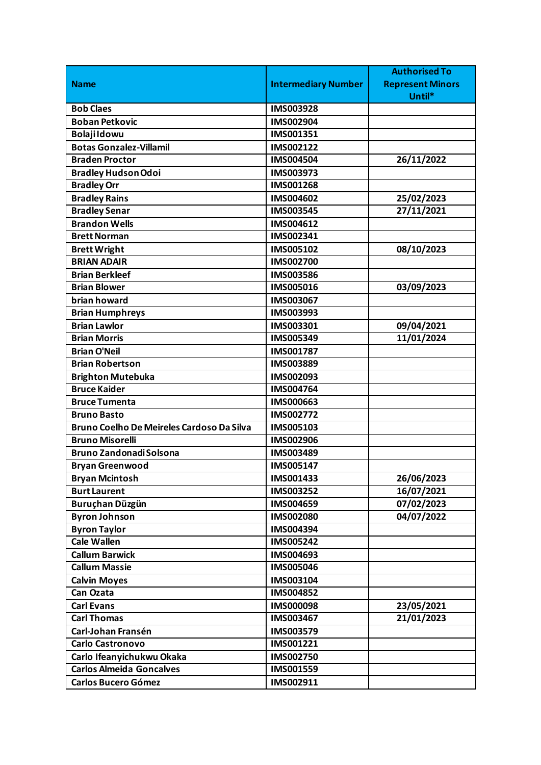| Name | Intermediary Number | Authorised To Represent Minors Until* |
| --- | --- | --- |
| Bob Claes | IMS003928 | |
| Boban Petkovic | IMS002904 | |
| Bolaji Idowu | IMS001351 | |
| Botas Gonzalez-Villamil | IMS002122 | |
| Braden Proctor | IMS004504 | 26/11/2022 |
| Bradley Hudson Odoi | IMS003973 | |
| Bradley Orr | IMS001268 | |
| Bradley Rains | IMS004602 | 25/02/2023 |
| Bradley Senar | IMS003545 | 27/11/2021 |
| Brandon Wells | IMS004612 | |
| Brett Norman | IMS002341 | |
| Brett Wright | IMS005102 | 08/10/2023 |
| BRIAN ADAIR | IMS002700 | |
| Brian Berkleef | IMS003586 | |
| Brian Blower | IMS005016 | 03/09/2023 |
| brian howard | IMS003067 | |
| Brian Humphreys | IMS003993 | |
| Brian Lawlor | IMS003301 | 09/04/2021 |
| Brian Morris | IMS005349 | 11/01/2024 |
| Brian O'Neil | IMS001787 | |
| Brian Robertson | IMS003889 | |
| Brighton Mutebuka | IMS002093 | |
| Bruce Kaider | IMS004764 | |
| Bruce Tumenta | IMS000663 | |
| Bruno Basto | IMS002772 | |
| Bruno Coelho De Meireles Cardoso Da Silva | IMS005103 | |
| Bruno Misorelli | IMS002906 | |
| Bruno Zandonadi Solsona | IMS003489 | |
| Bryan Greenwood | IMS005147 | |
| Bryan Mcintosh | IMS001433 | 26/06/2023 |
| Burt Laurent | IMS003252 | 16/07/2021 |
| Buruçhan Düzgün | IMS004659 | 07/02/2023 |
| Byron Johnson | IMS002080 | 04/07/2022 |
| Byron Taylor | IMS004394 | |
| Cale Wallen | IMS005242 | |
| Callum Barwick | IMS004693 | |
| Callum Massie | IMS005046 | |
| Calvin Moyes | IMS003104 | |
| Can Ozata | IMS004852 | |
| Carl Evans | IMS000098 | 23/05/2021 |
| Carl Thomas | IMS003467 | 21/01/2023 |
| Carl-Johan Fransén | IMS003579 | |
| Carlo Castronovo | IMS001221 | |
| Carlo Ifeanyichukwu Okaka | IMS002750 | |
| Carlos Almeida Goncalves | IMS001559 | |
| Carlos Bucero Gómez | IMS002911 | |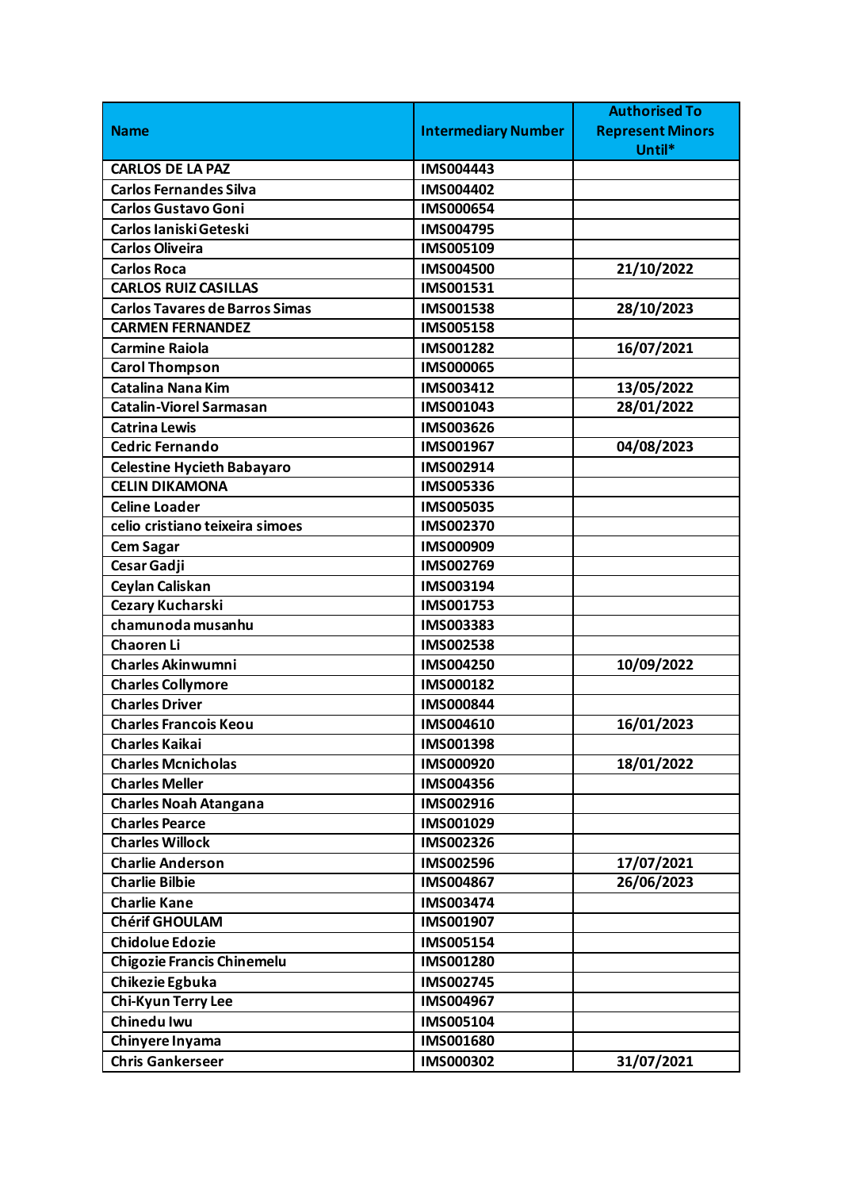| Name | Intermediary Number | Authorised To Represent Minors Until* |
| --- | --- | --- |
| CARLOS DE LA PAZ | IMS004443 | |
| Carlos Fernandes Silva | IMS004402 | |
| Carlos Gustavo Goni | IMS000654 | |
| Carlos Ianiski Geteski | IMS004795 | |
| Carlos Oliveira | IMS005109 | |
| Carlos Roca | IMS004500 | 21/10/2022 |
| CARLOS RUIZ CASILLAS | IMS001531 | |
| Carlos Tavares de Barros Simas | IMS001538 | 28/10/2023 |
| CARMEN FERNANDEZ | IMS005158 | |
| Carmine Raiola | IMS001282 | 16/07/2021 |
| Carol Thompson | IMS000065 | |
| Catalina Nana Kim | IMS003412 | 13/05/2022 |
| Catalin-Viorel Sarmasan | IMS001043 | 28/01/2022 |
| Catrina Lewis | IMS003626 | |
| Cedric Fernando | IMS001967 | 04/08/2023 |
| Celestine Hycieth Babayaro | IMS002914 | |
| CELIN DIKAMONA | IMS005336 | |
| Celine Loader | IMS005035 | |
| celio cristiano teixeira simoes | IMS002370 | |
| Cem Sagar | IMS000909 | |
| Cesar Gadji | IMS002769 | |
| Ceylan Caliskan | IMS003194 | |
| Cezary Kucharski | IMS001753 | |
| chamunoda musanhu | IMS003383 | |
| Chaoren Li | IMS002538 | |
| Charles Akinwumni | IMS004250 | 10/09/2022 |
| Charles Collymore | IMS000182 | |
| Charles Driver | IMS000844 | |
| Charles Francois Keou | IMS004610 | 16/01/2023 |
| Charles Kaikai | IMS001398 | |
| Charles Mcnicholas | IMS000920 | 18/01/2022 |
| Charles Meller | IMS004356 | |
| Charles Noah Atangana | IMS002916 | |
| Charles Pearce | IMS001029 | |
| Charles Willock | IMS002326 | |
| Charlie Anderson | IMS002596 | 17/07/2021 |
| Charlie Bilbie | IMS004867 | 26/06/2023 |
| Charlie Kane | IMS003474 | |
| Chérif GHOULAM | IMS001907 | |
| Chidolue Edozie | IMS005154 | |
| Chigozie Francis Chinemelu | IMS001280 | |
| Chikezie Egbuka | IMS002745 | |
| Chi-Kyun Terry Lee | IMS004967 | |
| Chinedu Iwu | IMS005104 | |
| Chinyere Inyama | IMS001680 | |
| Chris Gankerseer | IMS000302 | 31/07/2021 |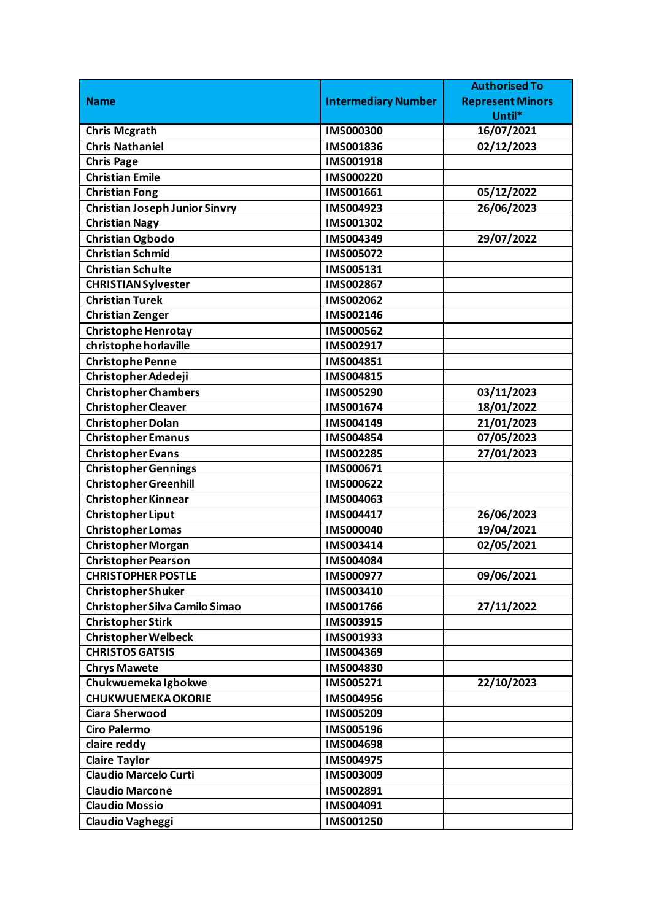| Name | Intermediary Number | Authorised To Represent Minors Until* |
|---|---|---|
| Chris Mcgrath | IMS000300 | 16/07/2021 |
| Chris Nathaniel | IMS001836 | 02/12/2023 |
| Chris Page | IMS001918 | |
| Christian Emile | IMS000220 | |
| Christian Fong | IMS001661 | 05/12/2022 |
| Christian Joseph Junior Sinvry | IMS004923 | 26/06/2023 |
| Christian Nagy | IMS001302 | |
| Christian Ogbodo | IMS004349 | 29/07/2022 |
| Christian Schmid | IMS005072 | |
| Christian Schulte | IMS005131 | |
| CHRISTIAN Sylvester | IMS002867 | |
| Christian Turek | IMS002062 | |
| Christian Zenger | IMS002146 | |
| Christophe Henrotay | IMS000562 | |
| christophe horlaville | IMS002917 | |
| Christophe Penne | IMS004851 | |
| Christopher Adedeji | IMS004815 | |
| Christopher Chambers | IMS005290 | 03/11/2023 |
| Christopher Cleaver | IMS001674 | 18/01/2022 |
| Christopher Dolan | IMS004149 | 21/01/2023 |
| Christopher Emanus | IMS004854 | 07/05/2023 |
| Christopher Evans | IMS002285 | 27/01/2023 |
| Christopher Gennings | IMS000671 | |
| Christopher Greenhill | IMS000622 | |
| Christopher Kinnear | IMS004063 | |
| Christopher Liput | IMS004417 | 26/06/2023 |
| Christopher Lomas | IMS000040 | 19/04/2021 |
| Christopher Morgan | IMS003414 | 02/05/2021 |
| Christopher Pearson | IMS004084 | |
| CHRISTOPHER POSTLE | IMS000977 | 09/06/2021 |
| Christopher Shuker | IMS003410 | |
| Christopher Silva Camilo Simao | IMS001766 | 27/11/2022 |
| Christopher Stirk | IMS003915 | |
| Christopher Welbeck | IMS001933 | |
| CHRISTOS GATSIS | IMS004369 | |
| Chrys Mawete | IMS004830 | |
| Chukwuemeka Igbokwe | IMS005271 | 22/10/2023 |
| CHUKWUEMEKA OKORIE | IMS004956 | |
| Ciara Sherwood | IMS005209 | |
| Ciro Palermo | IMS005196 | |
| claire reddy | IMS004698 | |
| Claire Taylor | IMS004975 | |
| Claudio Marcelo Curti | IMS003009 | |
| Claudio Marcone | IMS002891 | |
| Claudio Mossio | IMS004091 | |
| Claudio Vagheggi | IMS001250 | |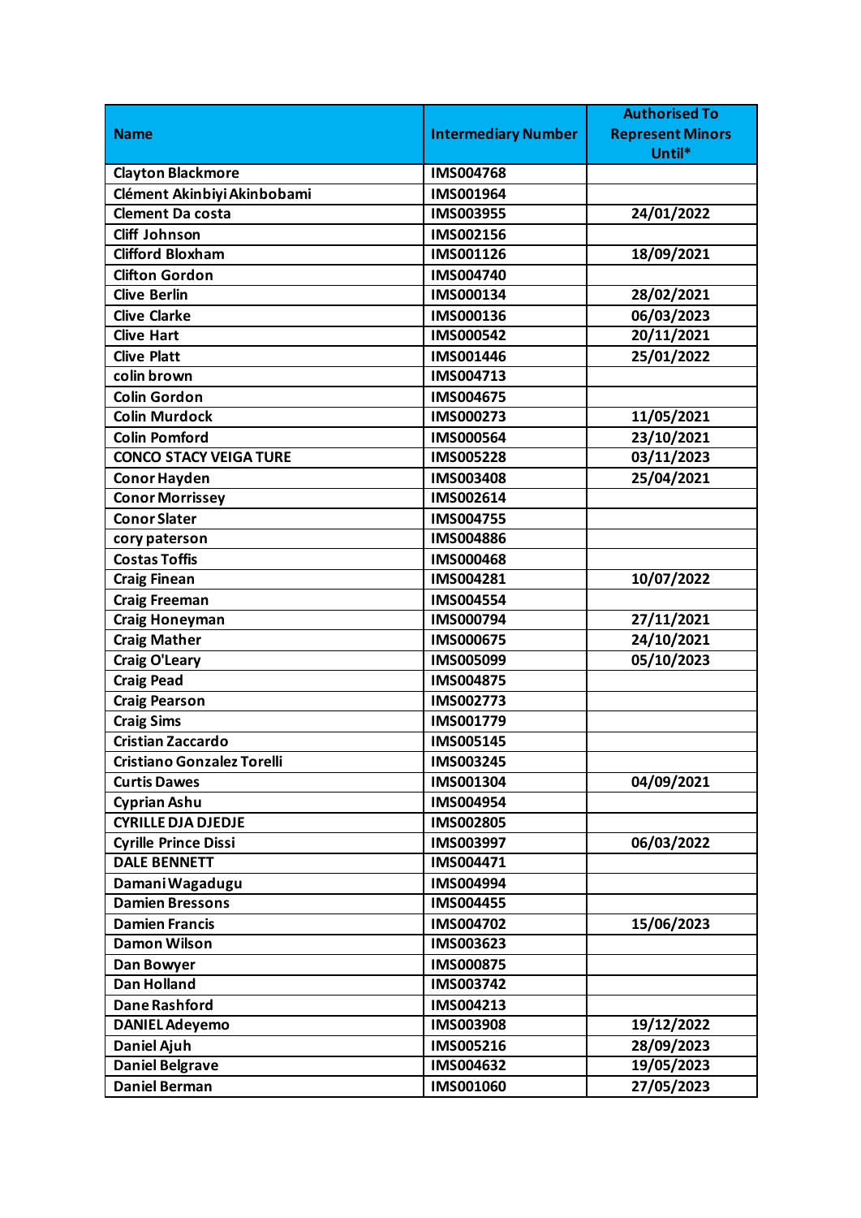| Name | Intermediary Number | Authorised To Represent Minors Until* |
|---|---|---|
| Clayton Blackmore | IMS004768 | |
| Clément Akinbiyi Akinbobami | IMS001964 | |
| Clement Da costa | IMS003955 | 24/01/2022 |
| Cliff Johnson | IMS002156 | |
| Clifford Bloxham | IMS001126 | 18/09/2021 |
| Clifton Gordon | IMS004740 | |
| Clive Berlin | IMS000134 | 28/02/2021 |
| Clive Clarke | IMS000136 | 06/03/2023 |
| Clive Hart | IMS000542 | 20/11/2021 |
| Clive Platt | IMS001446 | 25/01/2022 |
| colin brown | IMS004713 | |
| Colin Gordon | IMS004675 | |
| Colin Murdock | IMS000273 | 11/05/2021 |
| Colin Pomford | IMS000564 | 23/10/2021 |
| CONCO STACY VEIGA TURE | IMS005228 | 03/11/2023 |
| Conor Hayden | IMS003408 | 25/04/2021 |
| Conor Morrissey | IMS002614 | |
| Conor Slater | IMS004755 | |
| cory paterson | IMS004886 | |
| Costas Toffis | IMS000468 | |
| Craig Finean | IMS004281 | 10/07/2022 |
| Craig Freeman | IMS004554 | |
| Craig Honeyman | IMS000794 | 27/11/2021 |
| Craig Mather | IMS000675 | 24/10/2021 |
| Craig O'Leary | IMS005099 | 05/10/2023 |
| Craig Pead | IMS004875 | |
| Craig Pearson | IMS002773 | |
| Craig Sims | IMS001779 | |
| Cristian Zaccardo | IMS005145 | |
| Cristiano Gonzalez Torelli | IMS003245 | |
| Curtis Dawes | IMS001304 | 04/09/2021 |
| Cyprian Ashu | IMS004954 | |
| CYRILLE DJA DJEDJE | IMS002805 | |
| Cyrille Prince Dissi | IMS003997 | 06/03/2022 |
| DALE BENNETT | IMS004471 | |
| Damani Wagadugu | IMS004994 | |
| Damien Bressons | IMS004455 | |
| Damien Francis | IMS004702 | 15/06/2023 |
| Damon Wilson | IMS003623 | |
| Dan Bowyer | IMS000875 | |
| Dan Holland | IMS003742 | |
| Dane Rashford | IMS004213 | |
| DANIEL Adeyemo | IMS003908 | 19/12/2022 |
| Daniel Ajuh | IMS005216 | 28/09/2023 |
| Daniel Belgrave | IMS004632 | 19/05/2023 |
| Daniel Berman | IMS001060 | 27/05/2023 |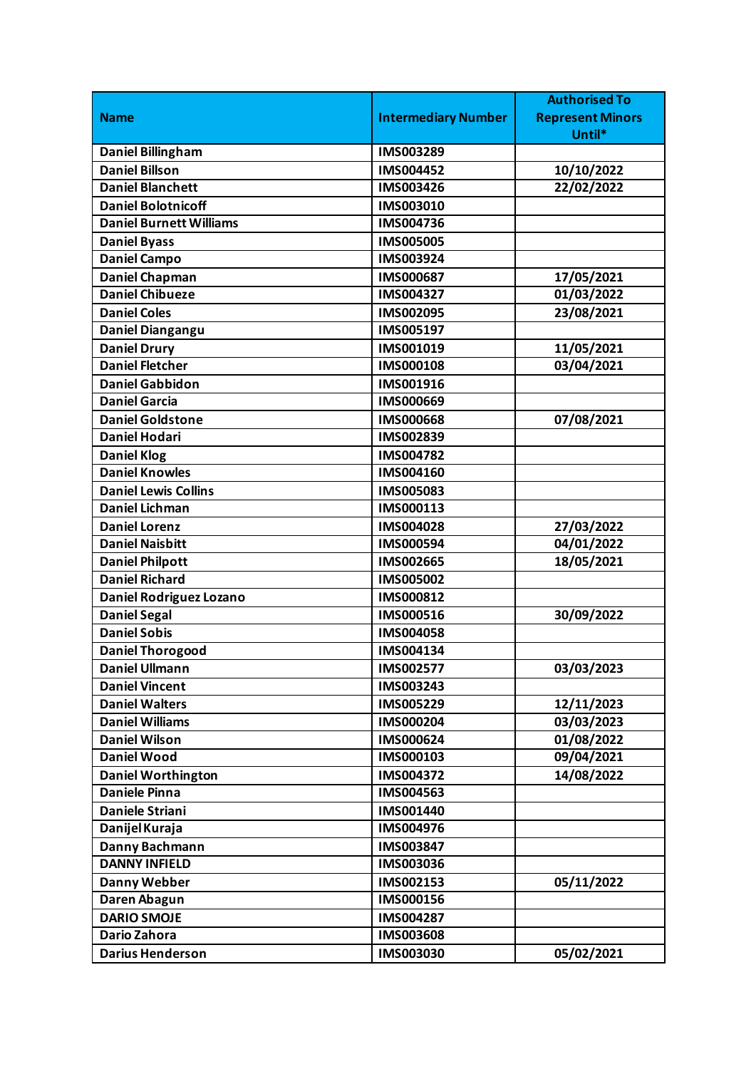| Name | Intermediary Number | Authorised To Represent Minors Until* |
| --- | --- | --- |
| Daniel Billingham | IMS003289 | |
| Daniel Billson | IMS004452 | 10/10/2022 |
| Daniel Blanchett | IMS003426 | 22/02/2022 |
| Daniel Bolotnicoff | IMS003010 | |
| Daniel Burnett Williams | IMS004736 | |
| Daniel Byass | IMS005005 | |
| Daniel Campo | IMS003924 | |
| Daniel Chapman | IMS000687 | 17/05/2021 |
| Daniel Chibueze | IMS004327 | 01/03/2022 |
| Daniel Coles | IMS002095 | 23/08/2021 |
| Daniel Diangangu | IMS005197 | |
| Daniel Drury | IMS001019 | 11/05/2021 |
| Daniel Fletcher | IMS000108 | 03/04/2021 |
| Daniel Gabbidon | IMS001916 | |
| Daniel Garcia | IMS000669 | |
| Daniel Goldstone | IMS000668 | 07/08/2021 |
| Daniel Hodari | IMS002839 | |
| Daniel Klog | IMS004782 | |
| Daniel Knowles | IMS004160 | |
| Daniel Lewis Collins | IMS005083 | |
| Daniel Lichman | IMS000113 | |
| Daniel Lorenz | IMS004028 | 27/03/2022 |
| Daniel Naisbitt | IMS000594 | 04/01/2022 |
| Daniel Philpott | IMS002665 | 18/05/2021 |
| Daniel Richard | IMS005002 | |
| Daniel Rodriguez Lozano | IMS000812 | |
| Daniel Segal | IMS000516 | 30/09/2022 |
| Daniel Sobis | IMS004058 | |
| Daniel Thorogood | IMS004134 | |
| Daniel Ullmann | IMS002577 | 03/03/2023 |
| Daniel Vincent | IMS003243 | |
| Daniel Walters | IMS005229 | 12/11/2023 |
| Daniel Williams | IMS000204 | 03/03/2023 |
| Daniel Wilson | IMS000624 | 01/08/2022 |
| Daniel Wood | IMS000103 | 09/04/2021 |
| Daniel Worthington | IMS004372 | 14/08/2022 |
| Daniele Pinna | IMS004563 | |
| Daniele Striani | IMS001440 | |
| Danijel Kuraja | IMS004976 | |
| Danny Bachmann | IMS003847 | |
| DANNY INFIELD | IMS003036 | |
| Danny Webber | IMS002153 | 05/11/2022 |
| Daren Abagun | IMS000156 | |
| DARIO SMOJE | IMS004287 | |
| Dario Zahora | IMS003608 | |
| Darius Henderson | IMS003030 | 05/02/2021 |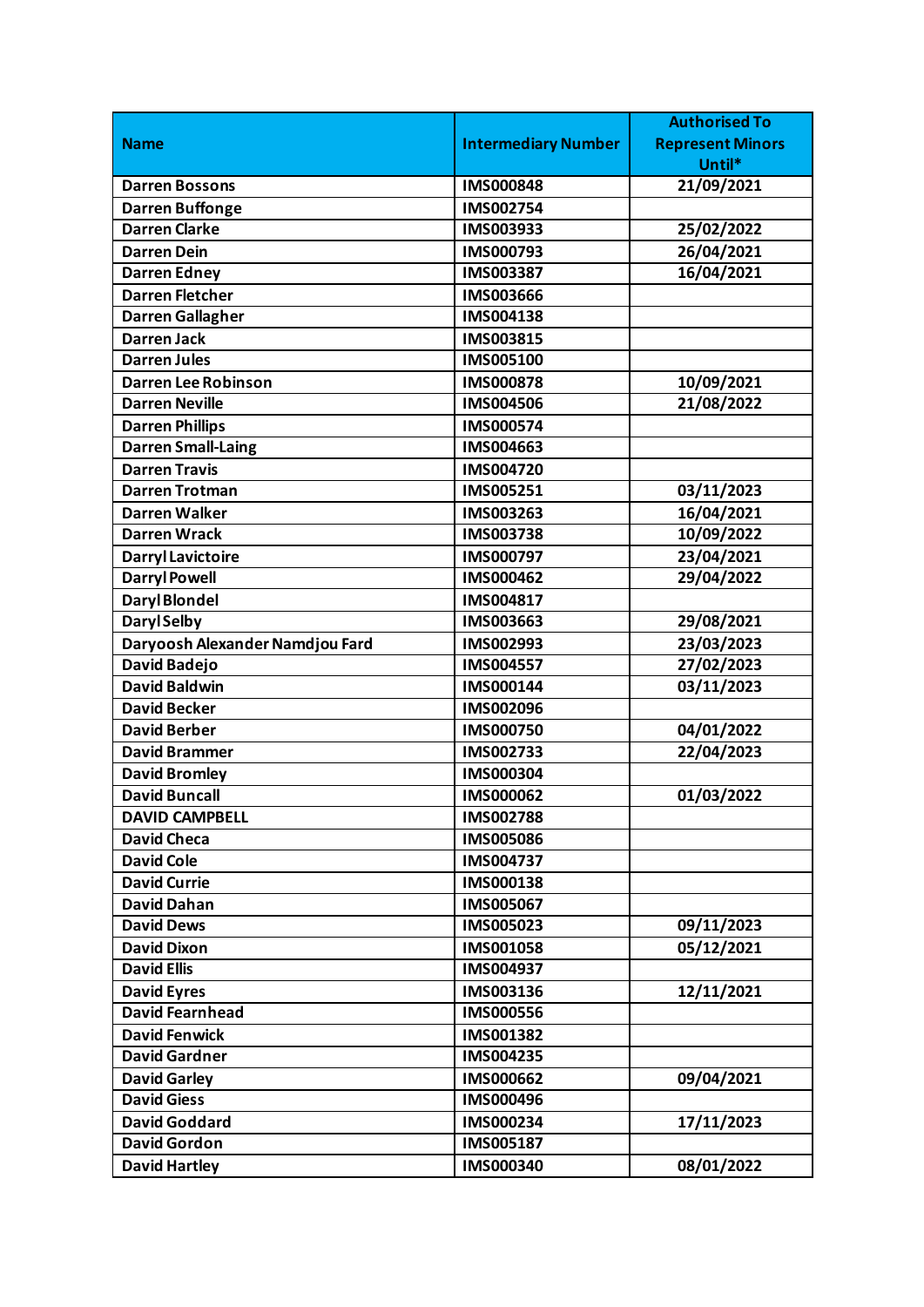| Name | Intermediary Number | Authorised To Represent Minors Until* |
| --- | --- | --- |
| Darren Bossons | IMS000848 | 21/09/2021 |
| Darren Buffonge | IMS002754 | |
| Darren Clarke | IMS003933 | 25/02/2022 |
| Darren Dein | IMS000793 | 26/04/2021 |
| Darren Edney | IMS003387 | 16/04/2021 |
| Darren Fletcher | IMS003666 | |
| Darren Gallagher | IMS004138 | |
| Darren Jack | IMS003815 | |
| Darren Jules | IMS005100 | |
| Darren Lee Robinson | IMS000878 | 10/09/2021 |
| Darren Neville | IMS004506 | 21/08/2022 |
| Darren Phillips | IMS000574 | |
| Darren Small-Laing | IMS004663 | |
| Darren Travis | IMS004720 | |
| Darren Trotman | IMS005251 | 03/11/2023 |
| Darren Walker | IMS003263 | 16/04/2021 |
| Darren Wrack | IMS003738 | 10/09/2022 |
| Darryl Lavictoire | IMS000797 | 23/04/2021 |
| Darryl Powell | IMS000462 | 29/04/2022 |
| Daryl Blondel | IMS004817 | |
| Daryl Selby | IMS003663 | 29/08/2021 |
| Daryoosh Alexander Namdjou Fard | IMS002993 | 23/03/2023 |
| David Badejo | IMS004557 | 27/02/2023 |
| David Baldwin | IMS000144 | 03/11/2023 |
| David Becker | IMS002096 | |
| David Berber | IMS000750 | 04/01/2022 |
| David Brammer | IMS002733 | 22/04/2023 |
| David Bromley | IMS000304 | |
| David Buncall | IMS000062 | 01/03/2022 |
| DAVID CAMPBELL | IMS002788 | |
| David Checa | IMS005086 | |
| David Cole | IMS004737 | |
| David Currie | IMS000138 | |
| David Dahan | IMS005067 | |
| David Dews | IMS005023 | 09/11/2023 |
| David Dixon | IMS001058 | 05/12/2021 |
| David Ellis | IMS004937 | |
| David Eyres | IMS003136 | 12/11/2021 |
| David Fearnhead | IMS000556 | |
| David Fenwick | IMS001382 | |
| David Gardner | IMS004235 | |
| David Garley | IMS000662 | 09/04/2021 |
| David Giess | IMS000496 | |
| David Goddard | IMS000234 | 17/11/2023 |
| David Gordon | IMS005187 | |
| David Hartley | IMS000340 | 08/01/2022 |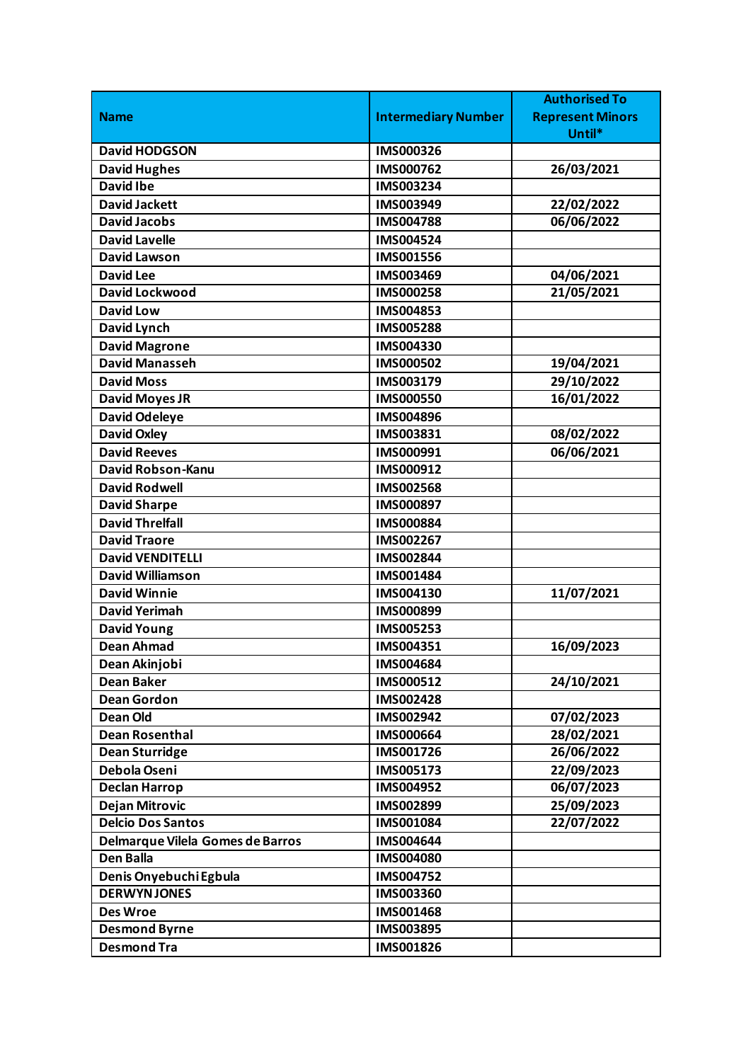| Name | Intermediary Number | Authorised To Represent Minors Until* |
|---|---|---|
| David HODGSON | IMS000326 | |
| David Hughes | IMS000762 | 26/03/2021 |
| David Ibe | IMS003234 | |
| David Jackett | IMS003949 | 22/02/2022 |
| David Jacobs | IMS004788 | 06/06/2022 |
| David Lavelle | IMS004524 | |
| David Lawson | IMS001556 | |
| David Lee | IMS003469 | 04/06/2021 |
| David Lockwood | IMS000258 | 21/05/2021 |
| David Low | IMS004853 | |
| David Lynch | IMS005288 | |
| David Magrone | IMS004330 | |
| David Manasseh | IMS000502 | 19/04/2021 |
| David Moss | IMS003179 | 29/10/2022 |
| David Moyes JR | IMS000550 | 16/01/2022 |
| David Odeleye | IMS004896 | |
| David Oxley | IMS003831 | 08/02/2022 |
| David Reeves | IMS000991 | 06/06/2021 |
| David Robson-Kanu | IMS000912 | |
| David Rodwell | IMS002568 | |
| David Sharpe | IMS000897 | |
| David Threlfall | IMS000884 | |
| David Traore | IMS002267 | |
| David VENDITELLI | IMS002844 | |
| David Williamson | IMS001484 | |
| David Winnie | IMS004130 | 11/07/2021 |
| David Yerimah | IMS000899 | |
| David Young | IMS005253 | |
| Dean Ahmad | IMS004351 | 16/09/2023 |
| Dean Akinjobi | IMS004684 | |
| Dean Baker | IMS000512 | 24/10/2021 |
| Dean Gordon | IMS002428 | |
| Dean Old | IMS002942 | 07/02/2023 |
| Dean Rosenthal | IMS000664 | 28/02/2021 |
| Dean Sturridge | IMS001726 | 26/06/2022 |
| Debola Oseni | IMS005173 | 22/09/2023 |
| Declan Harrop | IMS004952 | 06/07/2023 |
| Dejan Mitrovic | IMS002899 | 25/09/2023 |
| Delcio Dos Santos | IMS001084 | 22/07/2022 |
| Delmarque Vilela Gomes de Barros | IMS004644 | |
| Den Balla | IMS004080 | |
| Denis Onyebuchi Egbula | IMS004752 | |
| DERWYN JONES | IMS003360 | |
| Des Wroe | IMS001468 | |
| Desmond Byrne | IMS003895 | |
| Desmond Tra | IMS001826 | |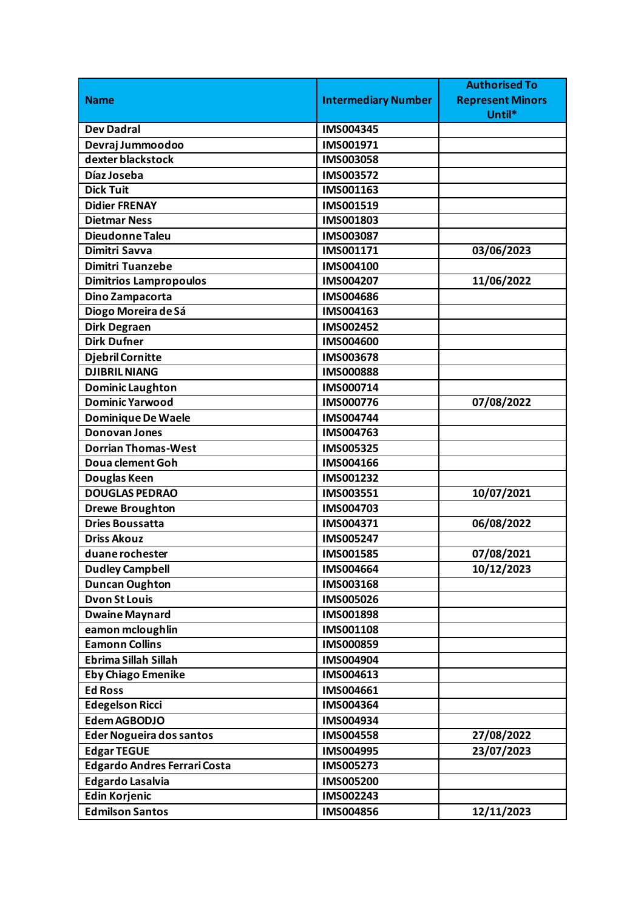| Name | Intermediary Number | Authorised To Represent Minors Until* |
|---|---|---|
| Dev Dadral | IMS004345 | |
| Devraj Jummoodoo | IMS001971 | |
| dexter blackstock | IMS003058 | |
| Díaz Joseba | IMS003572 | |
| Dick Tuit | IMS001163 | |
| Didier FRENAY | IMS001519 | |
| Dietmar Ness | IMS001803 | |
| Dieudonne Taleu | IMS003087 | |
| Dimitri Savva | IMS001171 | 03/06/2023 |
| Dimitri Tuanzebe | IMS004100 | |
| Dimitrios Lampropoulos | IMS004207 | 11/06/2022 |
| Dino Zampacorta | IMS004686 | |
| Diogo Moreira de Sá | IMS004163 | |
| Dirk Degraen | IMS002452 | |
| Dirk Dufner | IMS004600 | |
| Djebril Cornitte | IMS003678 | |
| DJIBRIL NIANG | IMS000888 | |
| Dominic Laughton | IMS000714 | |
| Dominic Yarwood | IMS000776 | 07/08/2022 |
| Dominique De Waele | IMS004744 | |
| Donovan Jones | IMS004763 | |
| Dorrian Thomas-West | IMS005325 | |
| Doua clement Goh | IMS004166 | |
| Douglas Keen | IMS001232 | |
| DOUGLAS PEDRAO | IMS003551 | 10/07/2021 |
| Drewe Broughton | IMS004703 | |
| Dries Boussatta | IMS004371 | 06/08/2022 |
| Driss Akouz | IMS005247 | |
| duane rochester | IMS001585 | 07/08/2021 |
| Dudley Campbell | IMS004664 | 10/12/2023 |
| Duncan Oughton | IMS003168 | |
| Dvon St Louis | IMS005026 | |
| Dwaine Maynard | IMS001898 | |
| eamon mcloughlin | IMS001108 | |
| Eamonn Collins | IMS000859 | |
| Ebrima Sillah Sillah | IMS004904 | |
| Eby Chiago Emenike | IMS004613 | |
| Ed Ross | IMS004661 | |
| Edegelson Ricci | IMS004364 | |
| Edem AGBODJO | IMS004934 | |
| Eder Nogueira dos santos | IMS004558 | 27/08/2022 |
| Edgar TEGUE | IMS004995 | 23/07/2023 |
| Edgardo Andres Ferrari Costa | IMS005273 | |
| Edgardo Lasalvia | IMS005200 | |
| Edin Korjenic | IMS002243 | |
| Edmilson Santos | IMS004856 | 12/11/2023 |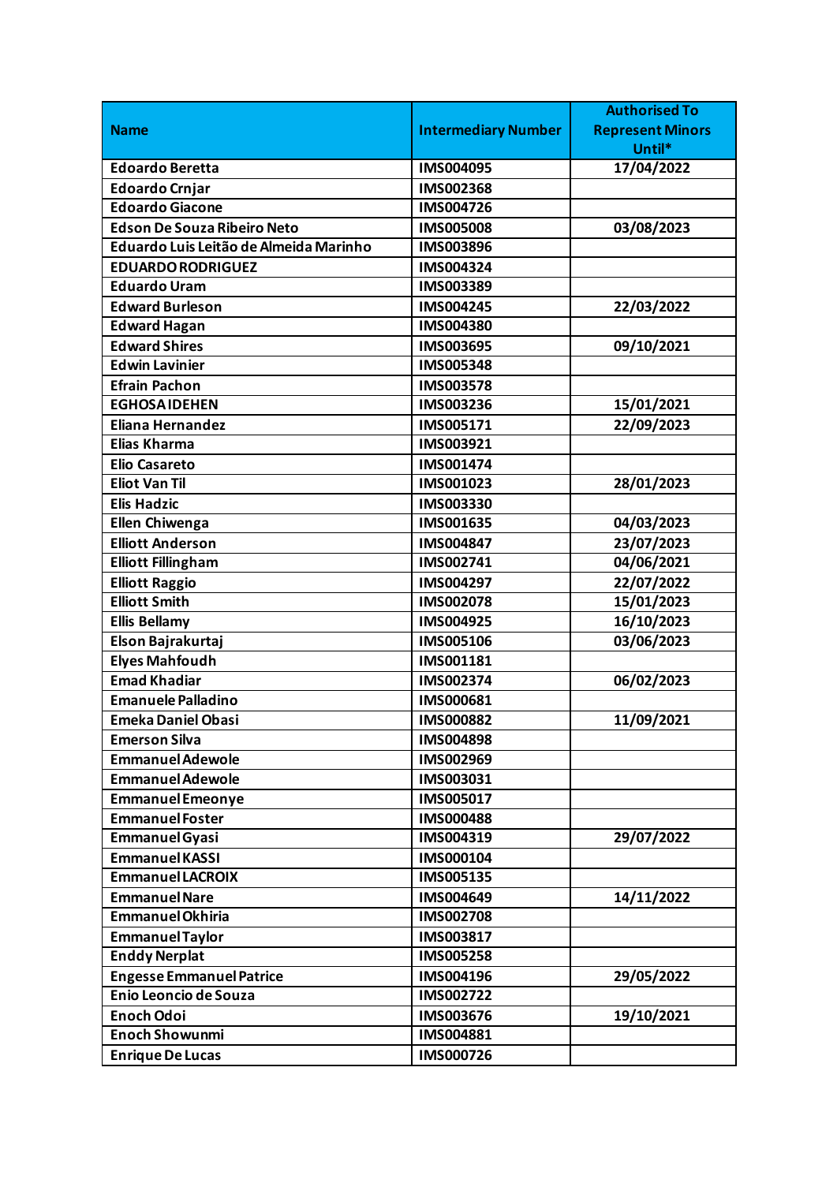| Name | Intermediary Number | Authorised To Represent Minors Until* |
|---|---|---|
| Edoardo Beretta | IMS004095 | 17/04/2022 |
| Edoardo Crnjar | IMS002368 | |
| Edoardo Giacone | IMS004726 | |
| Edson De Souza Ribeiro Neto | IMS005008 | 03/08/2023 |
| Eduardo Luis Leitão de Almeida Marinho | IMS003896 | |
| EDUARDO RODRIGUEZ | IMS004324 | |
| Eduardo Uram | IMS003389 | |
| Edward Burleson | IMS004245 | 22/03/2022 |
| Edward Hagan | IMS004380 | |
| Edward Shires | IMS003695 | 09/10/2021 |
| Edwin Lavinier | IMS005348 | |
| Efrain Pachon | IMS003578 | |
| EGHOSA IDEHEN | IMS003236 | 15/01/2021 |
| Eliana Hernandez | IMS005171 | 22/09/2023 |
| Elias Kharma | IMS003921 | |
| Elio Casareto | IMS001474 | |
| Eliot Van Til | IMS001023 | 28/01/2023 |
| Elis Hadzic | IMS003330 | |
| Ellen Chiwenga | IMS001635 | 04/03/2023 |
| Elliott Anderson | IMS004847 | 23/07/2023 |
| Elliott Fillingham | IMS002741 | 04/06/2021 |
| Elliott Raggio | IMS004297 | 22/07/2022 |
| Elliott Smith | IMS002078 | 15/01/2023 |
| Ellis Bellamy | IMS004925 | 16/10/2023 |
| Elson Bajrakurtaj | IMS005106 | 03/06/2023 |
| Elyes Mahfoudh | IMS001181 | |
| Emad Khadiar | IMS002374 | 06/02/2023 |
| Emanuele Palladino | IMS000681 | |
| Emeka Daniel Obasi | IMS000882 | 11/09/2021 |
| Emerson Silva | IMS004898 | |
| Emmanuel Adewole | IMS002969 | |
| Emmanuel Adewole | IMS003031 | |
| Emmanuel Emeonye | IMS005017 | |
| Emmanuel Foster | IMS000488 | |
| Emmanuel Gyasi | IMS004319 | 29/07/2022 |
| Emmanuel KASSI | IMS000104 | |
| Emmanuel LACROIX | IMS005135 | |
| Emmanuel Nare | IMS004649 | 14/11/2022 |
| Emmanuel Okhiria | IMS002708 | |
| Emmanuel Taylor | IMS003817 | |
| Enddy Nerplat | IMS005258 | |
| Engesse Emmanuel Patrice | IMS004196 | 29/05/2022 |
| Enio Leoncio de Souza | IMS002722 | |
| Enoch Odoi | IMS003676 | 19/10/2021 |
| Enoch Showunmi | IMS004881 | |
| Enrique De Lucas | IMS000726 | |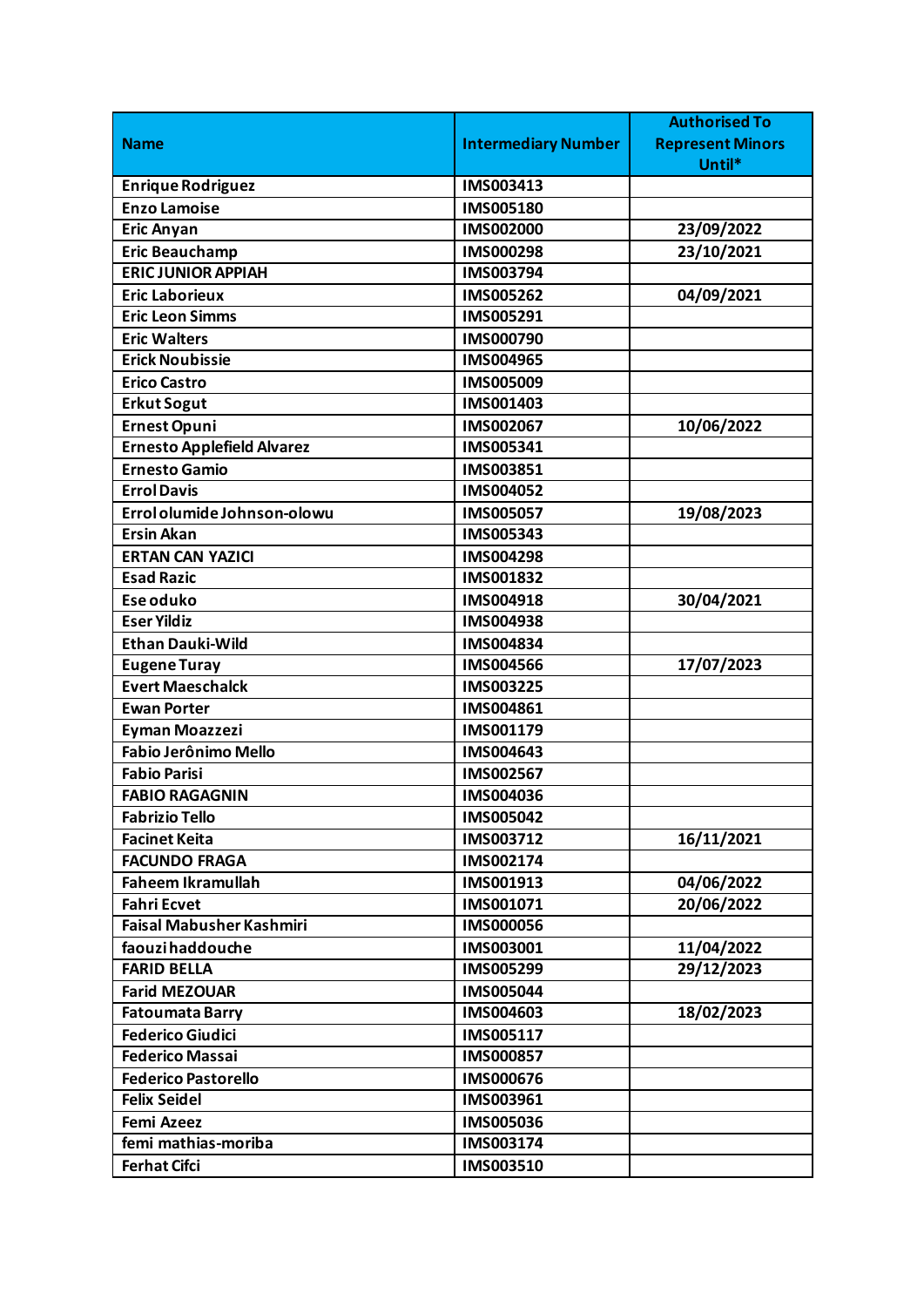| Name | Intermediary Number | Authorised To Represent Minors Until* |
|---|---|---|
| Enrique Rodriguez | IMS003413 | |
| Enzo Lamoise | IMS005180 | |
| Eric Anyan | IMS002000 | 23/09/2022 |
| Eric Beauchamp | IMS000298 | 23/10/2021 |
| ERIC JUNIOR APPIAH | IMS003794 | |
| Eric Laborieux | IMS005262 | 04/09/2021 |
| Eric Leon Simms | IMS005291 | |
| Eric Walters | IMS000790 | |
| Erick Noubissie | IMS004965 | |
| Erico Castro | IMS005009 | |
| Erkut Sogut | IMS001403 | |
| Ernest Opuni | IMS002067 | 10/06/2022 |
| Ernesto Applefield Alvarez | IMS005341 | |
| Ernesto Gamio | IMS003851 | |
| Errol Davis | IMS004052 | |
| Errol olumide Johnson-olowu | IMS005057 | 19/08/2023 |
| Ersin Akan | IMS005343 | |
| ERTAN CAN YAZICI | IMS004298 | |
| Esad Razic | IMS001832 | |
| Ese oduko | IMS004918 | 30/04/2021 |
| Eser Yildiz | IMS004938 | |
| Ethan Dauki-Wild | IMS004834 | |
| Eugene Turay | IMS004566 | 17/07/2023 |
| Evert Maeschalck | IMS003225 | |
| Ewan Porter | IMS004861 | |
| Eyman Moazzezi | IMS001179 | |
| Fabio Jerônimo Mello | IMS004643 | |
| Fabio Parisi | IMS002567 | |
| FABIO RAGAGNIN | IMS004036 | |
| Fabrizio Tello | IMS005042 | |
| Facinet Keita | IMS003712 | 16/11/2021 |
| FACUNDO FRAGA | IMS002174 | |
| Faheem Ikramullah | IMS001913 | 04/06/2022 |
| Fahri Ecvet | IMS001071 | 20/06/2022 |
| Faisal Mabusher Kashmiri | IMS000056 | |
| faouzi haddouche | IMS003001 | 11/04/2022 |
| FARID BELLA | IMS005299 | 29/12/2023 |
| Farid MEZOUAR | IMS005044 | |
| Fatoumata Barry | IMS004603 | 18/02/2023 |
| Federico Giudici | IMS005117 | |
| Federico Massai | IMS000857 | |
| Federico Pastorello | IMS000676 | |
| Felix Seidel | IMS003961 | |
| Femi Azeez | IMS005036 | |
| femi mathias-moriba | IMS003174 | |
| Ferhat Cifci | IMS003510 | |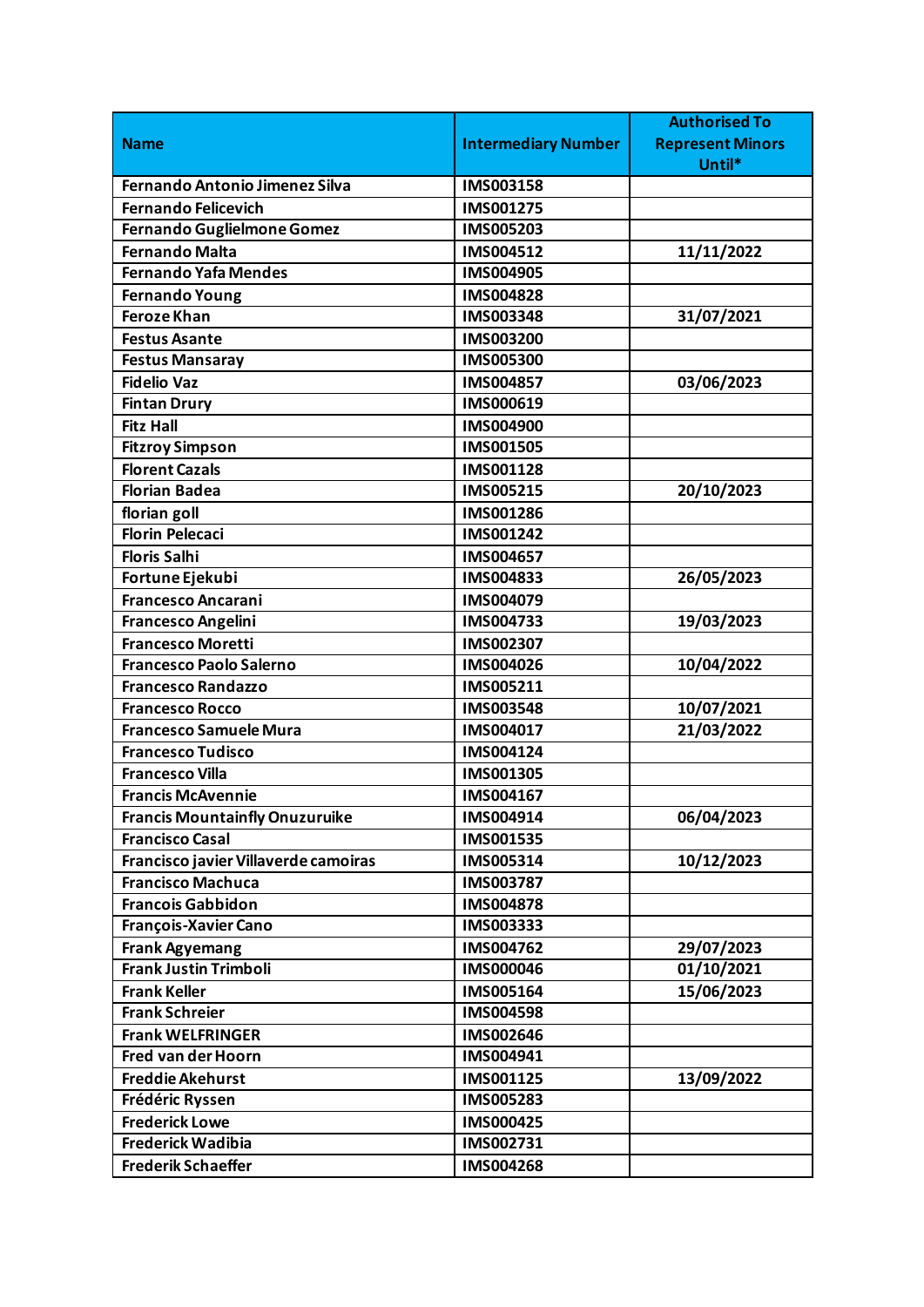| Name | Intermediary Number | Authorised To Represent Minors Until* |
|---|---|---|
| Fernando Antonio Jimenez Silva | IMS003158 | |
| Fernando Felicevich | IMS001275 | |
| Fernando Guglielmone Gomez | IMS005203 | |
| Fernando Malta | IMS004512 | 11/11/2022 |
| Fernando Yafa Mendes | IMS004905 | |
| Fernando Young | IMS004828 | |
| Feroze Khan | IMS003348 | 31/07/2021 |
| Festus Asante | IMS003200 | |
| Festus Mansaray | IMS005300 | |
| Fidelio Vaz | IMS004857 | 03/06/2023 |
| Fintan Drury | IMS000619 | |
| Fitz Hall | IMS004900 | |
| Fitzroy Simpson | IMS001505 | |
| Florent Cazals | IMS001128 | |
| Florian Badea | IMS005215 | 20/10/2023 |
| florian goll | IMS001286 | |
| Florin Pelecaci | IMS001242 | |
| Floris Salhi | IMS004657 | |
| Fortune Ejekubi | IMS004833 | 26/05/2023 |
| Francesco Ancarani | IMS004079 | |
| Francesco Angelini | IMS004733 | 19/03/2023 |
| Francesco Moretti | IMS002307 | |
| Francesco Paolo Salerno | IMS004026 | 10/04/2022 |
| Francesco Randazzo | IMS005211 | |
| Francesco Rocco | IMS003548 | 10/07/2021 |
| Francesco Samuele Mura | IMS004017 | 21/03/2022 |
| Francesco Tudisco | IMS004124 | |
| Francesco Villa | IMS001305 | |
| Francis McAvennie | IMS004167 | |
| Francis Mountainfly Onuzuruike | IMS004914 | 06/04/2023 |
| Francisco Casal | IMS001535 | |
| Francisco javier Villaverde camoiras | IMS005314 | 10/12/2023 |
| Francisco Machuca | IMS003787 | |
| Francois Gabbidon | IMS004878 | |
| François-Xavier Cano | IMS003333 | |
| Frank Agyemang | IMS004762 | 29/07/2023 |
| Frank Justin Trimboli | IMS000046 | 01/10/2021 |
| Frank Keller | IMS005164 | 15/06/2023 |
| Frank Schreier | IMS004598 | |
| Frank WELFRINGER | IMS002646 | |
| Fred van der Hoorn | IMS004941 | |
| Freddie Akehurst | IMS001125 | 13/09/2022 |
| Frédéric Ryssen | IMS005283 | |
| Frederick Lowe | IMS000425 | |
| Frederick Wadibia | IMS002731 | |
| Frederik Schaeffer | IMS004268 | |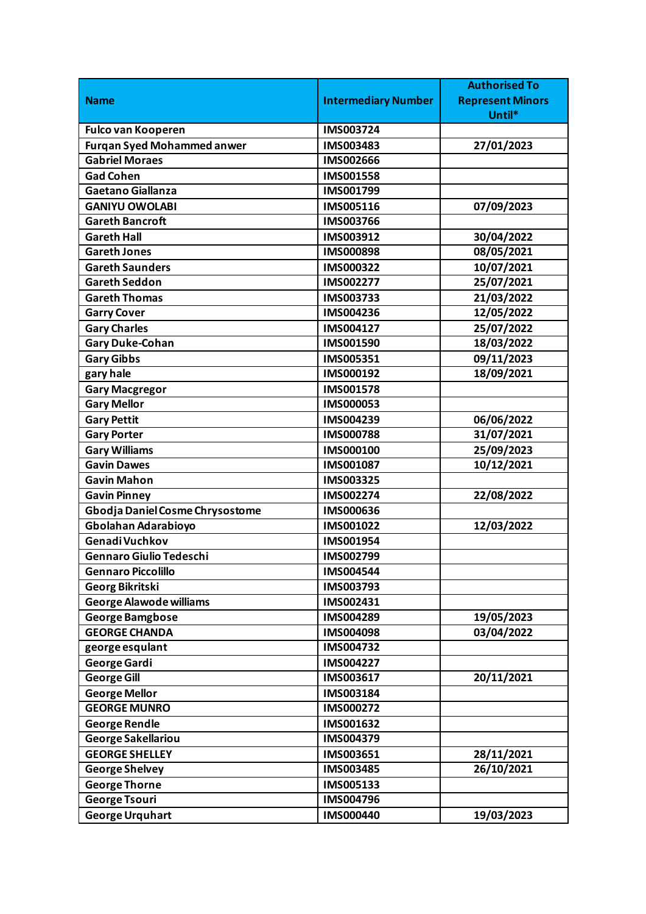| Name | Intermediary Number | Authorised To Represent Minors Until* |
|---|---|---|
| Fulco van Kooperen | IMS003724 | |
| Furqan Syed Mohammed anwer | IMS003483 | 27/01/2023 |
| Gabriel Moraes | IMS002666 | |
| Gad Cohen | IMS001558 | |
| Gaetano Giallanza | IMS001799 | |
| GANIYU OWOLABI | IMS005116 | 07/09/2023 |
| Gareth Bancroft | IMS003766 | |
| Gareth Hall | IMS003912 | 30/04/2022 |
| Gareth Jones | IMS000898 | 08/05/2021 |
| Gareth Saunders | IMS000322 | 10/07/2021 |
| Gareth Seddon | IMS002277 | 25/07/2021 |
| Gareth Thomas | IMS003733 | 21/03/2022 |
| Garry Cover | IMS004236 | 12/05/2022 |
| Gary Charles | IMS004127 | 25/07/2022 |
| Gary Duke-Cohan | IMS001590 | 18/03/2022 |
| Gary Gibbs | IMS005351 | 09/11/2023 |
| gary hale | IMS000192 | 18/09/2021 |
| Gary Macgregor | IMS001578 | |
| Gary Mellor | IMS000053 | |
| Gary Pettit | IMS004239 | 06/06/2022 |
| Gary Porter | IMS000788 | 31/07/2021 |
| Gary Williams | IMS000100 | 25/09/2023 |
| Gavin Dawes | IMS001087 | 10/12/2021 |
| Gavin Mahon | IMS003325 | |
| Gavin Pinney | IMS002274 | 22/08/2022 |
| Gbodja Daniel Cosme Chrysostome | IMS000636 | |
| Gbolahan Adarabioyo | IMS001022 | 12/03/2022 |
| Genadi Vuchkov | IMS001954 | |
| Gennaro Giulio Tedeschi | IMS002799 | |
| Gennaro Piccolillo | IMS004544 | |
| Georg Bikritski | IMS003793 | |
| George Alawode williams | IMS002431 | |
| George Bamgbose | IMS004289 | 19/05/2023 |
| GEORGE CHANDA | IMS004098 | 03/04/2022 |
| george esqulant | IMS004732 | |
| George Gardi | IMS004227 | |
| George Gill | IMS003617 | 20/11/2021 |
| George Mellor | IMS003184 | |
| GEORGE MUNRO | IMS000272 | |
| George Rendle | IMS001632 | |
| George Sakellariou | IMS004379 | |
| GEORGE SHELLEY | IMS003651 | 28/11/2021 |
| George Shelvey | IMS003485 | 26/10/2021 |
| George Thorne | IMS005133 | |
| George Tsouri | IMS004796 | |
| George Urquhart | IMS000440 | 19/03/2023 |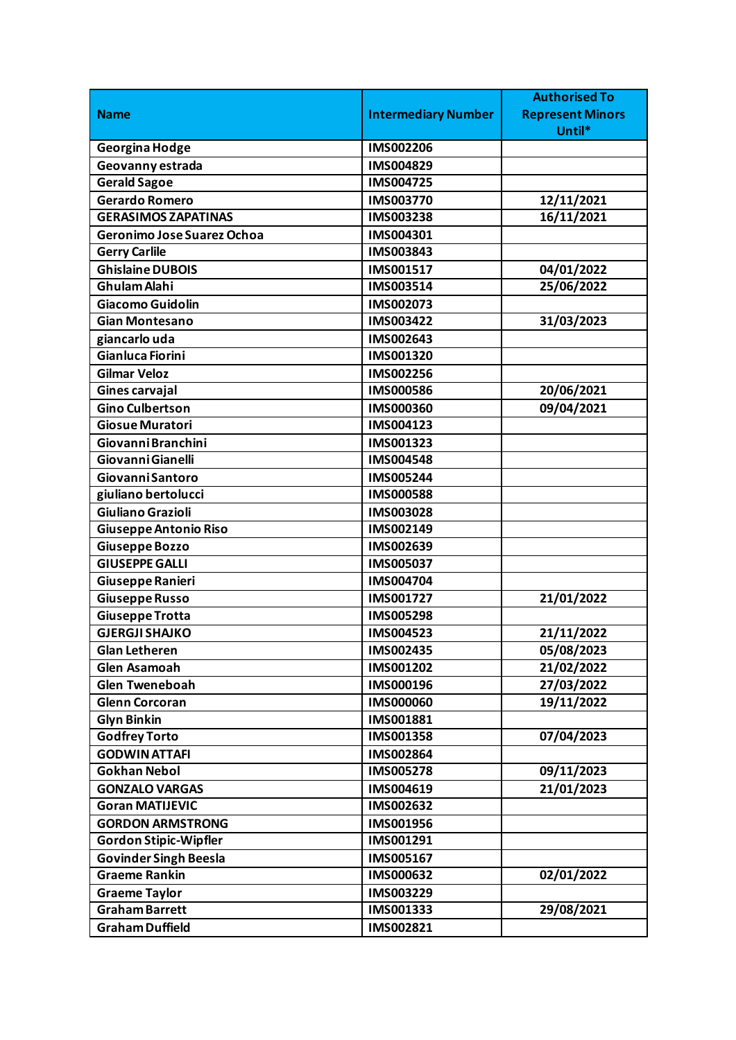| Name | Intermediary Number | Authorised To Represent Minors Until* |
|---|---|---|
| Georgina Hodge | IMS002206 | |
| Geovanny estrada | IMS004829 | |
| Gerald Sagoe | IMS004725 | |
| Gerardo Romero | IMS003770 | 12/11/2021 |
| GERASIMOS ZAPATINAS | IMS003238 | 16/11/2021 |
| Geronimo Jose Suarez Ochoa | IMS004301 | |
| Gerry Carlile | IMS003843 | |
| Ghislaine DUBOIS | IMS001517 | 04/01/2022 |
| Ghulam Alahi | IMS003514 | 25/06/2022 |
| Giacomo Guidolin | IMS002073 | |
| Gian Montesano | IMS003422 | 31/03/2023 |
| giancarlo uda | IMS002643 | |
| Gianluca Fiorini | IMS001320 | |
| Gilmar Veloz | IMS002256 | |
| Gines carvajal | IMS000586 | 20/06/2021 |
| Gino Culbertson | IMS000360 | 09/04/2021 |
| Giosue Muratori | IMS004123 | |
| Giovanni Branchini | IMS001323 | |
| Giovanni Gianelli | IMS004548 | |
| Giovanni Santoro | IMS005244 | |
| giuliano bertolucci | IMS000588 | |
| Giuliano Grazioli | IMS003028 | |
| Giuseppe Antonio Riso | IMS002149 | |
| Giuseppe Bozzo | IMS002639 | |
| GIUSEPPE GALLI | IMS005037 | |
| Giuseppe Ranieri | IMS004704 | |
| Giuseppe Russo | IMS001727 | 21/01/2022 |
| Giuseppe Trotta | IMS005298 | |
| GJERGJI SHAJKO | IMS004523 | 21/11/2022 |
| Glan Letheren | IMS002435 | 05/08/2023 |
| Glen Asamoah | IMS001202 | 21/02/2022 |
| Glen Tweneboah | IMS000196 | 27/03/2022 |
| Glenn Corcoran | IMS000060 | 19/11/2022 |
| Glyn Binkin | IMS001881 | |
| Godfrey Torto | IMS001358 | 07/04/2023 |
| GODWIN ATTAFI | IMS002864 | |
| Gokhan Nebol | IMS005278 | 09/11/2023 |
| GONZALO VARGAS | IMS004619 | 21/01/2023 |
| Goran MATIJEVIC | IMS002632 | |
| GORDON ARMSTRONG | IMS001956 | |
| Gordon Stipic-Wipfler | IMS001291 | |
| Govinder Singh Beesla | IMS005167 | |
| Graeme Rankin | IMS000632 | 02/01/2022 |
| Graeme Taylor | IMS003229 | |
| Graham Barrett | IMS001333 | 29/08/2021 |
| Graham Duffield | IMS002821 | |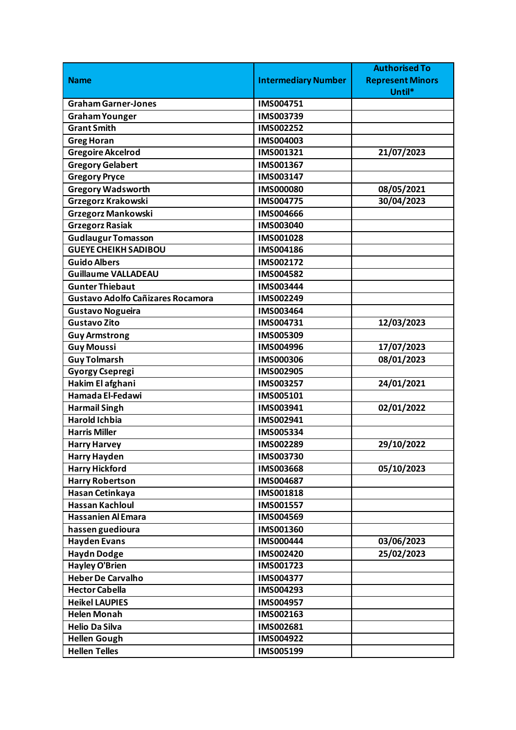| Name | Intermediary Number | Authorised To Represent Minors Until* |
|---|---|---|
| Graham Garner-Jones | IMS004751 | |
| Graham Younger | IMS003739 | |
| Grant Smith | IMS002252 | |
| Greg Horan | IMS004003 | |
| Gregoire Akcelrod | IMS001321 | 21/07/2023 |
| Gregory Gelabert | IMS001367 | |
| Gregory Pryce | IMS003147 | |
| Gregory Wadsworth | IMS000080 | 08/05/2021 |
| Grzegorz Krakowski | IMS004775 | 30/04/2023 |
| Grzegorz Mankowski | IMS004666 | |
| Grzegorz Rasiak | IMS003040 | |
| Gudlaugur Tomasson | IMS001028 | |
| GUEYE CHEIKH SADIBOU | IMS004186 | |
| Guido Albers | IMS002172 | |
| Guillaume VALLADEAU | IMS004582 | |
| Gunter Thiebaut | IMS003444 | |
| Gustavo Adolfo Cañizares Rocamora | IMS002249 | |
| Gustavo Nogueira | IMS003464 | |
| Gustavo Zito | IMS004731 | 12/03/2023 |
| Guy Armstrong | IMS005309 | |
| Guy Moussi | IMS004996 | 17/07/2023 |
| Guy Tolmarsh | IMS000306 | 08/01/2023 |
| Gyorgy Csepregi | IMS002905 | |
| Hakim El afghani | IMS003257 | 24/01/2021 |
| Hamada El-Fedawi | IMS005101 | |
| Harmail Singh | IMS003941 | 02/01/2022 |
| Harold Ichbia | IMS002941 | |
| Harris Miller | IMS005334 | |
| Harry Harvey | IMS002289 | 29/10/2022 |
| Harry Hayden | IMS003730 | |
| Harry Hickford | IMS003668 | 05/10/2023 |
| Harry Robertson | IMS004687 | |
| Hasan Cetinkaya | IMS001818 | |
| Hassan Kachloul | IMS001557 | |
| Hassanien Al Emara | IMS004569 | |
| hassen guedioura | IMS001360 | |
| Hayden Evans | IMS000444 | 03/06/2023 |
| Haydn Dodge | IMS002420 | 25/02/2023 |
| Hayley O'Brien | IMS001723 | |
| Heber De Carvalho | IMS004377 | |
| Hector Cabella | IMS004293 | |
| Heikel LAUPIES | IMS004957 | |
| Helen Monah | IMS002163 | |
| Helio Da Silva | IMS002681 | |
| Hellen Gough | IMS004922 | |
| Hellen Telles | IMS005199 | |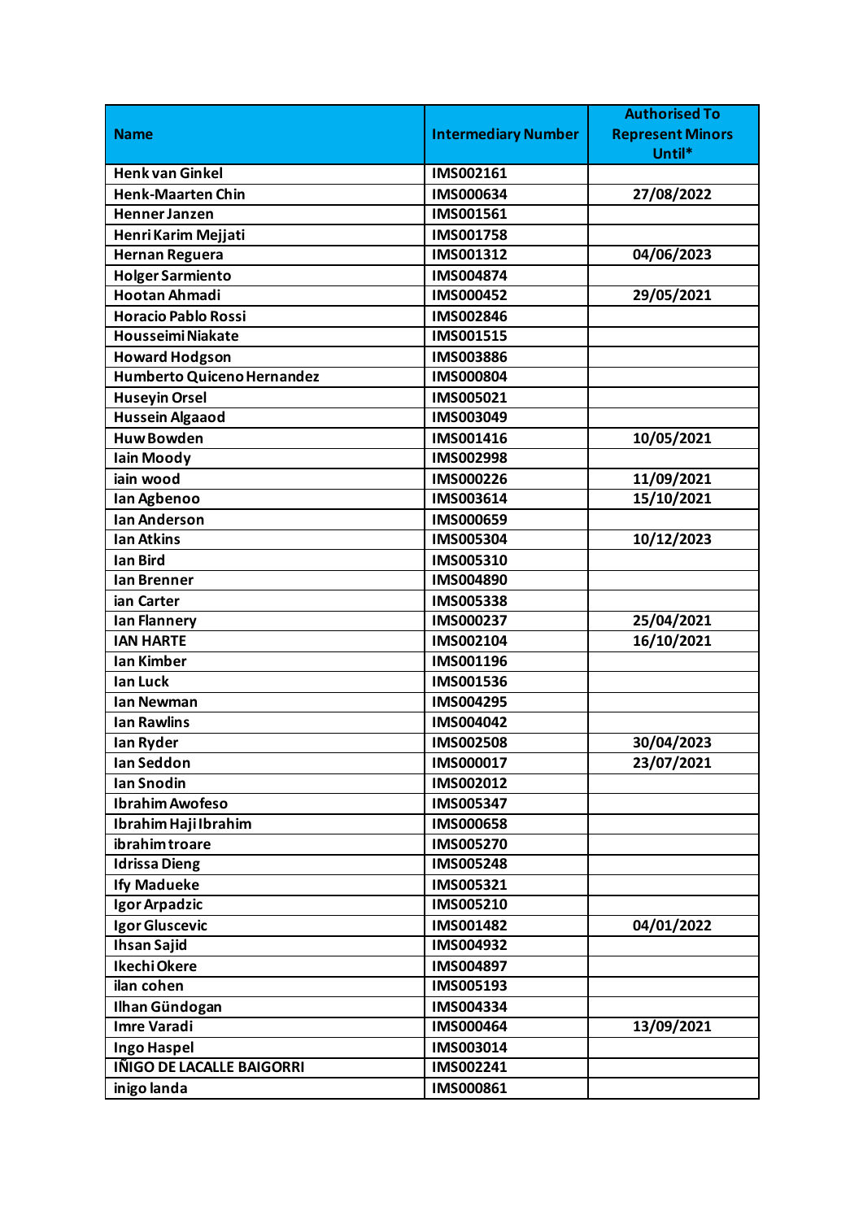| Name | Intermediary Number | Authorised To Represent Minors Until* |
|---|---|---|
| Henk van Ginkel | IMS002161 | |
| Henk-Maarten Chin | IMS000634 | 27/08/2022 |
| Henner Janzen | IMS001561 | |
| Henri Karim Mejjati | IMS001758 | |
| Hernan Reguera | IMS001312 | 04/06/2023 |
| Holger Sarmiento | IMS004874 | |
| Hootan Ahmadi | IMS000452 | 29/05/2021 |
| Horacio Pablo Rossi | IMS002846 | |
| Housseimi Niakate | IMS001515 | |
| Howard Hodgson | IMS003886 | |
| Humberto Quiceno Hernandez | IMS000804 | |
| Huseyin Orsel | IMS005021 | |
| Hussein Algaaod | IMS003049 | |
| Huw Bowden | IMS001416 | 10/05/2021 |
| Iain Moody | IMS002998 | |
| iain wood | IMS000226 | 11/09/2021 |
| Ian Agbenoo | IMS003614 | 15/10/2021 |
| Ian Anderson | IMS000659 | |
| Ian Atkins | IMS005304 | 10/12/2023 |
| Ian Bird | IMS005310 | |
| Ian Brenner | IMS004890 | |
| ian Carter | IMS005338 | |
| Ian Flannery | IMS000237 | 25/04/2021 |
| IAN HARTE | IMS002104 | 16/10/2021 |
| Ian Kimber | IMS001196 | |
| Ian Luck | IMS001536 | |
| Ian Newman | IMS004295 | |
| Ian Rawlins | IMS004042 | |
| Ian Ryder | IMS002508 | 30/04/2023 |
| Ian Seddon | IMS000017 | 23/07/2021 |
| Ian Snodin | IMS002012 | |
| Ibrahim Awofeso | IMS005347 | |
| Ibrahim Haji Ibrahim | IMS000658 | |
| ibrahim troare | IMS005270 | |
| Idrissa Dieng | IMS005248 | |
| Ify Madueke | IMS005321 | |
| Igor Arpadzic | IMS005210 | |
| Igor Gluscevic | IMS001482 | 04/01/2022 |
| Ihsan Sajid | IMS004932 | |
| Ikechi Okere | IMS004897 | |
| ilan cohen | IMS005193 | |
| Ilhan Gündogan | IMS004334 | |
| Imre Varadi | IMS000464 | 13/09/2021 |
| Ingo Haspel | IMS003014 | |
| IÑIGO DE LACALLE BAIGORRI | IMS002241 | |
| inigo landa | IMS000861 | |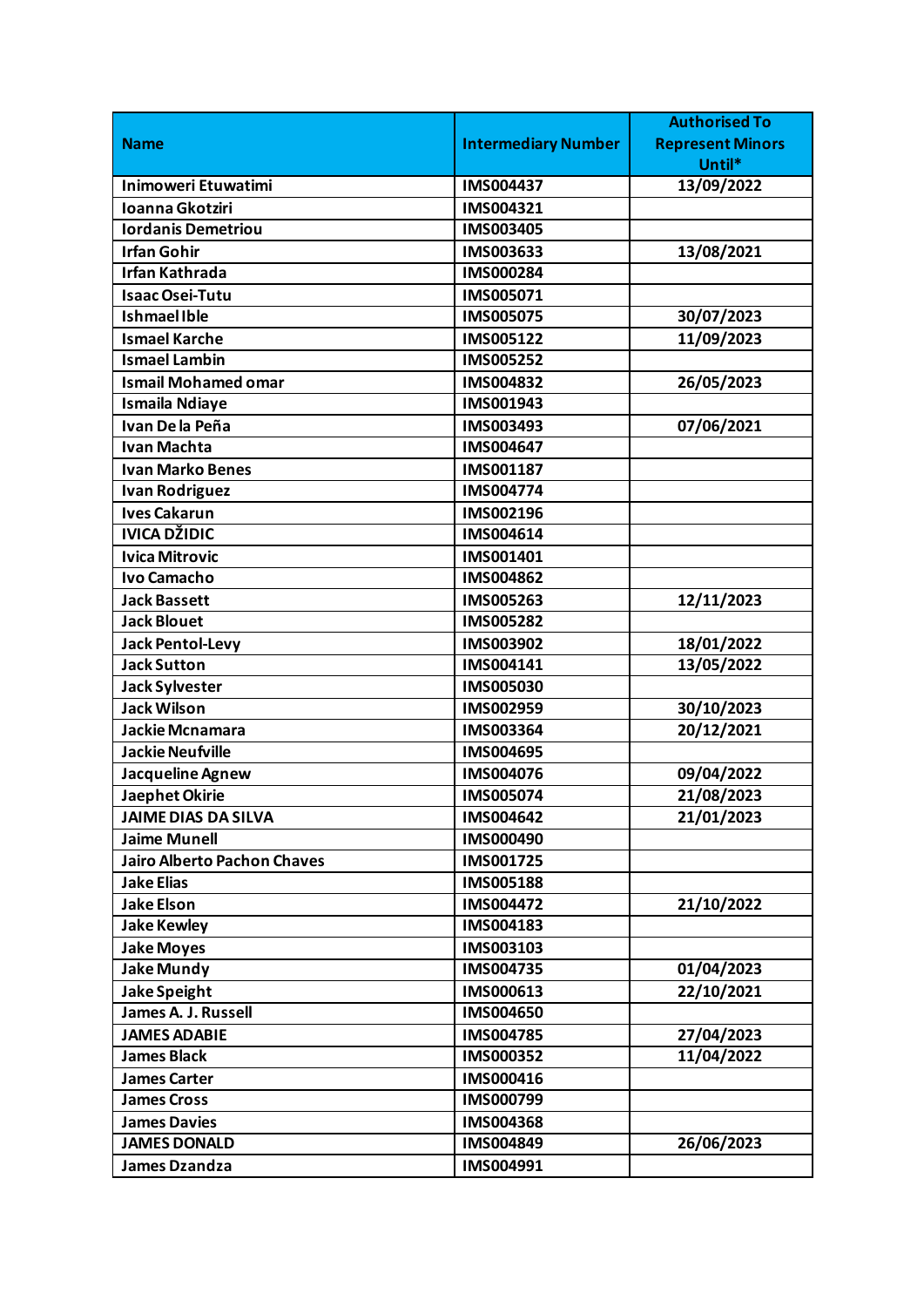| Name | Intermediary Number | Authorised To Represent Minors Until* |
| --- | --- | --- |
| Inimoweri Etuwatimi | IMS004437 | 13/09/2022 |
| Ioanna Gkotziri | IMS004321 | |
| Iordanis Demetriou | IMS003405 | |
| Irfan Gohir | IMS003633 | 13/08/2021 |
| Irfan Kathrada | IMS000284 | |
| Isaac Osei-Tutu | IMS005071 | |
| Ishmael Ible | IMS005075 | 30/07/2023 |
| Ismael Karche | IMS005122 | 11/09/2023 |
| Ismael Lambin | IMS005252 | |
| Ismail Mohamed omar | IMS004832 | 26/05/2023 |
| Ismaila Ndiaye | IMS001943 | |
| Ivan De la Peña | IMS003493 | 07/06/2021 |
| Ivan Machta | IMS004647 | |
| Ivan Marko Benes | IMS001187 | |
| Ivan Rodriguez | IMS004774 | |
| Ives Cakarun | IMS002196 | |
| IVICA DŽIDIC | IMS004614 | |
| Ivica Mitrovic | IMS001401 | |
| Ivo Camacho | IMS004862 | |
| Jack Bassett | IMS005263 | 12/11/2023 |
| Jack Blouet | IMS005282 | |
| Jack Pentol-Levy | IMS003902 | 18/01/2022 |
| Jack Sutton | IMS004141 | 13/05/2022 |
| Jack Sylvester | IMS005030 | |
| Jack Wilson | IMS002959 | 30/10/2023 |
| Jackie Mcnamara | IMS003364 | 20/12/2021 |
| Jackie Neufville | IMS004695 | |
| Jacqueline Agnew | IMS004076 | 09/04/2022 |
| Jaephet Okirie | IMS005074 | 21/08/2023 |
| JAIME DIAS DA SILVA | IMS004642 | 21/01/2023 |
| Jaime Munell | IMS000490 | |
| Jairo Alberto Pachon Chaves | IMS001725 | |
| Jake Elias | IMS005188 | |
| Jake Elson | IMS004472 | 21/10/2022 |
| Jake Kewley | IMS004183 | |
| Jake Moyes | IMS003103 | |
| Jake Mundy | IMS004735 | 01/04/2023 |
| Jake Speight | IMS000613 | 22/10/2021 |
| James A. J. Russell | IMS004650 | |
| JAMES ADABIE | IMS004785 | 27/04/2023 |
| James Black | IMS000352 | 11/04/2022 |
| James Carter | IMS000416 | |
| James Cross | IMS000799 | |
| James Davies | IMS004368 | |
| JAMES DONALD | IMS004849 | 26/06/2023 |
| James Dzandza | IMS004991 | |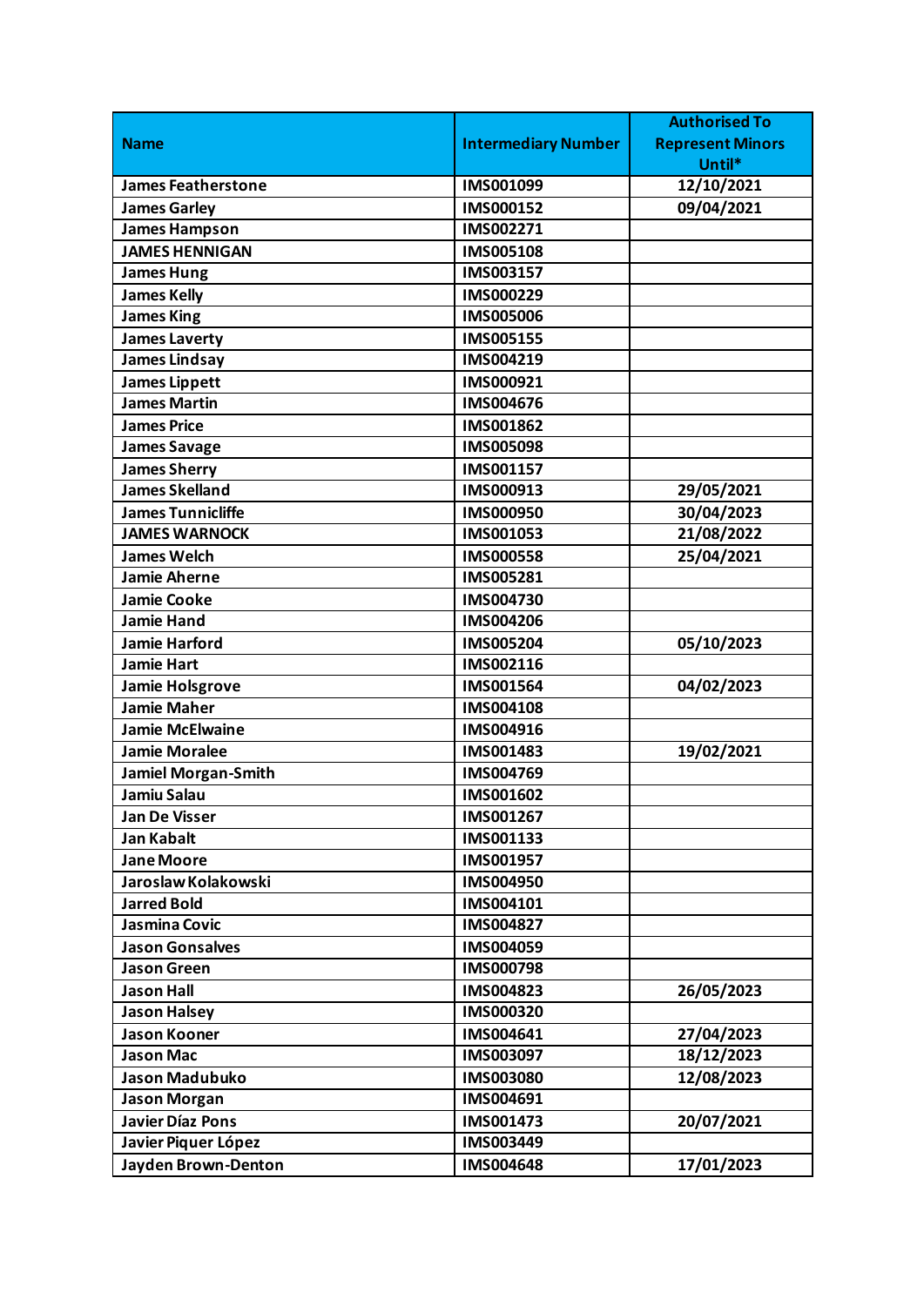| Name | Intermediary Number | Authorised To Represent Minors Until* |
|---|---|---|
| James Featherstone | IMS001099 | 12/10/2021 |
| James Garley | IMS000152 | 09/04/2021 |
| James Hampson | IMS002271 | |
| JAMES HENNIGAN | IMS005108 | |
| James Hung | IMS003157 | |
| James Kelly | IMS000229 | |
| James King | IMS005006 | |
| James Laverty | IMS005155 | |
| James Lindsay | IMS004219 | |
| James Lippett | IMS000921 | |
| James Martin | IMS004676 | |
| James Price | IMS001862 | |
| James Savage | IMS005098 | |
| James Sherry | IMS001157 | |
| James Skelland | IMS000913 | 29/05/2021 |
| James Tunnicliffe | IMS000950 | 30/04/2023 |
| JAMES WARNOCK | IMS001053 | 21/08/2022 |
| James Welch | IMS000558 | 25/04/2021 |
| Jamie Aherne | IMS005281 | |
| Jamie Cooke | IMS004730 | |
| Jamie Hand | IMS004206 | |
| Jamie Harford | IMS005204 | 05/10/2023 |
| Jamie Hart | IMS002116 | |
| Jamie Holsgrove | IMS001564 | 04/02/2023 |
| Jamie Maher | IMS004108 | |
| Jamie McElwaine | IMS004916 | |
| Jamie Moralee | IMS001483 | 19/02/2021 |
| Jamiel Morgan-Smith | IMS004769 | |
| Jamiu Salau | IMS001602 | |
| Jan De Visser | IMS001267 | |
| Jan Kabalt | IMS001133 | |
| Jane Moore | IMS001957 | |
| Jaroslaw Kolakowski | IMS004950 | |
| Jarred Bold | IMS004101 | |
| Jasmina Covic | IMS004827 | |
| Jason Gonsalves | IMS004059 | |
| Jason Green | IMS000798 | |
| Jason Hall | IMS004823 | 26/05/2023 |
| Jason Halsey | IMS000320 | |
| Jason Kooner | IMS004641 | 27/04/2023 |
| Jason Mac | IMS003097 | 18/12/2023 |
| Jason Madubuko | IMS003080 | 12/08/2023 |
| Jason Morgan | IMS004691 | |
| Javier Díaz Pons | IMS001473 | 20/07/2021 |
| Javier Piquer López | IMS003449 | |
| Jayden Brown-Denton | IMS004648 | 17/01/2023 |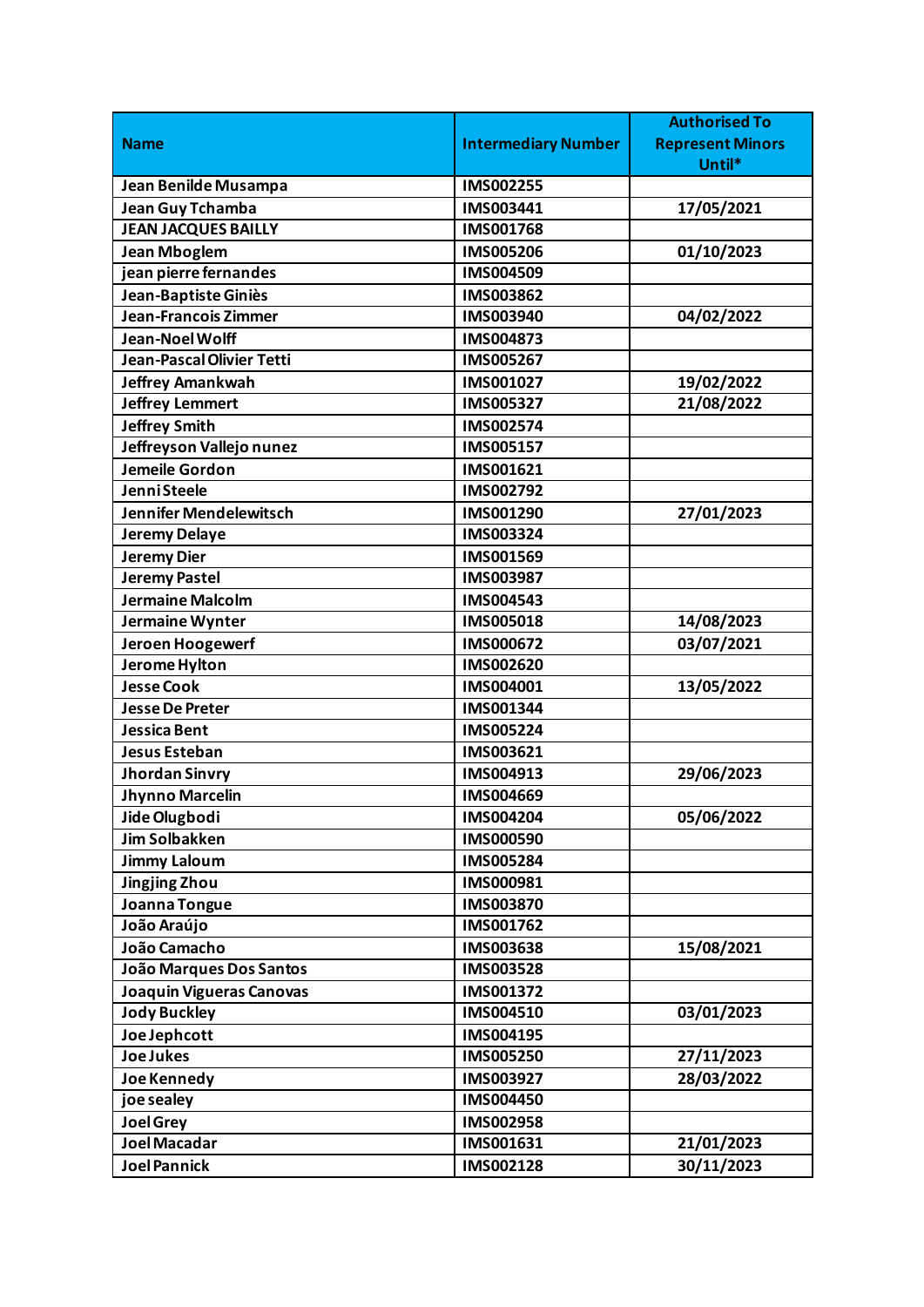| Name | Intermediary Number | Authorised To Represent Minors Until* |
|---|---|---|
| Jean Benilde Musampa | IMS002255 | |
| Jean Guy Tchamba | IMS003441 | 17/05/2021 |
| JEAN JACQUES BAILLY | IMS001768 | |
| Jean Mboglem | IMS005206 | 01/10/2023 |
| jean pierre fernandes | IMS004509 | |
| Jean-Baptiste Giniès | IMS003862 | |
| Jean-Francois Zimmer | IMS003940 | 04/02/2022 |
| Jean-Noel Wolff | IMS004873 | |
| Jean-Pascal Olivier Tetti | IMS005267 | |
| Jeffrey Amankwah | IMS001027 | 19/02/2022 |
| Jeffrey Lemmert | IMS005327 | 21/08/2022 |
| Jeffrey Smith | IMS002574 | |
| Jeffreyson Vallejo nunez | IMS005157 | |
| Jemeile Gordon | IMS001621 | |
| Jenni Steele | IMS002792 | |
| Jennifer Mendelewitsch | IMS001290 | 27/01/2023 |
| Jeremy Delaye | IMS003324 | |
| Jeremy Dier | IMS001569 | |
| Jeremy Pastel | IMS003987 | |
| Jermaine Malcolm | IMS004543 | |
| Jermaine Wynter | IMS005018 | 14/08/2023 |
| Jeroen Hoogewerf | IMS000672 | 03/07/2021 |
| Jerome Hylton | IMS002620 | |
| Jesse Cook | IMS004001 | 13/05/2022 |
| Jesse De Preter | IMS001344 | |
| Jessica Bent | IMS005224 | |
| Jesus Esteban | IMS003621 | |
| Jhordan Sinvry | IMS004913 | 29/06/2023 |
| Jhynno Marcelin | IMS004669 | |
| Jide Olugbodi | IMS004204 | 05/06/2022 |
| Jim Solbakken | IMS000590 | |
| Jimmy Laloum | IMS005284 | |
| Jingjing Zhou | IMS000981 | |
| Joanna Tongue | IMS003870 | |
| João Araújo | IMS001762 | |
| João Camacho | IMS003638 | 15/08/2021 |
| João Marques Dos Santos | IMS003528 | |
| Joaquin Vigueras Canovas | IMS001372 | |
| Jody Buckley | IMS004510 | 03/01/2023 |
| Joe Jephcott | IMS004195 | |
| Joe Jukes | IMS005250 | 27/11/2023 |
| Joe Kennedy | IMS003927 | 28/03/2022 |
| joe sealey | IMS004450 | |
| Joel Grey | IMS002958 | |
| Joel Macadar | IMS001631 | 21/01/2023 |
| Joel Pannick | IMS002128 | 30/11/2023 |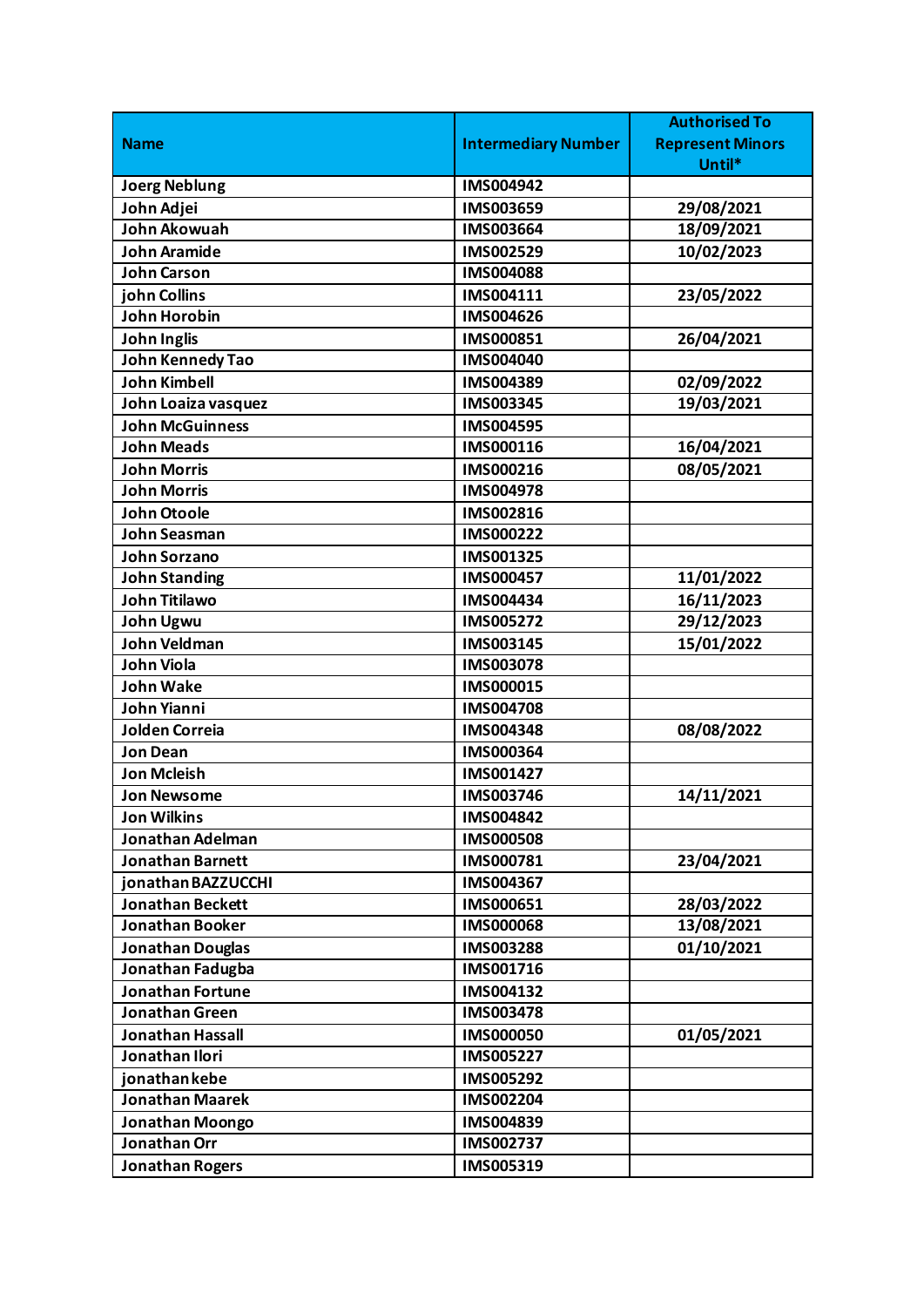| Name | Intermediary Number | Authorised To Represent Minors Until* |
|---|---|---|
| Joerg Neblung | IMS004942 | |
| John Adjei | IMS003659 | 29/08/2021 |
| John Akowuah | IMS003664 | 18/09/2021 |
| John Aramide | IMS002529 | 10/02/2023 |
| John Carson | IMS004088 | |
| john Collins | IMS004111 | 23/05/2022 |
| John Horobin | IMS004626 | |
| John Inglis | IMS000851 | 26/04/2021 |
| John Kennedy Tao | IMS004040 | |
| John Kimbell | IMS004389 | 02/09/2022 |
| John Loaiza vasquez | IMS003345 | 19/03/2021 |
| John McGuinness | IMS004595 | |
| John Meads | IMS000116 | 16/04/2021 |
| John Morris | IMS000216 | 08/05/2021 |
| John Morris | IMS004978 | |
| John Otoole | IMS002816 | |
| John Seasman | IMS000222 | |
| John Sorzano | IMS001325 | |
| John Standing | IMS000457 | 11/01/2022 |
| John Titilawo | IMS004434 | 16/11/2023 |
| John Ugwu | IMS005272 | 29/12/2023 |
| John Veldman | IMS003145 | 15/01/2022 |
| John Viola | IMS003078 | |
| John Wake | IMS000015 | |
| John Yianni | IMS004708 | |
| Jolden Correia | IMS004348 | 08/08/2022 |
| Jon Dean | IMS000364 | |
| Jon Mcleish | IMS001427 | |
| Jon Newsome | IMS003746 | 14/11/2021 |
| Jon Wilkins | IMS004842 | |
| Jonathan Adelman | IMS000508 | |
| Jonathan Barnett | IMS000781 | 23/04/2021 |
| jonathan BAZZUCCHI | IMS004367 | |
| Jonathan Beckett | IMS000651 | 28/03/2022 |
| Jonathan Booker | IMS000068 | 13/08/2021 |
| Jonathan Douglas | IMS003288 | 01/10/2021 |
| Jonathan Fadugba | IMS001716 | |
| Jonathan Fortune | IMS004132 | |
| Jonathan Green | IMS003478 | |
| Jonathan Hassall | IMS000050 | 01/05/2021 |
| Jonathan Ilori | IMS005227 | |
| jonathan kebe | IMS005292 | |
| Jonathan Maarek | IMS002204 | |
| Jonathan Moongo | IMS004839 | |
| Jonathan Orr | IMS002737 | |
| Jonathan Rogers | IMS005319 | |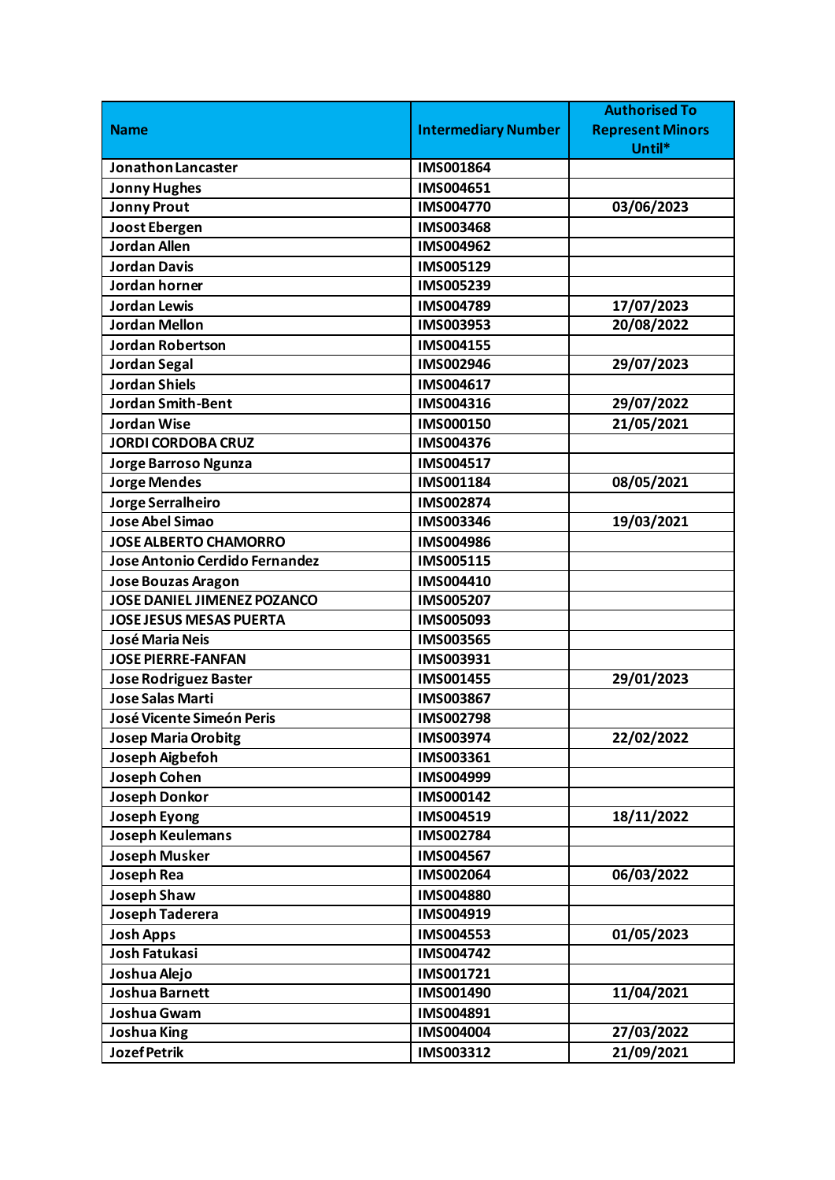| Name | Intermediary Number | Authorised To Represent Minors Until* |
|---|---|---|
| Jonathon Lancaster | IMS001864 | |
| Jonny Hughes | IMS004651 | |
| Jonny Prout | IMS004770 | 03/06/2023 |
| Joost Ebergen | IMS003468 | |
| Jordan Allen | IMS004962 | |
| Jordan Davis | IMS005129 | |
| Jordan horner | IMS005239 | |
| Jordan Lewis | IMS004789 | 17/07/2023 |
| Jordan Mellon | IMS003953 | 20/08/2022 |
| Jordan Robertson | IMS004155 | |
| Jordan Segal | IMS002946 | 29/07/2023 |
| Jordan Shiels | IMS004617 | |
| Jordan Smith-Bent | IMS004316 | 29/07/2022 |
| Jordan Wise | IMS000150 | 21/05/2021 |
| JORDI CORDOBA CRUZ | IMS004376 | |
| Jorge Barroso Ngunza | IMS004517 | |
| Jorge Mendes | IMS001184 | 08/05/2021 |
| Jorge Serralheiro | IMS002874 | |
| Jose Abel Simao | IMS003346 | 19/03/2021 |
| JOSE ALBERTO CHAMORRO | IMS004986 | |
| Jose Antonio Cerdido Fernandez | IMS005115 | |
| Jose Bouzas Aragon | IMS004410 | |
| JOSE DANIEL JIMENEZ POZANCO | IMS005207 | |
| JOSE JESUS MESAS PUERTA | IMS005093 | |
| José Maria Neis | IMS003565 | |
| JOSE PIERRE-FANFAN | IMS003931 | |
| Jose Rodriguez Baster | IMS001455 | 29/01/2023 |
| Jose Salas Marti | IMS003867 | |
| José Vicente Simeón Peris | IMS002798 | |
| Josep Maria Orobitg | IMS003974 | 22/02/2022 |
| Joseph Aigbefoh | IMS003361 | |
| Joseph Cohen | IMS004999 | |
| Joseph Donkor | IMS000142 | |
| Joseph Eyong | IMS004519 | 18/11/2022 |
| Joseph Keulemans | IMS002784 | |
| Joseph Musker | IMS004567 | |
| Joseph Rea | IMS002064 | 06/03/2022 |
| Joseph Shaw | IMS004880 | |
| Joseph Taderera | IMS004919 | |
| Josh Apps | IMS004553 | 01/05/2023 |
| Josh Fatukasi | IMS004742 | |
| Joshua Alejo | IMS001721 | |
| Joshua Barnett | IMS001490 | 11/04/2021 |
| Joshua Gwam | IMS004891 | |
| Joshua King | IMS004004 | 27/03/2022 |
| Jozef Petrik | IMS003312 | 21/09/2021 |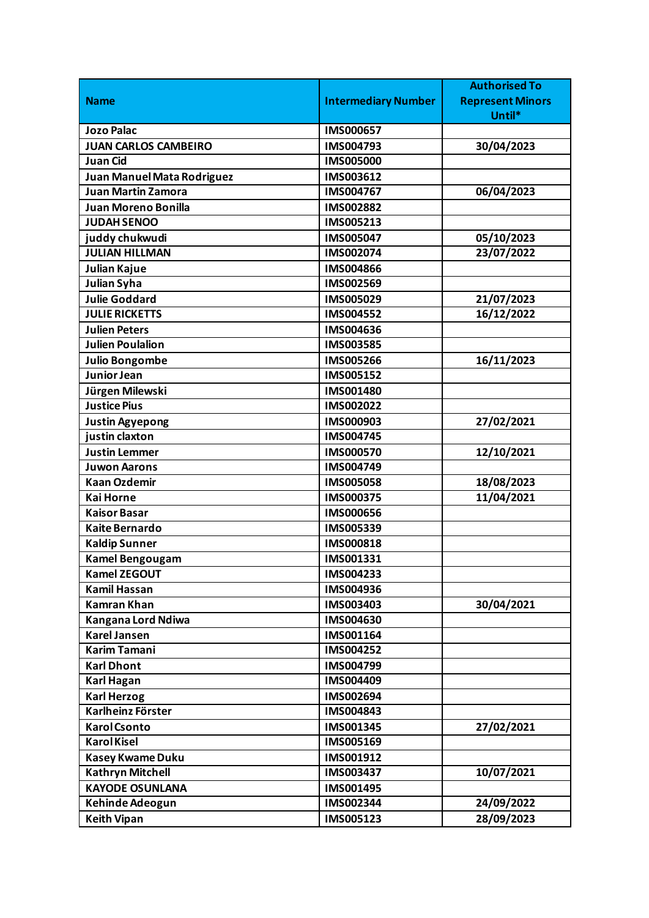| Name | Intermediary Number | Authorised To Represent Minors Until* |
|---|---|---|
| Jozo Palac | IMS000657 | |
| JUAN CARLOS CAMBEIRO | IMS004793 | 30/04/2023 |
| Juan Cid | IMS005000 | |
| Juan Manuel Mata Rodriguez | IMS003612 | |
| Juan Martin Zamora | IMS004767 | 06/04/2023 |
| Juan Moreno Bonilla | IMS002882 | |
| JUDAH SENOO | IMS005213 | |
| juddy chukwudi | IMS005047 | 05/10/2023 |
| JULIAN HILLMAN | IMS002074 | 23/07/2022 |
| Julian Kajue | IMS004866 | |
| Julian Syha | IMS002569 | |
| Julie Goddard | IMS005029 | 21/07/2023 |
| JULIE RICKETTS | IMS004552 | 16/12/2022 |
| Julien Peters | IMS004636 | |
| Julien Poulalion | IMS003585 | |
| Julio Bongombe | IMS005266 | 16/11/2023 |
| Junior Jean | IMS005152 | |
| Jürgen Milewski | IMS001480 | |
| Justice Pius | IMS002022 | |
| Justin Agyepong | IMS000903 | 27/02/2021 |
| justin claxton | IMS004745 | |
| Justin Lemmer | IMS000570 | 12/10/2021 |
| Juwon Aarons | IMS004749 | |
| Kaan Ozdemir | IMS005058 | 18/08/2023 |
| Kai Horne | IMS000375 | 11/04/2021 |
| Kaisor Basar | IMS000656 | |
| Kaite Bernardo | IMS005339 | |
| Kaldip Sunner | IMS000818 | |
| Kamel Bengougam | IMS001331 | |
| Kamel ZEGOUT | IMS004233 | |
| Kamil Hassan | IMS004936 | |
| Kamran Khan | IMS003403 | 30/04/2021 |
| Kangana Lord Ndiwa | IMS004630 | |
| Karel Jansen | IMS001164 | |
| Karim Tamani | IMS004252 | |
| Karl Dhont | IMS004799 | |
| Karl Hagan | IMS004409 | |
| Karl Herzog | IMS002694 | |
| Karlheinz Förster | IMS004843 | |
| Karol Csonto | IMS001345 | 27/02/2021 |
| Karol Kisel | IMS005169 | |
| Kasey Kwame Duku | IMS001912 | |
| Kathryn Mitchell | IMS003437 | 10/07/2021 |
| KAYODE OSUNLANA | IMS001495 | |
| Kehinde Adeogun | IMS002344 | 24/09/2022 |
| Keith Vipan | IMS005123 | 28/09/2023 |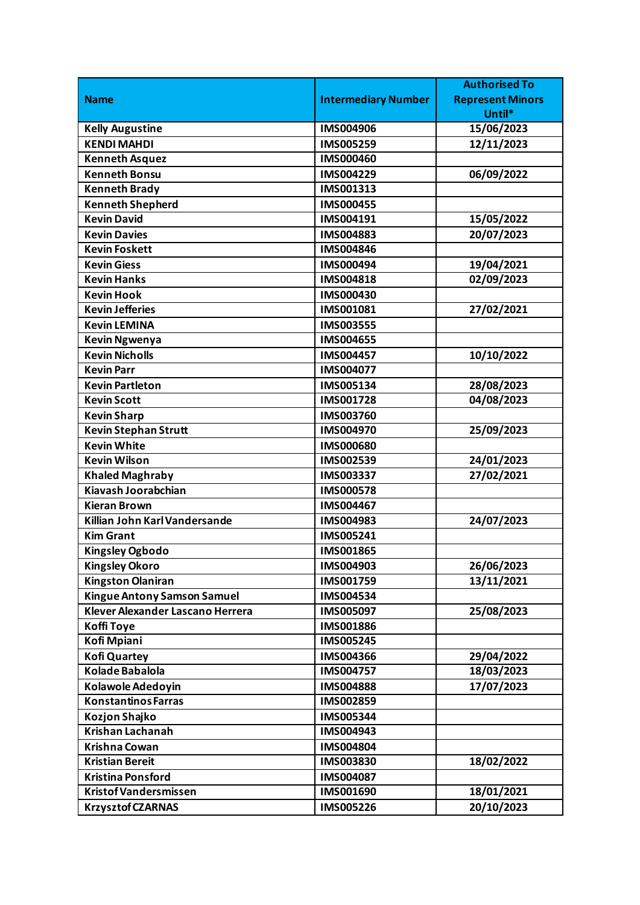| Name | Intermediary Number | Authorised To Represent Minors Until* |
|---|---|---|
| Kelly Augustine | IMS004906 | 15/06/2023 |
| KENDI MAHDI | IMS005259 | 12/11/2023 |
| Kenneth Asquez | IMS000460 | |
| Kenneth Bonsu | IMS004229 | 06/09/2022 |
| Kenneth Brady | IMS001313 | |
| Kenneth Shepherd | IMS000455 | |
| Kevin David | IMS004191 | 15/05/2022 |
| Kevin Davies | IMS004883 | 20/07/2023 |
| Kevin Foskett | IMS004846 | |
| Kevin Giess | IMS000494 | 19/04/2021 |
| Kevin Hanks | IMS004818 | 02/09/2023 |
| Kevin Hook | IMS000430 | |
| Kevin Jefferies | IMS001081 | 27/02/2021 |
| Kevin LEMINA | IMS003555 | |
| Kevin Ngwenya | IMS004655 | |
| Kevin Nicholls | IMS004457 | 10/10/2022 |
| Kevin Parr | IMS004077 | |
| Kevin Partleton | IMS005134 | 28/08/2023 |
| Kevin Scott | IMS001728 | 04/08/2023 |
| Kevin Sharp | IMS003760 | |
| Kevin Stephan Strutt | IMS004970 | 25/09/2023 |
| Kevin White | IMS000680 | |
| Kevin Wilson | IMS002539 | 24/01/2023 |
| Khaled Maghraby | IMS003337 | 27/02/2021 |
| Kiavash Joorabchian | IMS000578 | |
| Kieran Brown | IMS004467 | |
| Killian John Karl Vandersande | IMS004983 | 24/07/2023 |
| Kim Grant | IMS005241 | |
| Kingsley Ogbodo | IMS001865 | |
| Kingsley Okoro | IMS004903 | 26/06/2023 |
| Kingston Olaniran | IMS001759 | 13/11/2021 |
| Kingue Antony Samson Samuel | IMS004534 | |
| Klever Alexander Lascano Herrera | IMS005097 | 25/08/2023 |
| Koffi Toye | IMS001886 | |
| Kofi Mpiani | IMS005245 | |
| Kofi Quartey | IMS004366 | 29/04/2022 |
| Kolade Babalola | IMS004757 | 18/03/2023 |
| Kolawole Adedoyin | IMS004888 | 17/07/2023 |
| Konstantinos Farras | IMS002859 | |
| Kozjon Shajko | IMS005344 | |
| Krishan Lachanah | IMS004943 | |
| Krishna Cowan | IMS004804 | |
| Kristian Bereit | IMS003830 | 18/02/2022 |
| Kristina Ponsford | IMS004087 | |
| Kristof Vandersmissen | IMS001690 | 18/01/2021 |
| Krzysztof CZARNAS | IMS005226 | 20/10/2023 |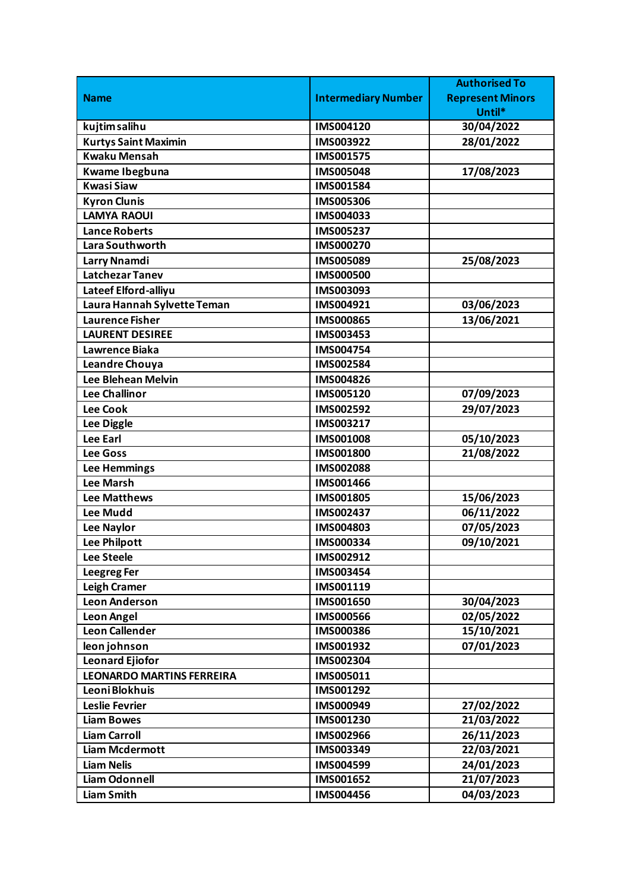| Name | Intermediary Number | Authorised To Represent Minors Until* |
|---|---|---|
| kujtim salihu | IMS004120 | 30/04/2022 |
| Kurtys Saint Maximin | IMS003922 | 28/01/2022 |
| Kwaku Mensah | IMS001575 | |
| Kwame Ibegbuna | IMS005048 | 17/08/2023 |
| Kwasi Siaw | IMS001584 | |
| Kyron Clunis | IMS005306 | |
| LAMYA RAOUI | IMS004033 | |
| Lance Roberts | IMS005237 | |
| Lara Southworth | IMS000270 | |
| Larry Nnamdi | IMS005089 | 25/08/2023 |
| Latchezar Tanev | IMS000500 | |
| Lateef Elford-alliyu | IMS003093 | |
| Laura Hannah Sylvette Teman | IMS004921 | 03/06/2023 |
| Laurence Fisher | IMS000865 | 13/06/2021 |
| LAURENT DESIREE | IMS003453 | |
| Lawrence Biaka | IMS004754 | |
| Leandre Chouya | IMS002584 | |
| Lee Blehean Melvin | IMS004826 | |
| Lee Challinor | IMS005120 | 07/09/2023 |
| Lee Cook | IMS002592 | 29/07/2023 |
| Lee Diggle | IMS003217 | |
| Lee Earl | IMS001008 | 05/10/2023 |
| Lee Goss | IMS001800 | 21/08/2022 |
| Lee Hemmings | IMS002088 | |
| Lee Marsh | IMS001466 | |
| Lee Matthews | IMS001805 | 15/06/2023 |
| Lee Mudd | IMS002437 | 06/11/2022 |
| Lee Naylor | IMS004803 | 07/05/2023 |
| Lee Philpott | IMS000334 | 09/10/2021 |
| Lee Steele | IMS002912 | |
| Leegreg Fer | IMS003454 | |
| Leigh Cramer | IMS001119 | |
| Leon Anderson | IMS001650 | 30/04/2023 |
| Leon Angel | IMS000566 | 02/05/2022 |
| Leon Callender | IMS000386 | 15/10/2021 |
| leon johnson | IMS001932 | 07/01/2023 |
| Leonard Ejiofor | IMS002304 | |
| LEONARDO MARTINS FERREIRA | IMS005011 | |
| Leoni Blokhuis | IMS001292 | |
| Leslie Fevrier | IMS000949 | 27/02/2022 |
| Liam Bowes | IMS001230 | 21/03/2022 |
| Liam Carroll | IMS002966 | 26/11/2023 |
| Liam Mcdermott | IMS003349 | 22/03/2021 |
| Liam Nelis | IMS004599 | 24/01/2023 |
| Liam Odonnell | IMS001652 | 21/07/2023 |
| Liam Smith | IMS004456 | 04/03/2023 |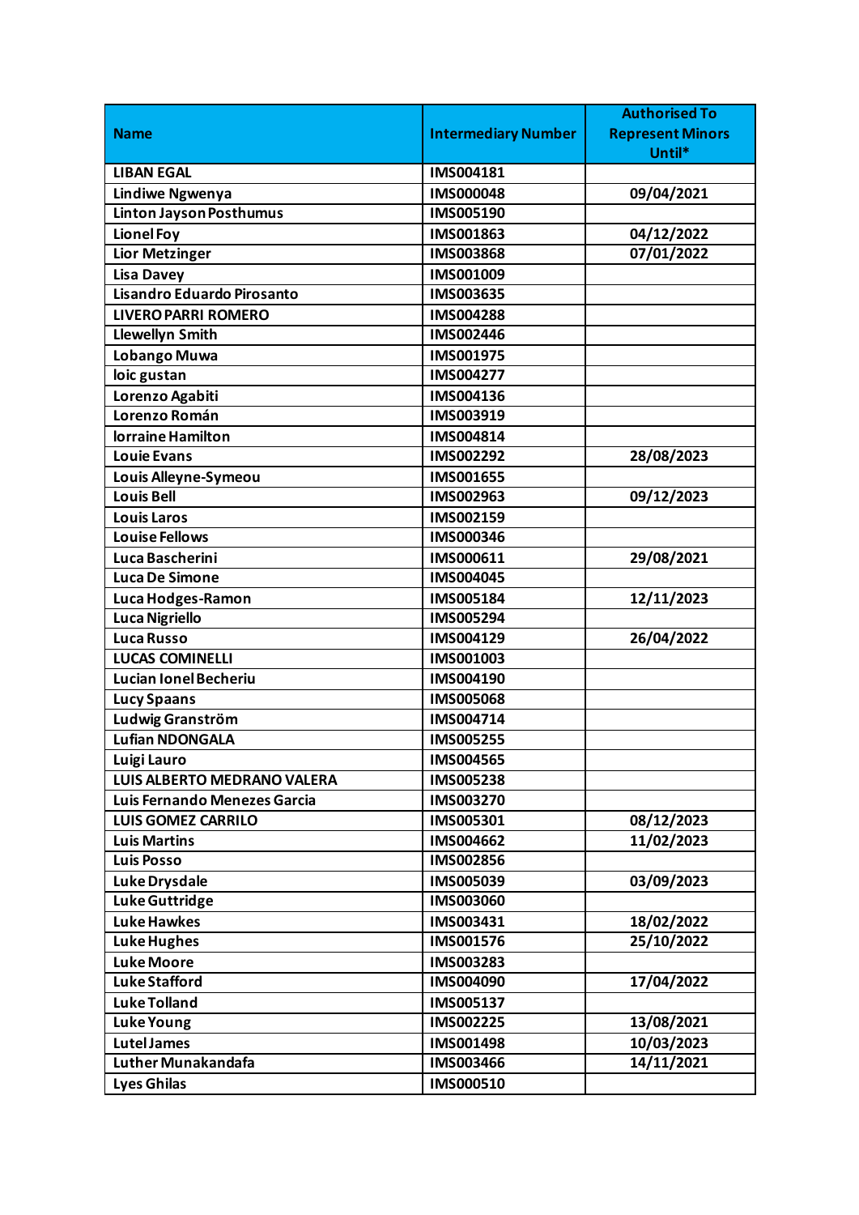| Name | Intermediary Number | Authorised To Represent Minors Until* |
|---|---|---|
| LIBAN EGAL | IMS004181 | |
| Lindiwe Ngwenya | IMS000048 | 09/04/2021 |
| Linton Jayson Posthumus | IMS005190 | |
| Lionel Foy | IMS001863 | 04/12/2022 |
| Lior Metzinger | IMS003868 | 07/01/2022 |
| Lisa Davey | IMS001009 | |
| Lisandro Eduardo Pirosanto | IMS003635 | |
| LIVERO PARRI ROMERO | IMS004288 | |
| Llewellyn Smith | IMS002446 | |
| Lobango Muwa | IMS001975 | |
| loic gustan | IMS004277 | |
| Lorenzo Agabiti | IMS004136 | |
| Lorenzo Román | IMS003919 | |
| lorraine Hamilton | IMS004814 | |
| Louie Evans | IMS002292 | 28/08/2023 |
| Louis Alleyne-Symeou | IMS001655 | |
| Louis Bell | IMS002963 | 09/12/2023 |
| Louis Laros | IMS002159 | |
| Louise Fellows | IMS000346 | |
| Luca Bascherini | IMS000611 | 29/08/2021 |
| Luca De Simone | IMS004045 | |
| Luca Hodges-Ramon | IMS005184 | 12/11/2023 |
| Luca Nigriello | IMS005294 | |
| Luca Russo | IMS004129 | 26/04/2022 |
| LUCAS COMINELLI | IMS001003 | |
| Lucian Ionel Becheriu | IMS004190 | |
| Lucy Spaans | IMS005068 | |
| Ludwig Granström | IMS004714 | |
| Lufian NDONGALA | IMS005255 | |
| Luigi Lauro | IMS004565 | |
| LUIS ALBERTO MEDRANO VALERA | IMS005238 | |
| Luis Fernando Menezes Garcia | IMS003270 | |
| LUIS GOMEZ CARRILO | IMS005301 | 08/12/2023 |
| Luis Martins | IMS004662 | 11/02/2023 |
| Luis Posso | IMS002856 | |
| Luke Drysdale | IMS005039 | 03/09/2023 |
| Luke Guttridge | IMS003060 | |
| Luke Hawkes | IMS003431 | 18/02/2022 |
| Luke Hughes | IMS001576 | 25/10/2022 |
| Luke Moore | IMS003283 | |
| Luke Stafford | IMS004090 | 17/04/2022 |
| Luke Tolland | IMS005137 | |
| Luke Young | IMS002225 | 13/08/2021 |
| Lutel James | IMS001498 | 10/03/2023 |
| Luther Munakandafa | IMS003466 | 14/11/2021 |
| Lyes Ghilas | IMS000510 | |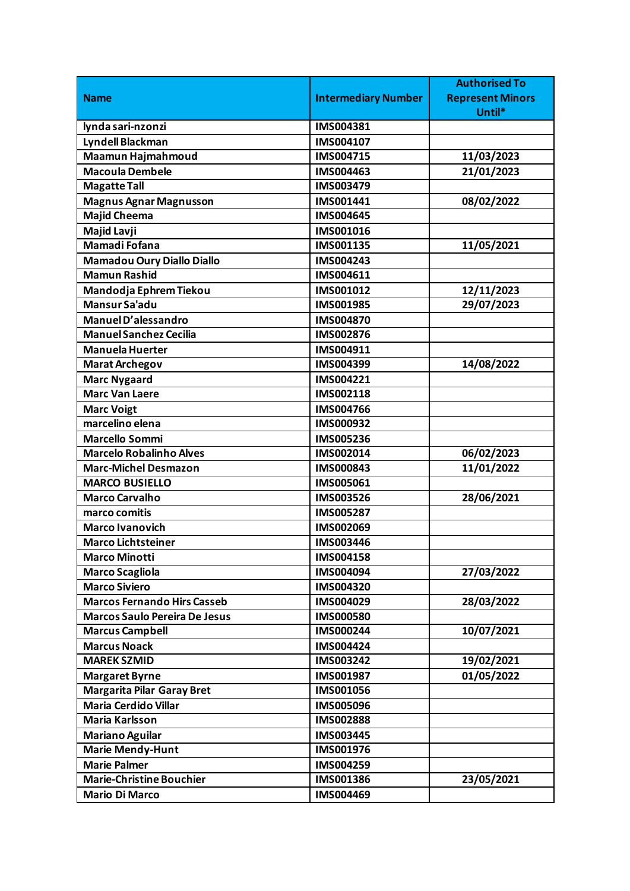| Name | Intermediary Number | Authorised To Represent Minors Until* |
| --- | --- | --- |
| lynda sari-nzonzi | IMS004381 | |
| Lyndell Blackman | IMS004107 | |
| Maamun Hajmahmoud | IMS004715 | 11/03/2023 |
| Macoula Dembele | IMS004463 | 21/01/2023 |
| Magatte Tall | IMS003479 | |
| Magnus Agnar Magnusson | IMS001441 | 08/02/2022 |
| Majid Cheema | IMS004645 | |
| Majid Lavji | IMS001016 | |
| Mamadi Fofana | IMS001135 | 11/05/2021 |
| Mamadou Oury Diallo Diallo | IMS004243 | |
| Mamun Rashid | IMS004611 | |
| Mandodja Ephrem Tiekou | IMS001012 | 12/11/2023 |
| Mansur Sa'adu | IMS001985 | 29/07/2023 |
| Manuel D'alessandro | IMS004870 | |
| Manuel Sanchez Cecilia | IMS002876 | |
| Manuela Huerter | IMS004911 | |
| Marat Archegov | IMS004399 | 14/08/2022 |
| Marc Nygaard | IMS004221 | |
| Marc Van Laere | IMS002118 | |
| Marc Voigt | IMS004766 | |
| marcelino elena | IMS000932 | |
| Marcello Sommi | IMS005236 | |
| Marcelo Robalinho Alves | IMS002014 | 06/02/2023 |
| Marc-Michel Desmazon | IMS000843 | 11/01/2022 |
| MARCO BUSIELLO | IMS005061 | |
| Marco Carvalho | IMS003526 | 28/06/2021 |
| marco comitis | IMS005287 | |
| Marco Ivanovich | IMS002069 | |
| Marco Lichtsteiner | IMS003446 | |
| Marco Minotti | IMS004158 | |
| Marco Scagliola | IMS004094 | 27/03/2022 |
| Marco Siviero | IMS004320 | |
| Marcos Fernando Hirs Casseb | IMS004029 | 28/03/2022 |
| Marcos Saulo Pereira De Jesus | IMS000580 | |
| Marcus Campbell | IMS000244 | 10/07/2021 |
| Marcus Noack | IMS004424 | |
| MAREK SZMID | IMS003242 | 19/02/2021 |
| Margaret Byrne | IMS001987 | 01/05/2022 |
| Margarita Pilar Garay Bret | IMS001056 | |
| Maria Cerdido Villar | IMS005096 | |
| Maria Karlsson | IMS002888 | |
| Mariano Aguilar | IMS003445 | |
| Marie Mendy-Hunt | IMS001976 | |
| Marie Palmer | IMS004259 | |
| Marie-Christine Bouchier | IMS001386 | 23/05/2021 |
| Mario Di Marco | IMS004469 | |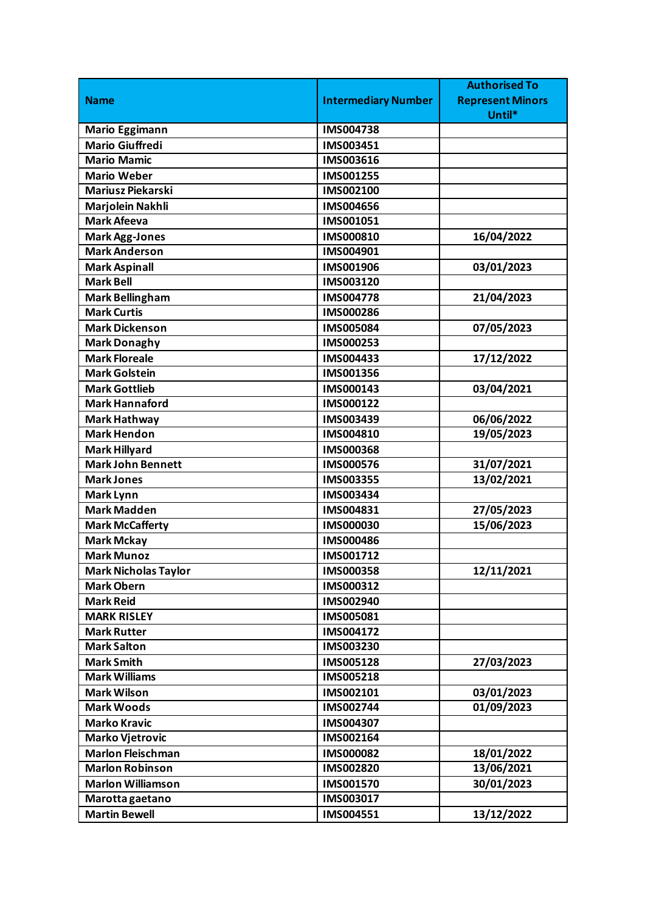| Name | Intermediary Number | Authorised To Represent Minors Until* |
|---|---|---|
| Mario Eggimann | IMS004738 | |
| Mario Giuffredi | IMS003451 | |
| Mario Mamic | IMS003616 | |
| Mario Weber | IMS001255 | |
| Mariusz Piekarski | IMS002100 | |
| Marjolein Nakhli | IMS004656 | |
| Mark Afeeva | IMS001051 | |
| Mark Agg-Jones | IMS000810 | 16/04/2022 |
| Mark Anderson | IMS004901 | |
| Mark Aspinall | IMS001906 | 03/01/2023 |
| Mark Bell | IMS003120 | |
| Mark Bellingham | IMS004778 | 21/04/2023 |
| Mark Curtis | IMS000286 | |
| Mark Dickenson | IMS005084 | 07/05/2023 |
| Mark Donaghy | IMS000253 | |
| Mark Floreale | IMS004433 | 17/12/2022 |
| Mark Golstein | IMS001356 | |
| Mark Gottlieb | IMS000143 | 03/04/2021 |
| Mark Hannaford | IMS000122 | |
| Mark Hathway | IMS003439 | 06/06/2022 |
| Mark Hendon | IMS004810 | 19/05/2023 |
| Mark Hillyard | IMS000368 | |
| Mark John Bennett | IMS000576 | 31/07/2021 |
| Mark Jones | IMS003355 | 13/02/2021 |
| Mark Lynn | IMS003434 | |
| Mark Madden | IMS004831 | 27/05/2023 |
| Mark McCafferty | IMS000030 | 15/06/2023 |
| Mark Mckay | IMS000486 | |
| Mark Munoz | IMS001712 | |
| Mark Nicholas Taylor | IMS000358 | 12/11/2021 |
| Mark Obern | IMS000312 | |
| Mark Reid | IMS002940 | |
| MARK RISLEY | IMS005081 | |
| Mark Rutter | IMS004172 | |
| Mark Salton | IMS003230 | |
| Mark Smith | IMS005128 | 27/03/2023 |
| Mark Williams | IMS005218 | |
| Mark Wilson | IMS002101 | 03/01/2023 |
| Mark Woods | IMS002744 | 01/09/2023 |
| Marko Kravic | IMS004307 | |
| Marko Vjetrovic | IMS002164 | |
| Marlon Fleischman | IMS000082 | 18/01/2022 |
| Marlon Robinson | IMS002820 | 13/06/2021 |
| Marlon Williamson | IMS001570 | 30/01/2023 |
| Marotta gaetano | IMS003017 | |
| Martin Bewell | IMS004551 | 13/12/2022 |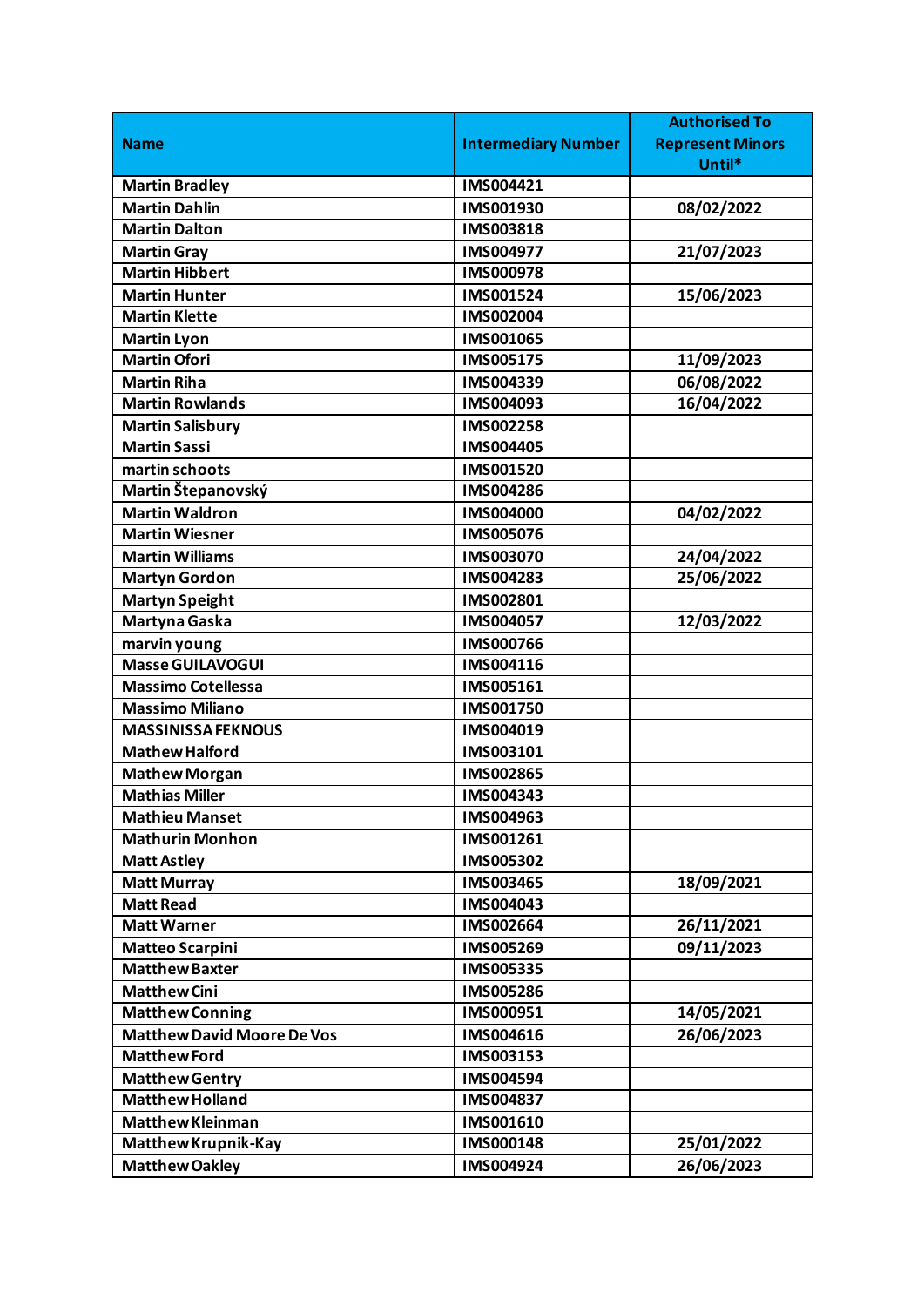| Name | Intermediary Number | Authorised To Represent Minors Until* |
|---|---|---|
| Martin Bradley | IMS004421 | |
| Martin Dahlin | IMS001930 | 08/02/2022 |
| Martin Dalton | IMS003818 | |
| Martin Gray | IMS004977 | 21/07/2023 |
| Martin Hibbert | IMS000978 | |
| Martin Hunter | IMS001524 | 15/06/2023 |
| Martin Klette | IMS002004 | |
| Martin Lyon | IMS001065 | |
| Martin Ofori | IMS005175 | 11/09/2023 |
| Martin Riha | IMS004339 | 06/08/2022 |
| Martin Rowlands | IMS004093 | 16/04/2022 |
| Martin Salisbury | IMS002258 | |
| Martin Sassi | IMS004405 | |
| martin schoots | IMS001520 | |
| Martin Štepanovský | IMS004286 | |
| Martin Waldron | IMS004000 | 04/02/2022 |
| Martin Wiesner | IMS005076 | |
| Martin Williams | IMS003070 | 24/04/2022 |
| Martyn Gordon | IMS004283 | 25/06/2022 |
| Martyn Speight | IMS002801 | |
| Martyna Gaska | IMS004057 | 12/03/2022 |
| marvin young | IMS000766 | |
| Masse GUILAVOGUI | IMS004116 | |
| Massimo Cotellessa | IMS005161 | |
| Massimo Miliano | IMS001750 | |
| MASSINISSA FEKNOUS | IMS004019 | |
| Mathew Halford | IMS003101 | |
| Mathew Morgan | IMS002865 | |
| Mathias Miller | IMS004343 | |
| Mathieu Manset | IMS004963 | |
| Mathurin Monhon | IMS001261 | |
| Matt Astley | IMS005302 | |
| Matt Murray | IMS003465 | 18/09/2021 |
| Matt Read | IMS004043 | |
| Matt Warner | IMS002664 | 26/11/2021 |
| Matteo Scarpini | IMS005269 | 09/11/2023 |
| Matthew Baxter | IMS005335 | |
| Matthew Cini | IMS005286 | |
| Matthew Conning | IMS000951 | 14/05/2021 |
| Matthew David Moore De Vos | IMS004616 | 26/06/2023 |
| Matthew Ford | IMS003153 | |
| Matthew Gentry | IMS004594 | |
| Matthew Holland | IMS004837 | |
| Matthew Kleinman | IMS001610 | |
| Matthew Krupnik-Kay | IMS000148 | 25/01/2022 |
| Matthew Oakley | IMS004924 | 26/06/2023 |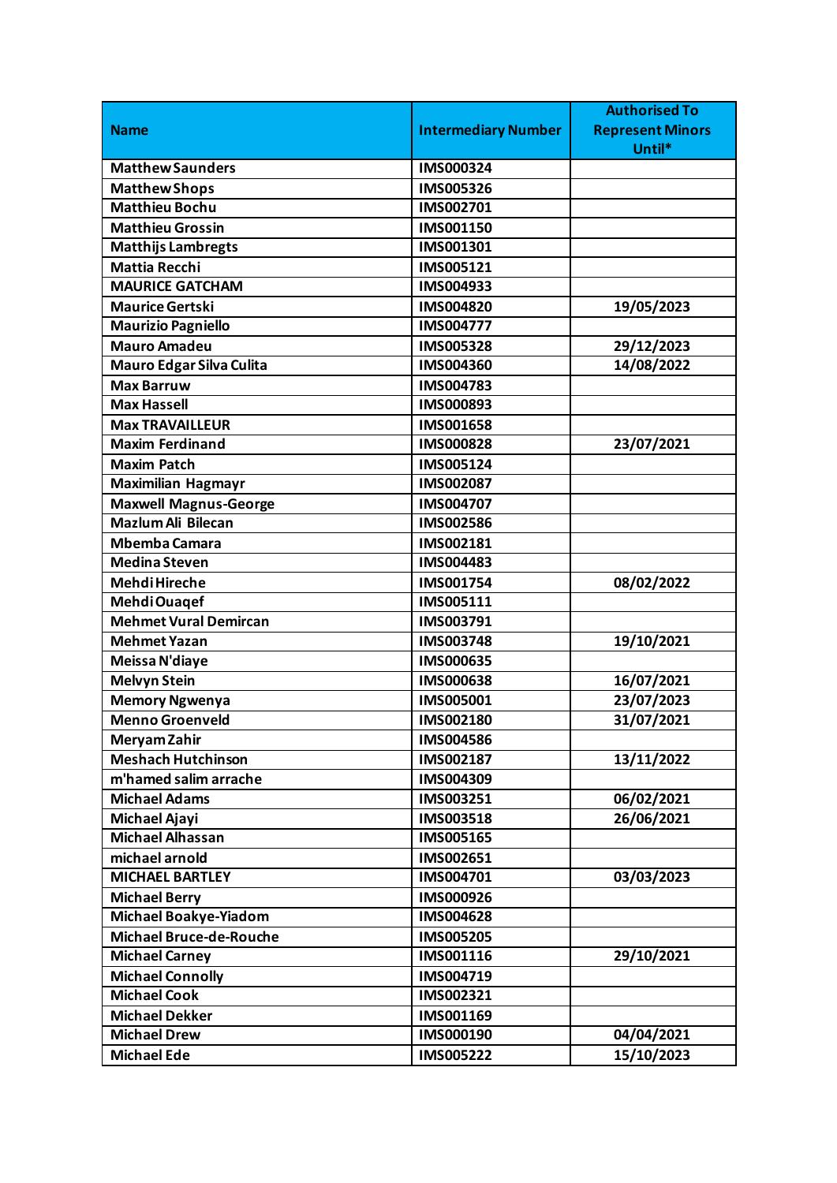| Name | Intermediary Number | Authorised To Represent Minors Until* |
| --- | --- | --- |
| Matthew Saunders | IMS000324 | |
| Matthew Shops | IMS005326 | |
| Matthieu Bochu | IMS002701 | |
| Matthieu Grossin | IMS001150 | |
| Matthijs Lambregts | IMS001301 | |
| Mattia Recchi | IMS005121 | |
| MAURICE GATCHAM | IMS004933 | |
| Maurice Gertski | IMS004820 | 19/05/2023 |
| Maurizio Pagniello | IMS004777 | |
| Mauro Amadeu | IMS005328 | 29/12/2023 |
| Mauro Edgar Silva Culita | IMS004360 | 14/08/2022 |
| Max Barruw | IMS004783 | |
| Max Hassell | IMS000893 | |
| Max TRAVAILLEUR | IMS001658 | |
| Maxim Ferdinand | IMS000828 | 23/07/2021 |
| Maxim Patch | IMS005124 | |
| Maximilian Hagmayr | IMS002087 | |
| Maxwell Magnus-George | IMS004707 | |
| Mazlum Ali Bilecan | IMS002586 | |
| Mbemba Camara | IMS002181 | |
| Medina Steven | IMS004483 | |
| Mehdi Hireche | IMS001754 | 08/02/2022 |
| Mehdi Ouaqef | IMS005111 | |
| Mehmet Vural Demircan | IMS003791 | |
| Mehmet Yazan | IMS003748 | 19/10/2021 |
| Meissa N'diaye | IMS000635 | |
| Melvyn Stein | IMS000638 | 16/07/2021 |
| Memory Ngwenya | IMS005001 | 23/07/2023 |
| Menno Groenveld | IMS002180 | 31/07/2021 |
| Meryam Zahir | IMS004586 | |
| Meshach Hutchinson | IMS002187 | 13/11/2022 |
| m'hamed salim arrache | IMS004309 | |
| Michael Adams | IMS003251 | 06/02/2021 |
| Michael Ajayi | IMS003518 | 26/06/2021 |
| Michael Alhassan | IMS005165 | |
| michael arnold | IMS002651 | |
| MICHAEL BARTLEY | IMS004701 | 03/03/2023 |
| Michael Berry | IMS000926 | |
| Michael Boakye-Yiadom | IMS004628 | |
| Michael Bruce-de-Rouche | IMS005205 | |
| Michael Carney | IMS001116 | 29/10/2021 |
| Michael Connolly | IMS004719 | |
| Michael Cook | IMS002321 | |
| Michael Dekker | IMS001169 | |
| Michael Drew | IMS000190 | 04/04/2021 |
| Michael Ede | IMS005222 | 15/10/2023 |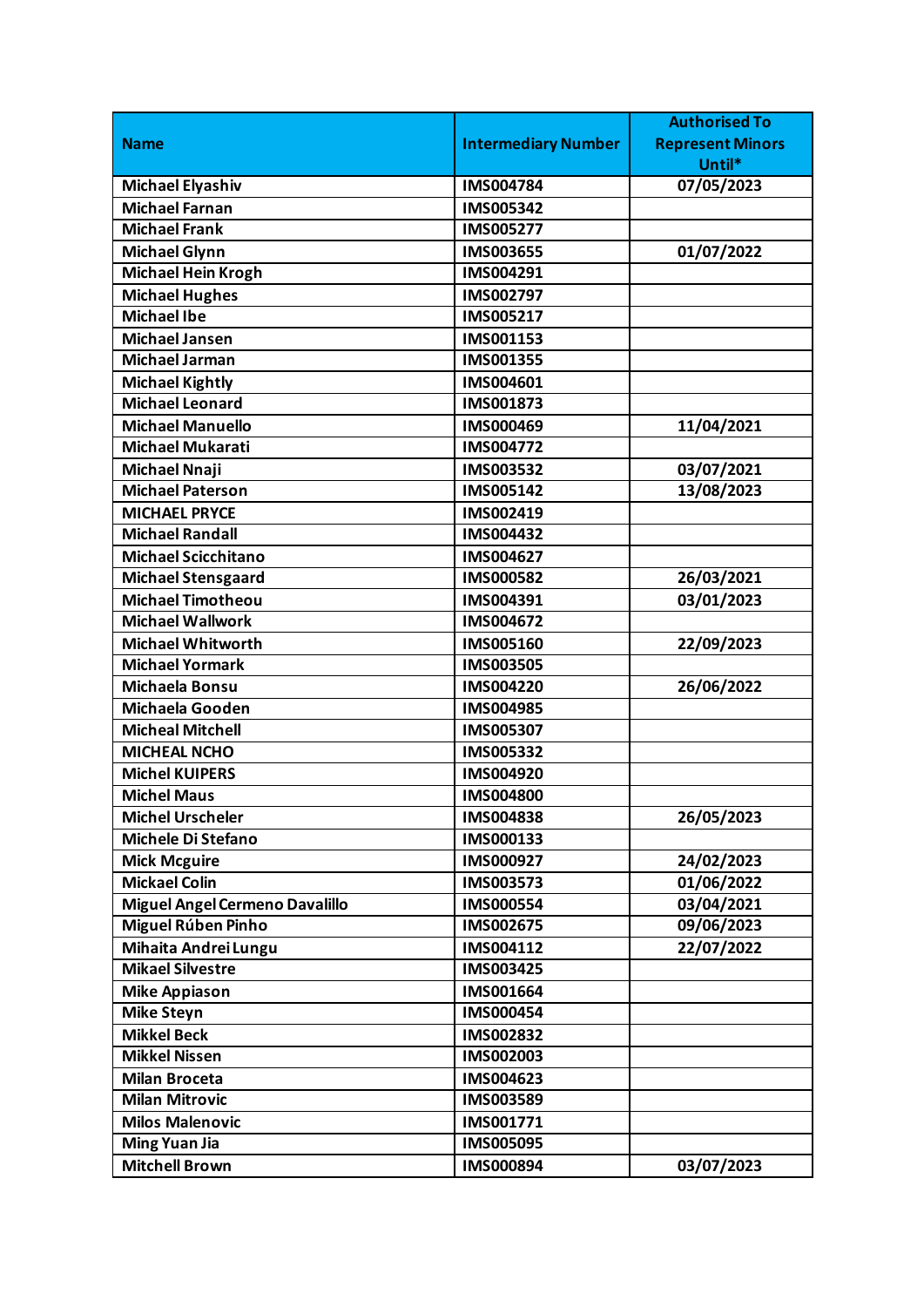| Name | Intermediary Number | Authorised To Represent Minors Until* |
|---|---|---|
| Michael Elyashiv | IMS004784 | 07/05/2023 |
| Michael Farnan | IMS005342 | |
| Michael Frank | IMS005277 | |
| Michael Glynn | IMS003655 | 01/07/2022 |
| Michael Hein Krogh | IMS004291 | |
| Michael Hughes | IMS002797 | |
| Michael Ibe | IMS005217 | |
| Michael Jansen | IMS001153 | |
| Michael Jarman | IMS001355 | |
| Michael Kightly | IMS004601 | |
| Michael Leonard | IMS001873 | |
| Michael Manuello | IMS000469 | 11/04/2021 |
| Michael Mukarati | IMS004772 | |
| Michael Nnaji | IMS003532 | 03/07/2021 |
| Michael Paterson | IMS005142 | 13/08/2023 |
| MICHAEL PRYCE | IMS002419 | |
| Michael Randall | IMS004432 | |
| Michael Scicchitano | IMS004627 | |
| Michael Stensgaard | IMS000582 | 26/03/2021 |
| Michael Timotheou | IMS004391 | 03/01/2023 |
| Michael Wallwork | IMS004672 | |
| Michael Whitworth | IMS005160 | 22/09/2023 |
| Michael Yormark | IMS003505 | |
| Michaela Bonsu | IMS004220 | 26/06/2022 |
| Michaela Gooden | IMS004985 | |
| Micheal Mitchell | IMS005307 | |
| MICHEAL NCHO | IMS005332 | |
| Michel KUIPERS | IMS004920 | |
| Michel Maus | IMS004800 | |
| Michel Urscheler | IMS004838 | 26/05/2023 |
| Michele Di Stefano | IMS000133 | |
| Mick Mcguire | IMS000927 | 24/02/2023 |
| Mickael Colin | IMS003573 | 01/06/2022 |
| Miguel Angel Cermeno Davalillo | IMS000554 | 03/04/2021 |
| Miguel Rúben Pinho | IMS002675 | 09/06/2023 |
| Mihaita Andrei Lungu | IMS004112 | 22/07/2022 |
| Mikael Silvestre | IMS003425 | |
| Mike Appiason | IMS001664 | |
| Mike Steyn | IMS000454 | |
| Mikkel Beck | IMS002832 | |
| Mikkel Nissen | IMS002003 | |
| Milan Broceta | IMS004623 | |
| Milan Mitrovic | IMS003589 | |
| Milos Malenovic | IMS001771 | |
| Ming Yuan Jia | IMS005095 | |
| Mitchell Brown | IMS000894 | 03/07/2023 |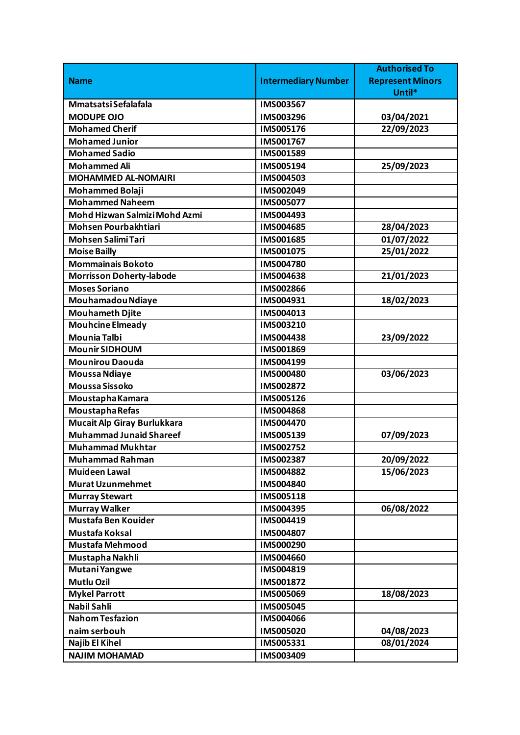| Name | Intermediary Number | Authorised To Represent Minors Until* |
| --- | --- | --- |
| Mmatsatsi Sefalafala | IMS003567 | |
| MODUPE OJO | IMS003296 | 03/04/2021 |
| Mohamed Cherif | IMS005176 | 22/09/2023 |
| Mohamed Junior | IMS001767 | |
| Mohamed Sadio | IMS001589 | |
| Mohammed Ali | IMS005194 | 25/09/2023 |
| MOHAMMED AL-NOMAIRI | IMS004503 | |
| Mohammed Bolaji | IMS002049 | |
| Mohammed Naheem | IMS005077 | |
| Mohd Hizwan Salmizi Mohd Azmi | IMS004493 | |
| Mohsen Pourbakhtiari | IMS004685 | 28/04/2023 |
| Mohsen Salimi Tari | IMS001685 | 01/07/2022 |
| Moise Bailly | IMS001075 | 25/01/2022 |
| Mommainais Bokoto | IMS004780 | |
| Morrisson Doherty-labode | IMS004638 | 21/01/2023 |
| Moses Soriano | IMS002866 | |
| Mouhamadou Ndiaye | IMS004931 | 18/02/2023 |
| Mouhameth Djite | IMS004013 | |
| Mouhcine Elmeady | IMS003210 | |
| Mounia Talbi | IMS004438 | 23/09/2022 |
| Mounir SIDHOUM | IMS001869 | |
| Mounirou Daouda | IMS004199 | |
| Moussa Ndiaye | IMS000480 | 03/06/2023 |
| Moussa Sissoko | IMS002872 | |
| Moustapha Kamara | IMS005126 | |
| Moustapha Refas | IMS004868 | |
| Mucait Alp Giray Burlukkara | IMS004470 | |
| Muhammad Junaid Shareef | IMS005139 | 07/09/2023 |
| Muhammad Mukhtar | IMS002752 | |
| Muhammad Rahman | IMS002387 | 20/09/2022 |
| Muideen Lawal | IMS004882 | 15/06/2023 |
| Murat Uzunmehmet | IMS004840 | |
| Murray Stewart | IMS005118 | |
| Murray Walker | IMS004395 | 06/08/2022 |
| Mustafa Ben Kouider | IMS004419 | |
| Mustafa Koksal | IMS004807 | |
| Mustafa Mehmood | IMS000290 | |
| Mustapha Nakhli | IMS004660 | |
| Mutani Yangwe | IMS004819 | |
| Mutlu Ozil | IMS001872 | |
| Mykel Parrott | IMS005069 | 18/08/2023 |
| Nabil Sahli | IMS005045 | |
| Nahom Tesfazion | IMS004066 | |
| naim serbouh | IMS005020 | 04/08/2023 |
| Najib El Kihel | IMS005331 | 08/01/2024 |
| NAJIM MOHAMAD | IMS003409 | |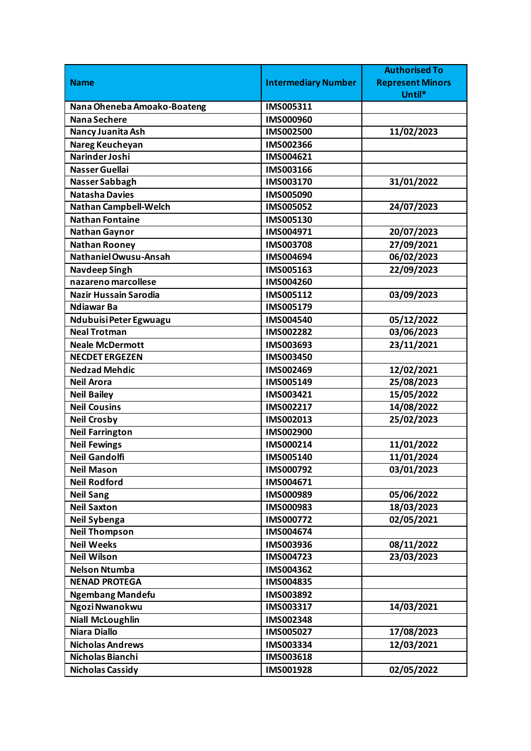| Name | Intermediary Number | Authorised To Represent Minors Until* |
| --- | --- | --- |
| Nana Oheneba Amoako-Boateng | IMS005311 | |
| Nana Sechere | IMS000960 | |
| Nancy Juanita Ash | IMS002500 | 11/02/2023 |
| Nareg Keucheyan | IMS002366 | |
| Narinder Joshi | IMS004621 | |
| Nasser Guellai | IMS003166 | |
| Nasser Sabbagh | IMS003170 | 31/01/2022 |
| Natasha Davies | IMS005090 | |
| Nathan Campbell-Welch | IMS005052 | 24/07/2023 |
| Nathan Fontaine | IMS005130 | |
| Nathan Gaynor | IMS004971 | 20/07/2023 |
| Nathan Rooney | IMS003708 | 27/09/2021 |
| Nathaniel Owusu-Ansah | IMS004694 | 06/02/2023 |
| Navdeep Singh | IMS005163 | 22/09/2023 |
| nazareno marcollese | IMS004260 | |
| Nazir Hussain Sarodia | IMS005112 | 03/09/2023 |
| Ndiawar Ba | IMS005179 | |
| Ndubuisi Peter Egwuagu | IMS004540 | 05/12/2022 |
| Neal Trotman | IMS002282 | 03/06/2023 |
| Neale McDermott | IMS003693 | 23/11/2021 |
| NECDET ERGEZEN | IMS003450 | |
| Nedzad Mehdic | IMS002469 | 12/02/2021 |
| Neil Arora | IMS005149 | 25/08/2023 |
| Neil Bailey | IMS003421 | 15/05/2022 |
| Neil Cousins | IMS002217 | 14/08/2022 |
| Neil Crosby | IMS002013 | 25/02/2023 |
| Neil Farrington | IMS002900 | |
| Neil Fewings | IMS000214 | 11/01/2022 |
| Neil Gandolfi | IMS005140 | 11/01/2024 |
| Neil Mason | IMS000792 | 03/01/2023 |
| Neil Rodford | IMS004671 | |
| Neil Sang | IMS000989 | 05/06/2022 |
| Neil Saxton | IMS000983 | 18/03/2023 |
| Neil Sybenga | IMS000772 | 02/05/2021 |
| Neil Thompson | IMS004674 | |
| Neil Weeks | IMS003936 | 08/11/2022 |
| Neil Wilson | IMS004723 | 23/03/2023 |
| Nelson Ntumba | IMS004362 | |
| NENAD PROTEGA | IMS004835 | |
| Ngembang Mandefu | IMS003892 | |
| Ngozi Nwanokwu | IMS003317 | 14/03/2021 |
| Niall McLoughlin | IMS002348 | |
| Niara Diallo | IMS005027 | 17/08/2023 |
| Nicholas Andrews | IMS003334 | 12/03/2021 |
| Nicholas Bianchi | IMS003618 | |
| Nicholas Cassidy | IMS001928 | 02/05/2022 |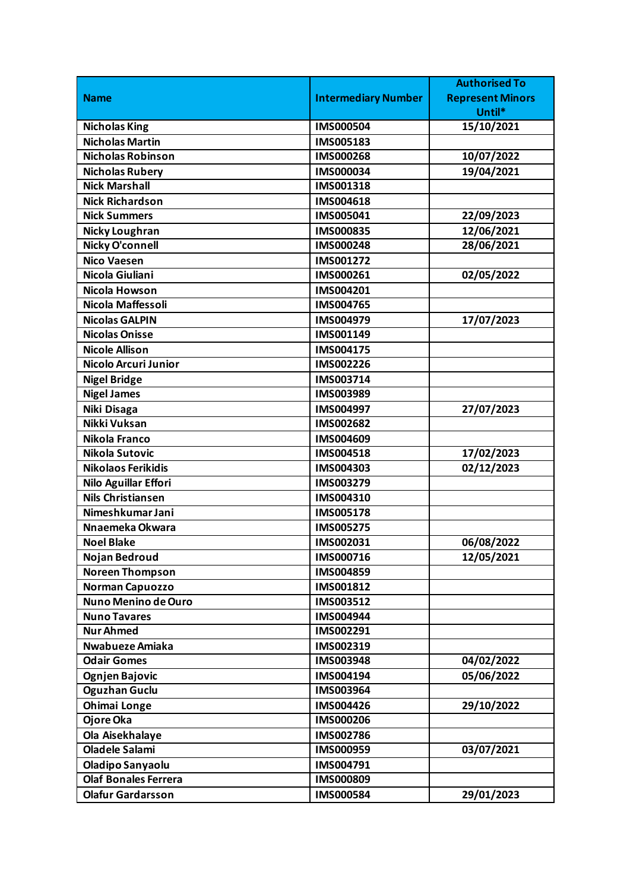| Name | Intermediary Number | Authorised To Represent Minors Until* |
|---|---|---|
| Nicholas King | IMS000504 | 15/10/2021 |
| Nicholas Martin | IMS005183 | |
| Nicholas Robinson | IMS000268 | 10/07/2022 |
| Nicholas Rubery | IMS000034 | 19/04/2021 |
| Nick Marshall | IMS001318 | |
| Nick Richardson | IMS004618 | |
| Nick Summers | IMS005041 | 22/09/2023 |
| Nicky Loughran | IMS000835 | 12/06/2021 |
| Nicky O'connell | IMS000248 | 28/06/2021 |
| Nico Vaesen | IMS001272 | |
| Nicola Giuliani | IMS000261 | 02/05/2022 |
| Nicola Howson | IMS004201 | |
| Nicola Maffessoli | IMS004765 | |
| Nicolas GALPIN | IMS004979 | 17/07/2023 |
| Nicolas Onisse | IMS001149 | |
| Nicole Allison | IMS004175 | |
| Nicolo Arcuri Junior | IMS002226 | |
| Nigel Bridge | IMS003714 | |
| Nigel James | IMS003989 | |
| Niki Disaga | IMS004997 | 27/07/2023 |
| Nikki Vuksan | IMS002682 | |
| Nikola Franco | IMS004609 | |
| Nikola Sutovic | IMS004518 | 17/02/2023 |
| Nikolaos Ferikidis | IMS004303 | 02/12/2023 |
| Nilo Aguillar Effori | IMS003279 | |
| Nils Christiansen | IMS004310 | |
| Nimeshkumar Jani | IMS005178 | |
| Nnaemeka Okwara | IMS005275 | |
| Noel Blake | IMS002031 | 06/08/2022 |
| Nojan Bedroud | IMS000716 | 12/05/2021 |
| Noreen Thompson | IMS004859 | |
| Norman Capuozzo | IMS001812 | |
| Nuno Menino de Ouro | IMS003512 | |
| Nuno Tavares | IMS004944 | |
| Nur Ahmed | IMS002291 | |
| Nwabueze Amiaka | IMS002319 | |
| Odair Gomes | IMS003948 | 04/02/2022 |
| Ognjen Bajovic | IMS004194 | 05/06/2022 |
| Oguzhan Guclu | IMS003964 | |
| Ohimai Longe | IMS004426 | 29/10/2022 |
| Ojore Oka | IMS000206 | |
| Ola Aisekhalaye | IMS002786 | |
| Oladele Salami | IMS000959 | 03/07/2021 |
| Oladipo Sanyaolu | IMS004791 | |
| Olaf Bonales Ferrera | IMS000809 | |
| Olafur Gardarsson | IMS000584 | 29/01/2023 |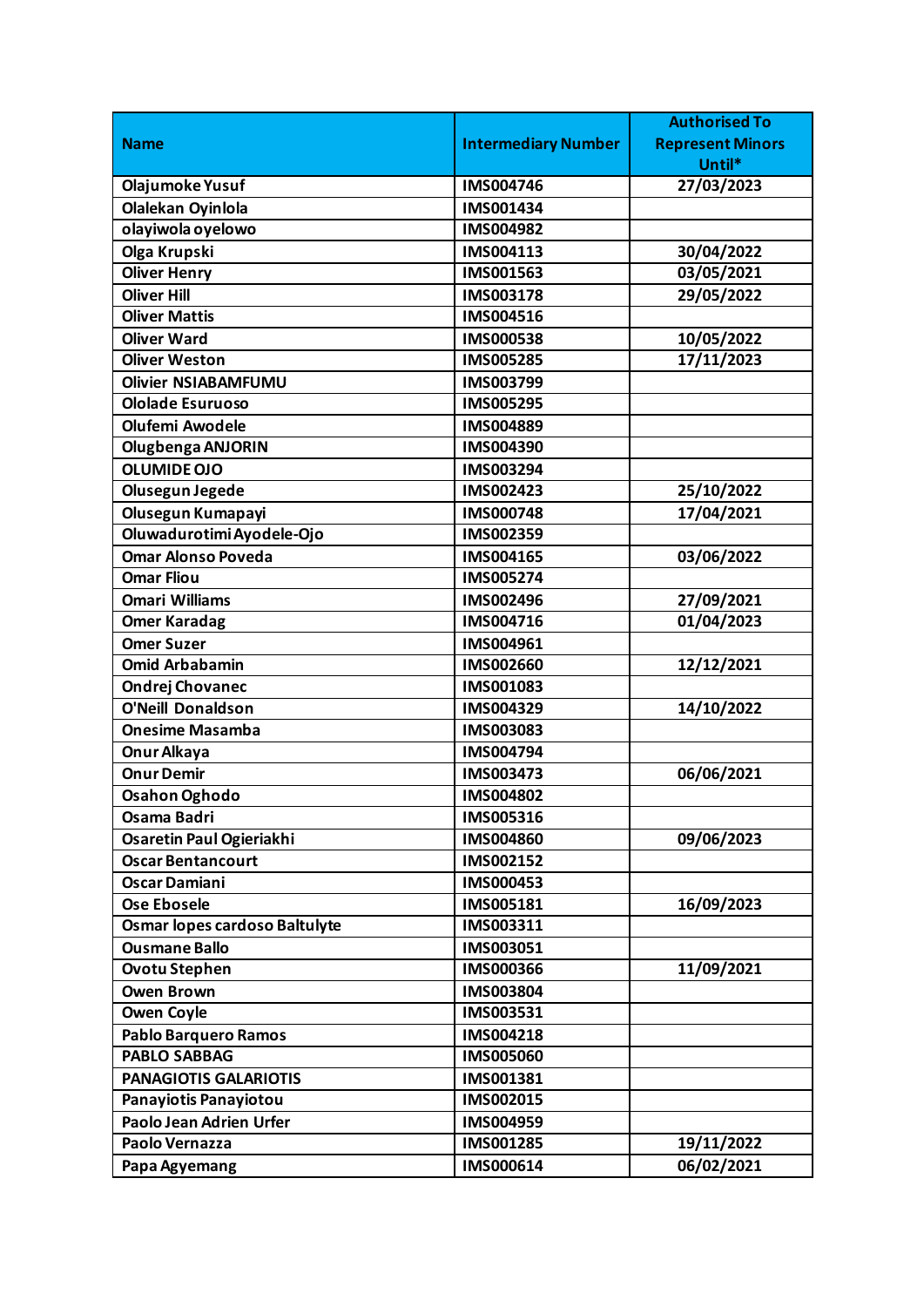| Name | Intermediary Number | Authorised To Represent Minors Until* |
|---|---|---|
| Olajumoke Yusuf | IMS004746 | 27/03/2023 |
| Olalekan Oyinlola | IMS001434 | |
| olayiwola oyelowo | IMS004982 | |
| Olga Krupski | IMS004113 | 30/04/2022 |
| Oliver Henry | IMS001563 | 03/05/2021 |
| Oliver Hill | IMS003178 | 29/05/2022 |
| Oliver Mattis | IMS004516 | |
| Oliver Ward | IMS000538 | 10/05/2022 |
| Oliver Weston | IMS005285 | 17/11/2023 |
| Olivier NSIABAMFUMU | IMS003799 | |
| Ololade Esuruoso | IMS005295 | |
| Olufemi Awodele | IMS004889 | |
| Olugbenga ANJORIN | IMS004390 | |
| OLUMIDE OJO | IMS003294 | |
| Olusegun Jegede | IMS002423 | 25/10/2022 |
| Olusegun Kumapayi | IMS000748 | 17/04/2021 |
| Oluwadurotimi Ayodele-Ojo | IMS002359 | |
| Omar Alonso Poveda | IMS004165 | 03/06/2022 |
| Omar Fliou | IMS005274 | |
| Omari Williams | IMS002496 | 27/09/2021 |
| Omer Karadag | IMS004716 | 01/04/2023 |
| Omer Suzer | IMS004961 | |
| Omid Arbabamin | IMS002660 | 12/12/2021 |
| Ondrej Chovanec | IMS001083 | |
| O'Neill Donaldson | IMS004329 | 14/10/2022 |
| Onesime Masamba | IMS003083 | |
| Onur Alkaya | IMS004794 | |
| Onur Demir | IMS003473 | 06/06/2021 |
| Osahon Oghodo | IMS004802 | |
| Osama Badri | IMS005316 | |
| Osaretin Paul Ogieriakhi | IMS004860 | 09/06/2023 |
| Oscar Bentancourt | IMS002152 | |
| Oscar Damiani | IMS000453 | |
| Ose Ebosele | IMS005181 | 16/09/2023 |
| Osmar lopes cardoso Baltulyte | IMS003311 | |
| Ousmane Ballo | IMS003051 | |
| Ovotu Stephen | IMS000366 | 11/09/2021 |
| Owen Brown | IMS003804 | |
| Owen Coyle | IMS003531 | |
| Pablo Barquero Ramos | IMS004218 | |
| PABLO SABBAG | IMS005060 | |
| PANAGIOTIS GALARIOTIS | IMS001381 | |
| Panayiotis Panayiotou | IMS002015 | |
| Paolo Jean Adrien Urfer | IMS004959 | |
| Paolo Vernazza | IMS001285 | 19/11/2022 |
| Papa Agyemang | IMS000614 | 06/02/2021 |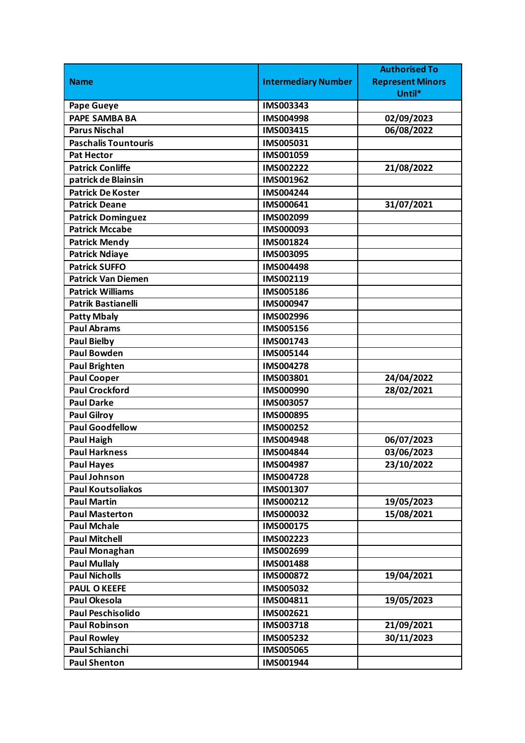| Name | Intermediary Number | Authorised To Represent Minors Until* |
|---|---|---|
| Pape Gueye | IMS003343 | |
| PAPE SAMBA BA | IMS004998 | 02/09/2023 |
| Parus Nischal | IMS003415 | 06/08/2022 |
| Paschalis Tountouris | IMS005031 | |
| Pat Hector | IMS001059 | |
| Patrick Conliffe | IMS002222 | 21/08/2022 |
| patrick de Blainsin | IMS001962 | |
| Patrick De Koster | IMS004244 | |
| Patrick Deane | IMS000641 | 31/07/2021 |
| Patrick Dominguez | IMS002099 | |
| Patrick Mccabe | IMS000093 | |
| Patrick Mendy | IMS001824 | |
| Patrick Ndiaye | IMS003095 | |
| Patrick SUFFO | IMS004498 | |
| Patrick Van Diemen | IMS002119 | |
| Patrick Williams | IMS005186 | |
| Patrik Bastianelli | IMS000947 | |
| Patty Mbaly | IMS002996 | |
| Paul Abrams | IMS005156 | |
| Paul Bielby | IMS001743 | |
| Paul Bowden | IMS005144 | |
| Paul Brighten | IMS004278 | |
| Paul Cooper | IMS003801 | 24/04/2022 |
| Paul Crockford | IMS000990 | 28/02/2021 |
| Paul Darke | IMS003057 | |
| Paul Gilroy | IMS000895 | |
| Paul Goodfellow | IMS000252 | |
| Paul Haigh | IMS004948 | 06/07/2023 |
| Paul Harkness | IMS004844 | 03/06/2023 |
| Paul Hayes | IMS004987 | 23/10/2022 |
| Paul Johnson | IMS004728 | |
| Paul Koutsoliakos | IMS001307 | |
| Paul Martin | IMS000212 | 19/05/2023 |
| Paul Masterton | IMS000032 | 15/08/2021 |
| Paul Mchale | IMS000175 | |
| Paul Mitchell | IMS002223 | |
| Paul Monaghan | IMS002699 | |
| Paul Mullaly | IMS001488 | |
| Paul Nicholls | IMS000872 | 19/04/2021 |
| PAUL O KEEFE | IMS005032 | |
| Paul Okesola | IMS004811 | 19/05/2023 |
| Paul Peschisolido | IMS002621 | |
| Paul Robinson | IMS003718 | 21/09/2021 |
| Paul Rowley | IMS005232 | 30/11/2023 |
| Paul Schianchi | IMS005065 | |
| Paul Shenton | IMS001944 | |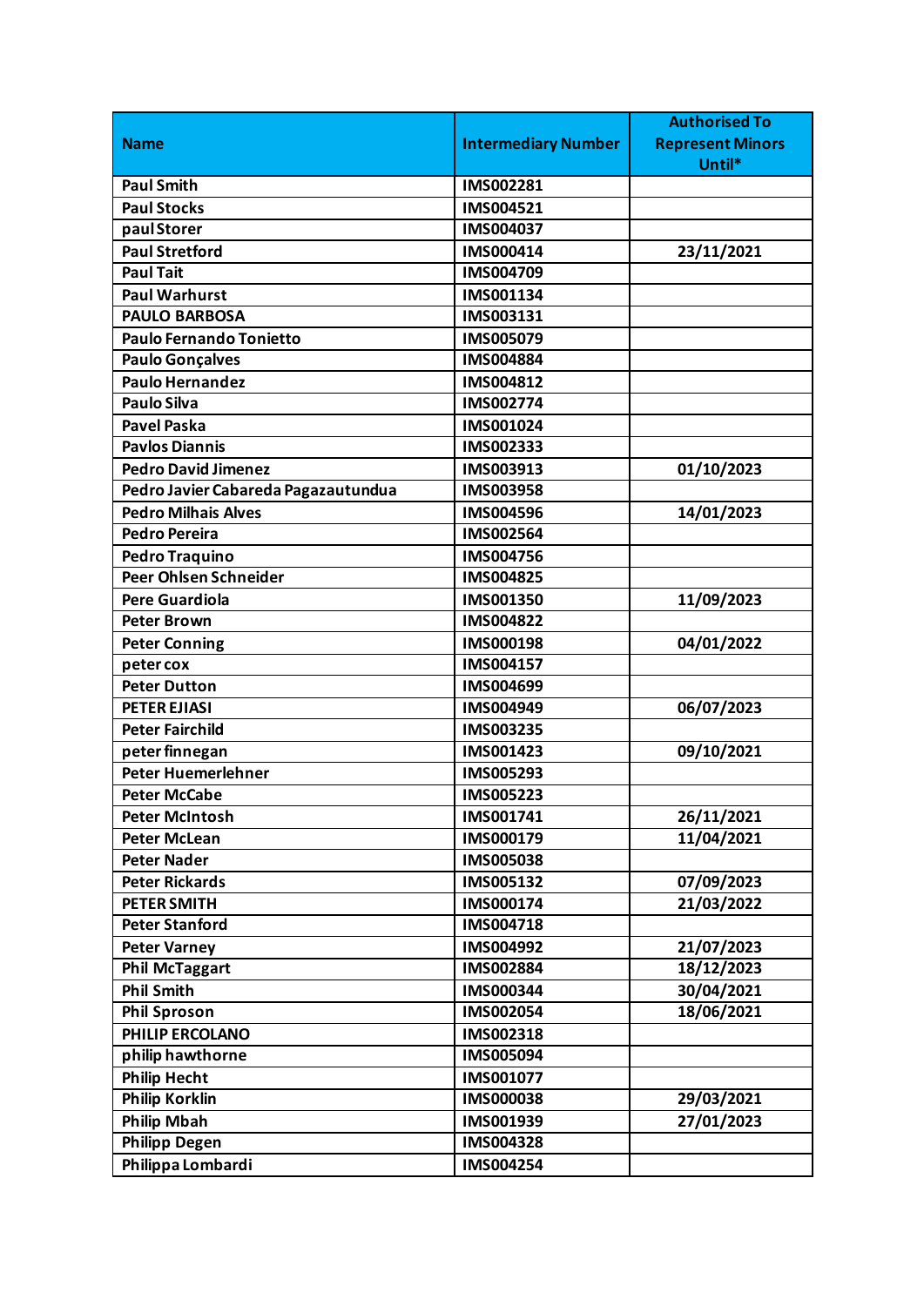| Name | Intermediary Number | Authorised To Represent Minors Until* |
|---|---|---|
| Paul Smith | IMS002281 | |
| Paul Stocks | IMS004521 | |
| paul Storer | IMS004037 | |
| Paul Stretford | IMS000414 | 23/11/2021 |
| Paul Tait | IMS004709 | |
| Paul Warhurst | IMS001134 | |
| PAULO BARBOSA | IMS003131 | |
| Paulo Fernando Tonietto | IMS005079 | |
| Paulo Gonçalves | IMS004884 | |
| Paulo Hernandez | IMS004812 | |
| Paulo Silva | IMS002774 | |
| Pavel Paska | IMS001024 | |
| Pavlos Diannis | IMS002333 | |
| Pedro David Jimenez | IMS003913 | 01/10/2023 |
| Pedro Javier Cabareda Pagazautundua | IMS003958 | |
| Pedro Milhais Alves | IMS004596 | 14/01/2023 |
| Pedro Pereira | IMS002564 | |
| Pedro Traquino | IMS004756 | |
| Peer Ohlsen Schneider | IMS004825 | |
| Pere Guardiola | IMS001350 | 11/09/2023 |
| Peter Brown | IMS004822 | |
| Peter Conning | IMS000198 | 04/01/2022 |
| peter cox | IMS004157 | |
| Peter Dutton | IMS004699 | |
| PETER EJIASI | IMS004949 | 06/07/2023 |
| Peter Fairchild | IMS003235 | |
| peter finnegan | IMS001423 | 09/10/2021 |
| Peter Huemerlehner | IMS005293 | |
| Peter McCabe | IMS005223 | |
| Peter McIntosh | IMS001741 | 26/11/2021 |
| Peter McLean | IMS000179 | 11/04/2021 |
| Peter Nader | IMS005038 | |
| Peter Rickards | IMS005132 | 07/09/2023 |
| PETER SMITH | IMS000174 | 21/03/2022 |
| Peter Stanford | IMS004718 | |
| Peter Varney | IMS004992 | 21/07/2023 |
| Phil McTaggart | IMS002884 | 18/12/2023 |
| Phil Smith | IMS000344 | 30/04/2021 |
| Phil Sproson | IMS002054 | 18/06/2021 |
| PHILIP ERCOLANO | IMS002318 | |
| philip hawthorne | IMS005094 | |
| Philip Hecht | IMS001077 | |
| Philip Korklin | IMS000038 | 29/03/2021 |
| Philip Mbah | IMS001939 | 27/01/2023 |
| Philipp Degen | IMS004328 | |
| Philippa Lombardi | IMS004254 | |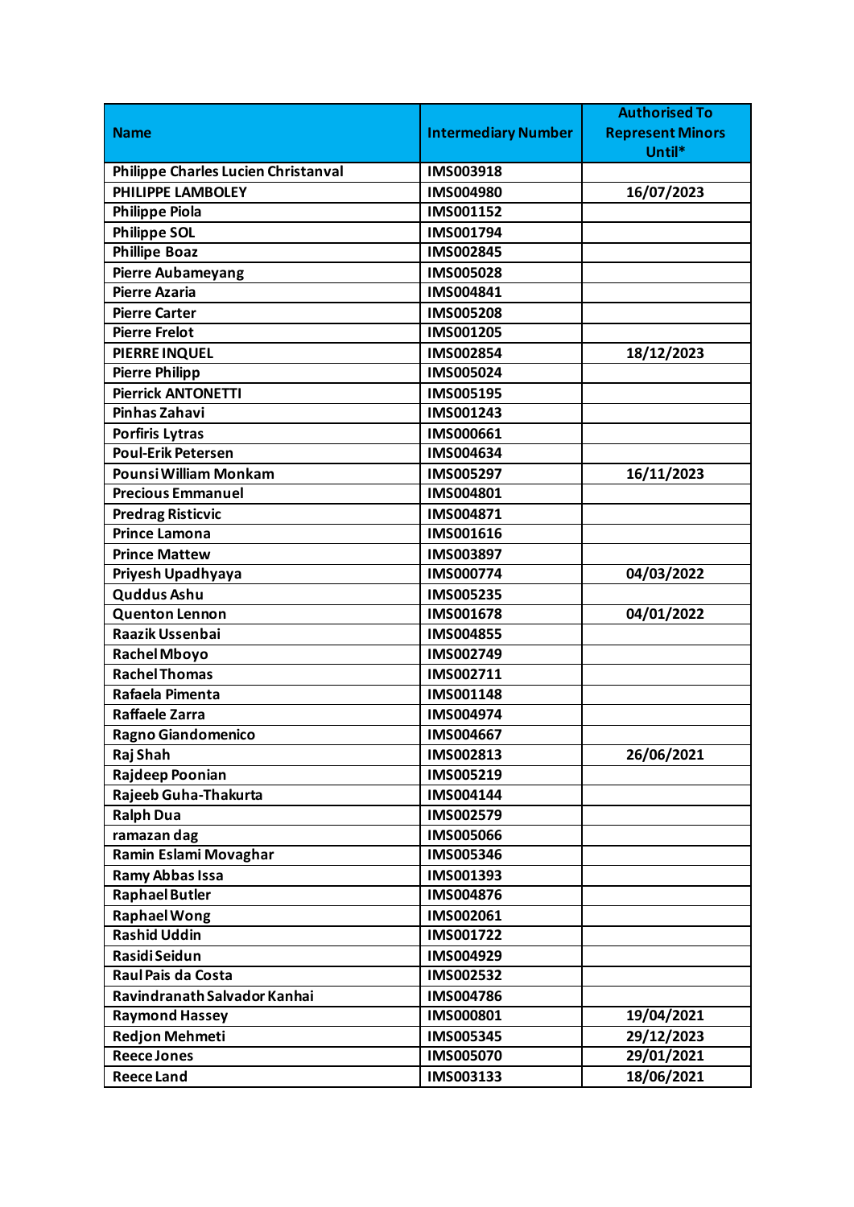| Name | Intermediary Number | Authorised To Represent Minors Until* |
|---|---|---|
| Philippe Charles Lucien Christanval | IMS003918 | |
| PHILIPPE LAMBOLEY | IMS004980 | 16/07/2023 |
| Philippe Piola | IMS001152 | |
| Philippe SOL | IMS001794 | |
| Phillipe Boaz | IMS002845 | |
| Pierre Aubameyang | IMS005028 | |
| Pierre Azaria | IMS004841 | |
| Pierre Carter | IMS005208 | |
| Pierre Frelot | IMS001205 | |
| PIERRE INQUEL | IMS002854 | 18/12/2023 |
| Pierre Philipp | IMS005024 | |
| Pierrick ANTONETTI | IMS005195 | |
| Pinhas Zahavi | IMS001243 | |
| Porfiris Lytras | IMS000661 | |
| Poul-Erik Petersen | IMS004634 | |
| Pounsi William Monkam | IMS005297 | 16/11/2023 |
| Precious Emmanuel | IMS004801 | |
| Predrag Risticvic | IMS004871 | |
| Prince Lamona | IMS001616 | |
| Prince Mattew | IMS003897 | |
| Priyesh Upadhyaya | IMS000774 | 04/03/2022 |
| Quddus Ashu | IMS005235 | |
| Quenton Lennon | IMS001678 | 04/01/2022 |
| Raazik Ussenbai | IMS004855 | |
| Rachel Mboyo | IMS002749 | |
| Rachel Thomas | IMS002711 | |
| Rafaela Pimenta | IMS001148 | |
| Raffaele Zarra | IMS004974 | |
| Ragno Giandomenico | IMS004667 | |
| Raj Shah | IMS002813 | 26/06/2021 |
| Rajdeep Poonian | IMS005219 | |
| Rajeeb Guha-Thakurta | IMS004144 | |
| Ralph Dua | IMS002579 | |
| ramazan dag | IMS005066 | |
| Ramin Eslami Movaghar | IMS005346 | |
| Ramy Abbas Issa | IMS001393 | |
| Raphael Butler | IMS004876 | |
| Raphael Wong | IMS002061 | |
| Rashid Uddin | IMS001722 | |
| Rasidi Seidun | IMS004929 | |
| Raul Pais da Costa | IMS002532 | |
| Ravindranath Salvador Kanhai | IMS004786 | |
| Raymond Hassey | IMS000801 | 19/04/2021 |
| Redjon Mehmeti | IMS005345 | 29/12/2023 |
| Reece Jones | IMS005070 | 29/01/2021 |
| Reece Land | IMS003133 | 18/06/2021 |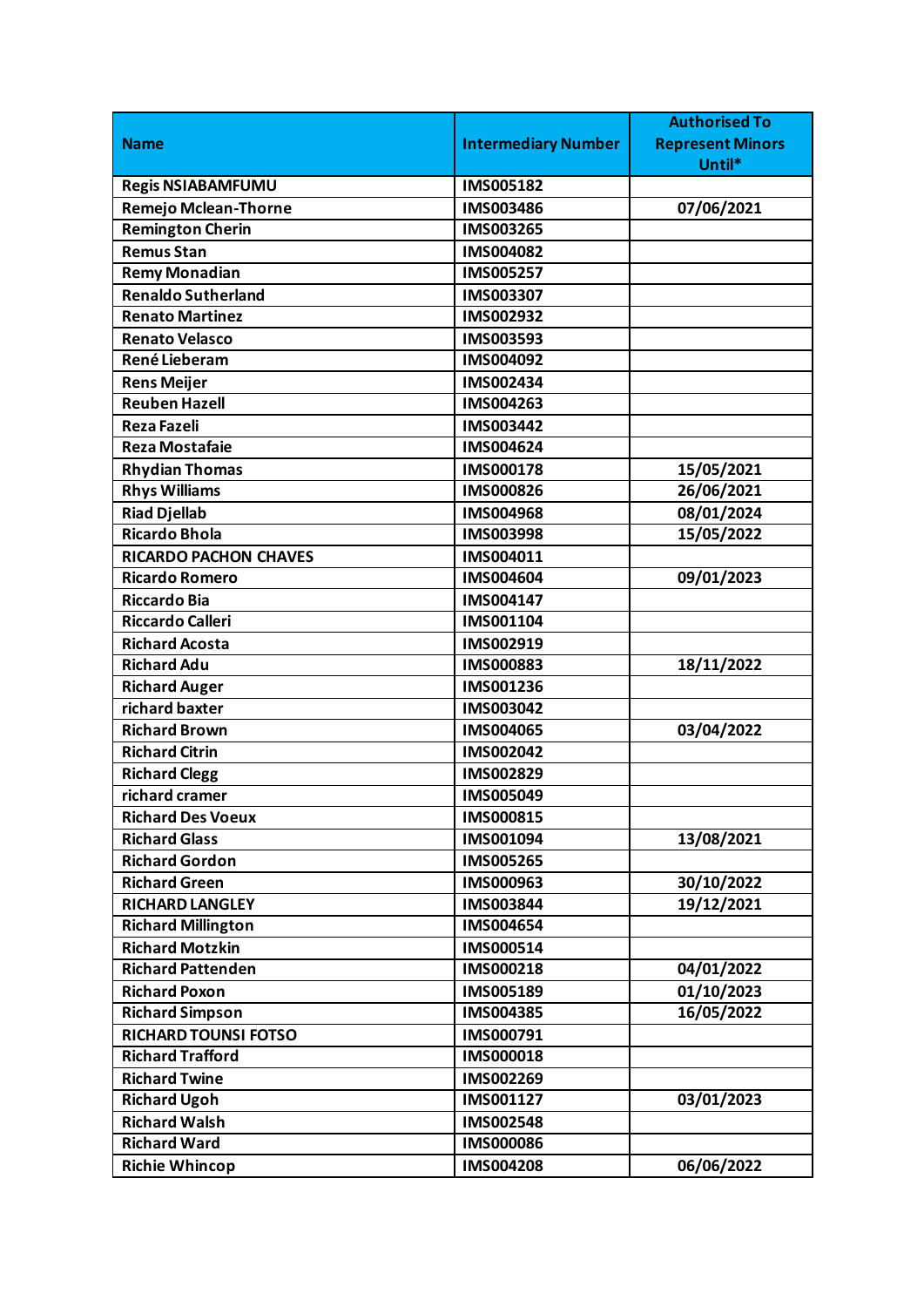| Name | Intermediary Number | Authorised To Represent Minors Until* |
| --- | --- | --- |
| Regis NSIABAMFUMU | IMS005182 | |
| Remejo Mclean-Thorne | IMS003486 | 07/06/2021 |
| Remington Cherin | IMS003265 | |
| Remus Stan | IMS004082 | |
| Remy Monadian | IMS005257 | |
| Renaldo Sutherland | IMS003307 | |
| Renato Martinez | IMS002932 | |
| Renato Velasco | IMS003593 | |
| René Lieberam | IMS004092 | |
| Rens Meijer | IMS002434 | |
| Reuben Hazell | IMS004263 | |
| Reza Fazeli | IMS003442 | |
| Reza Mostafaie | IMS004624 | |
| Rhydian Thomas | IMS000178 | 15/05/2021 |
| Rhys Williams | IMS000826 | 26/06/2021 |
| Riad Djellab | IMS004968 | 08/01/2024 |
| Ricardo Bhola | IMS003998 | 15/05/2022 |
| RICARDO PACHON CHAVES | IMS004011 | |
| Ricardo Romero | IMS004604 | 09/01/2023 |
| Riccardo Bia | IMS004147 | |
| Riccardo Calleri | IMS001104 | |
| Richard Acosta | IMS002919 | |
| Richard Adu | IMS000883 | 18/11/2022 |
| Richard Auger | IMS001236 | |
| richard baxter | IMS003042 | |
| Richard Brown | IMS004065 | 03/04/2022 |
| Richard Citrin | IMS002042 | |
| Richard Clegg | IMS002829 | |
| richard cramer | IMS005049 | |
| Richard Des Voeux | IMS000815 | |
| Richard Glass | IMS001094 | 13/08/2021 |
| Richard Gordon | IMS005265 | |
| Richard Green | IMS000963 | 30/10/2022 |
| RICHARD LANGLEY | IMS003844 | 19/12/2021 |
| Richard Millington | IMS004654 | |
| Richard Motzkin | IMS000514 | |
| Richard Pattenden | IMS000218 | 04/01/2022 |
| Richard Poxon | IMS005189 | 01/10/2023 |
| Richard Simpson | IMS004385 | 16/05/2022 |
| RICHARD TOUNSI FOTSO | IMS000791 | |
| Richard Trafford | IMS000018 | |
| Richard Twine | IMS002269 | |
| Richard Ugoh | IMS001127 | 03/01/2023 |
| Richard Walsh | IMS002548 | |
| Richard Ward | IMS000086 | |
| Richie Whincop | IMS004208 | 06/06/2022 |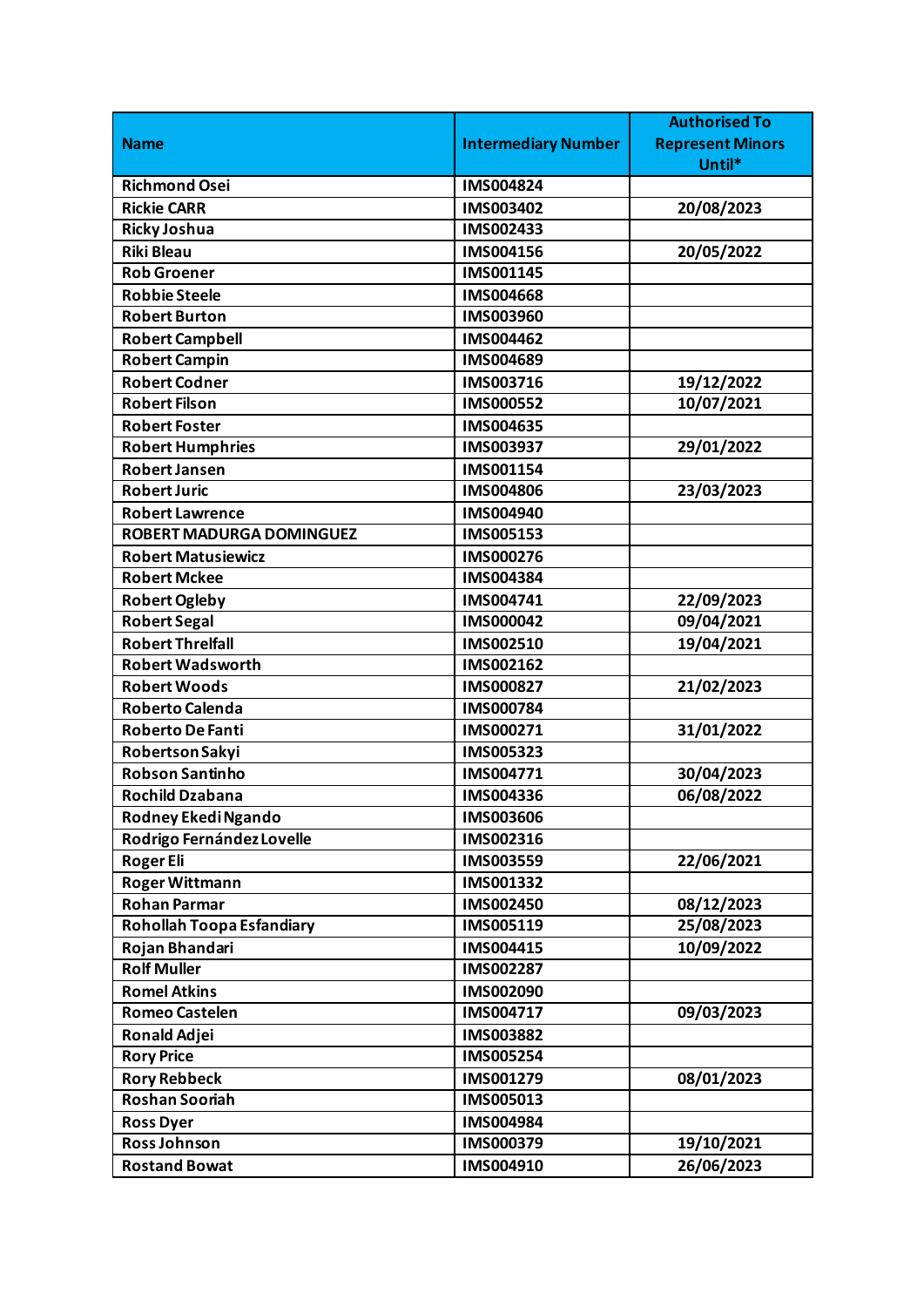| Name | Intermediary Number | Authorised To Represent Minors Until* |
|---|---|---|
| Richmond Osei | IMS004824 | |
| Rickie CARR | IMS003402 | 20/08/2023 |
| Ricky Joshua | IMS002433 | |
| Riki Bleau | IMS004156 | 20/05/2022 |
| Rob Groener | IMS001145 | |
| Robbie Steele | IMS004668 | |
| Robert Burton | IMS003960 | |
| Robert Campbell | IMS004462 | |
| Robert Campin | IMS004689 | |
| Robert Codner | IMS003716 | 19/12/2022 |
| Robert Filson | IMS000552 | 10/07/2021 |
| Robert Foster | IMS004635 | |
| Robert Humphries | IMS003937 | 29/01/2022 |
| Robert Jansen | IMS001154 | |
| Robert Juric | IMS004806 | 23/03/2023 |
| Robert Lawrence | IMS004940 | |
| ROBERT MADURGA DOMINGUEZ | IMS005153 | |
| Robert Matusiewicz | IMS000276 | |
| Robert Mckee | IMS004384 | |
| Robert Ogleby | IMS004741 | 22/09/2023 |
| Robert Segal | IMS000042 | 09/04/2021 |
| Robert Threlfall | IMS002510 | 19/04/2021 |
| Robert Wadsworth | IMS002162 | |
| Robert Woods | IMS000827 | 21/02/2023 |
| Roberto Calenda | IMS000784 | |
| Roberto De Fanti | IMS000271 | 31/01/2022 |
| Robertson Sakyi | IMS005323 | |
| Robson Santinho | IMS004771 | 30/04/2023 |
| Rochild Dzabana | IMS004336 | 06/08/2022 |
| Rodney Ekedi Ngando | IMS003606 | |
| Rodrigo Fernández Lovelle | IMS002316 | |
| Roger Eli | IMS003559 | 22/06/2021 |
| Roger Wittmann | IMS001332 | |
| Rohan Parmar | IMS002450 | 08/12/2023 |
| Rohollah Toopa Esfandiary | IMS005119 | 25/08/2023 |
| Rojan Bhandari | IMS004415 | 10/09/2022 |
| Rolf Muller | IMS002287 | |
| Romel Atkins | IMS002090 | |
| Romeo Castelen | IMS004717 | 09/03/2023 |
| Ronald Adjei | IMS003882 | |
| Rory Price | IMS005254 | |
| Rory Rebbeck | IMS001279 | 08/01/2023 |
| Roshan Sooriah | IMS005013 | |
| Ross Dyer | IMS004984 | |
| Ross Johnson | IMS000379 | 19/10/2021 |
| Rostand Bowat | IMS004910 | 26/06/2023 |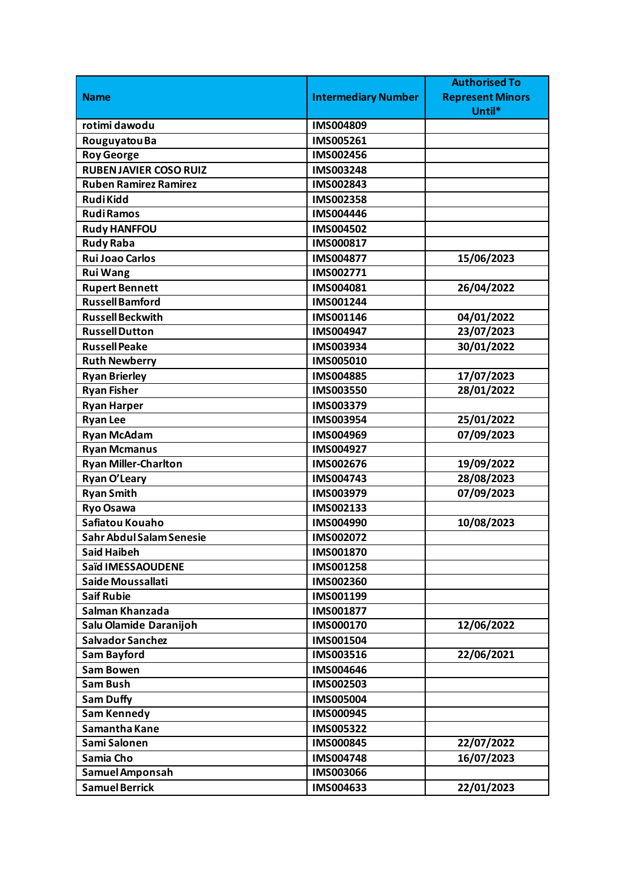| Name | Intermediary Number | Authorised To Represent Minors Until* |
|---|---|---|
| rotimi dawodu | IMS004809 | |
| Rouguyatou Ba | IMS005261 | |
| Roy George | IMS002456 | |
| RUBEN JAVIER COSO RUIZ | IMS003248 | |
| Ruben Ramirez Ramirez | IMS002843 | |
| Rudi Kidd | IMS002358 | |
| Rudi Ramos | IMS004446 | |
| Rudy HANFFOU | IMS004502 | |
| Rudy Raba | IMS000817 | |
| Rui Joao Carlos | IMS004877 | 15/06/2023 |
| Rui Wang | IMS002771 | |
| Rupert Bennett | IMS004081 | 26/04/2022 |
| Russell Bamford | IMS001244 | |
| Russell Beckwith | IMS001146 | 04/01/2022 |
| Russell Dutton | IMS004947 | 23/07/2023 |
| Russell Peake | IMS003934 | 30/01/2022 |
| Ruth Newberry | IMS005010 | |
| Ryan Brierley | IMS004885 | 17/07/2023 |
| Ryan Fisher | IMS003550 | 28/01/2022 |
| Ryan Harper | IMS003379 | |
| Ryan Lee | IMS003954 | 25/01/2022 |
| Ryan McAdam | IMS004969 | 07/09/2023 |
| Ryan Mcmanus | IMS004927 | |
| Ryan Miller-Charlton | IMS002676 | 19/09/2022 |
| Ryan O'Leary | IMS004743 | 28/08/2023 |
| Ryan Smith | IMS003979 | 07/09/2023 |
| Ryo Osawa | IMS002133 | |
| Safiatou Kouaho | IMS004990 | 10/08/2023 |
| Sahr Abdul Salam Senesie | IMS002072 | |
| Said Haibeh | IMS001870 | |
| Saïd IMESSAOUDENE | IMS001258 | |
| Saide Moussallati | IMS002360 | |
| Saif Rubie | IMS001199 | |
| Salman Khanzada | IMS001877 | |
| Salu Olamide Daranijoh | IMS000170 | 12/06/2022 |
| Salvador Sanchez | IMS001504 | |
| Sam Bayford | IMS003516 | 22/06/2021 |
| Sam Bowen | IMS004646 | |
| Sam Bush | IMS002503 | |
| Sam Duffy | IMS005004 | |
| Sam Kennedy | IMS000945 | |
| Samantha Kane | IMS005322 | |
| Sami Salonen | IMS000845 | 22/07/2022 |
| Samia Cho | IMS004748 | 16/07/2023 |
| Samuel Amponsah | IMS003066 | |
| Samuel Berrick | IMS004633 | 22/01/2023 |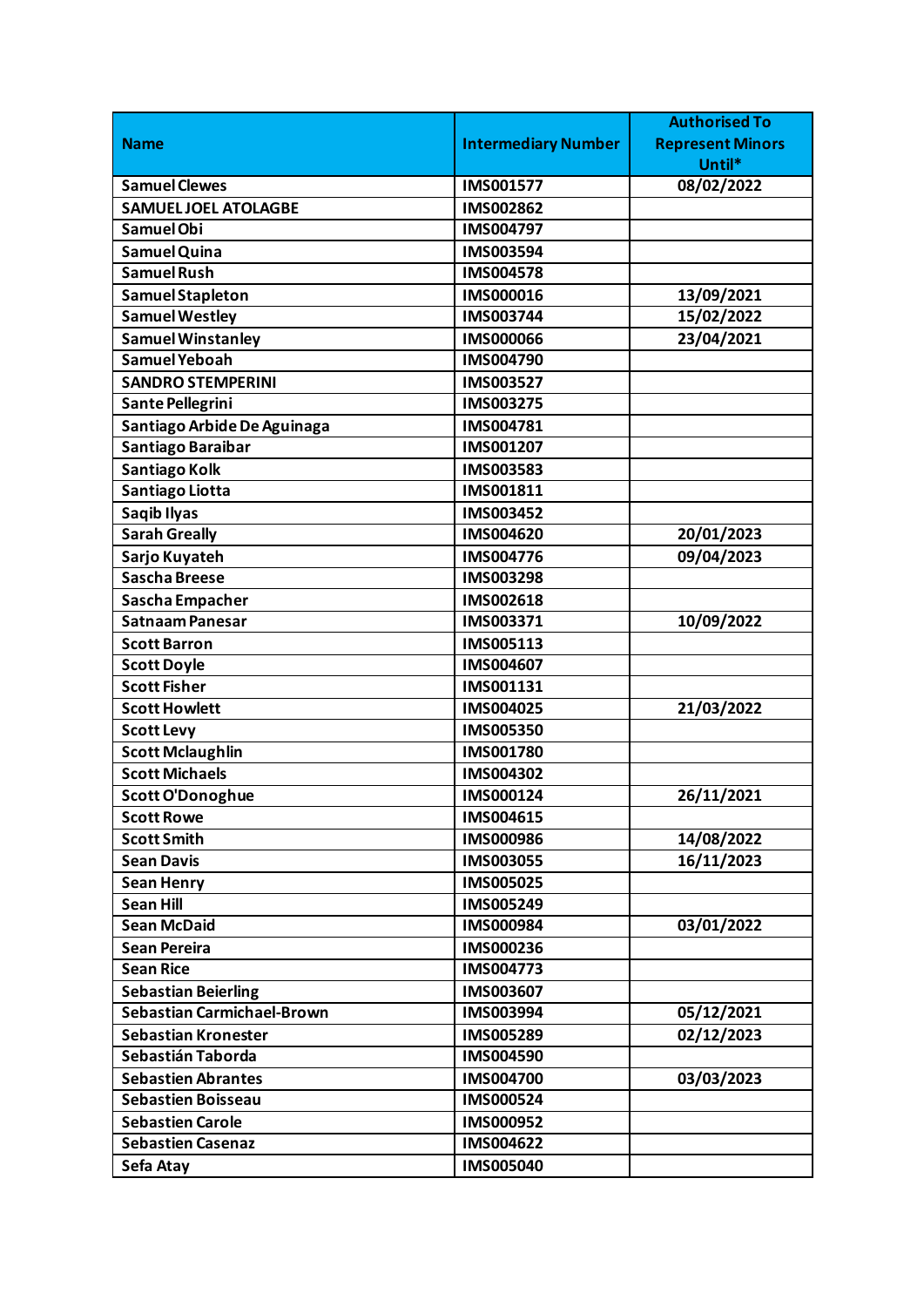| Name | Intermediary Number | Authorised To Represent Minors Until* |
|---|---|---|
| Samuel Clewes | IMS001577 | 08/02/2022 |
| SAMUEL JOEL ATOLAGBE | IMS002862 | |
| Samuel Obi | IMS004797 | |
| Samuel Quina | IMS003594 | |
| Samuel Rush | IMS004578 | |
| Samuel Stapleton | IMS000016 | 13/09/2021 |
| Samuel Westley | IMS003744 | 15/02/2022 |
| Samuel Winstanley | IMS000066 | 23/04/2021 |
| Samuel Yeboah | IMS004790 | |
| SANDRO STEMPERINI | IMS003527 | |
| Sante Pellegrini | IMS003275 | |
| Santiago Arbide De Aguinaga | IMS004781 | |
| Santiago Baraibar | IMS001207 | |
| Santiago Kolk | IMS003583 | |
| Santiago Liotta | IMS001811 | |
| Saqib Ilyas | IMS003452 | |
| Sarah Greally | IMS004620 | 20/01/2023 |
| Sarjo Kuyateh | IMS004776 | 09/04/2023 |
| Sascha Breese | IMS003298 | |
| Sascha Empacher | IMS002618 | |
| Satnaam Panesar | IMS003371 | 10/09/2022 |
| Scott Barron | IMS005113 | |
| Scott Doyle | IMS004607 | |
| Scott Fisher | IMS001131 | |
| Scott Howlett | IMS004025 | 21/03/2022 |
| Scott Levy | IMS005350 | |
| Scott Mclaughlin | IMS001780 | |
| Scott Michaels | IMS004302 | |
| Scott O'Donoghue | IMS000124 | 26/11/2021 |
| Scott Rowe | IMS004615 | |
| Scott Smith | IMS000986 | 14/08/2022 |
| Sean Davis | IMS003055 | 16/11/2023 |
| Sean Henry | IMS005025 | |
| Sean Hill | IMS005249 | |
| Sean McDaid | IMS000984 | 03/01/2022 |
| Sean Pereira | IMS000236 | |
| Sean Rice | IMS004773 | |
| Sebastian Beierling | IMS003607 | |
| Sebastian Carmichael-Brown | IMS003994 | 05/12/2021 |
| Sebastian Kronester | IMS005289 | 02/12/2023 |
| Sebastián Taborda | IMS004590 | |
| Sebastien Abrantes | IMS004700 | 03/03/2023 |
| Sebastien Boisseau | IMS000524 | |
| Sebastien Carole | IMS000952 | |
| Sebastien Casenaz | IMS004622 | |
| Sefa Atay | IMS005040 | |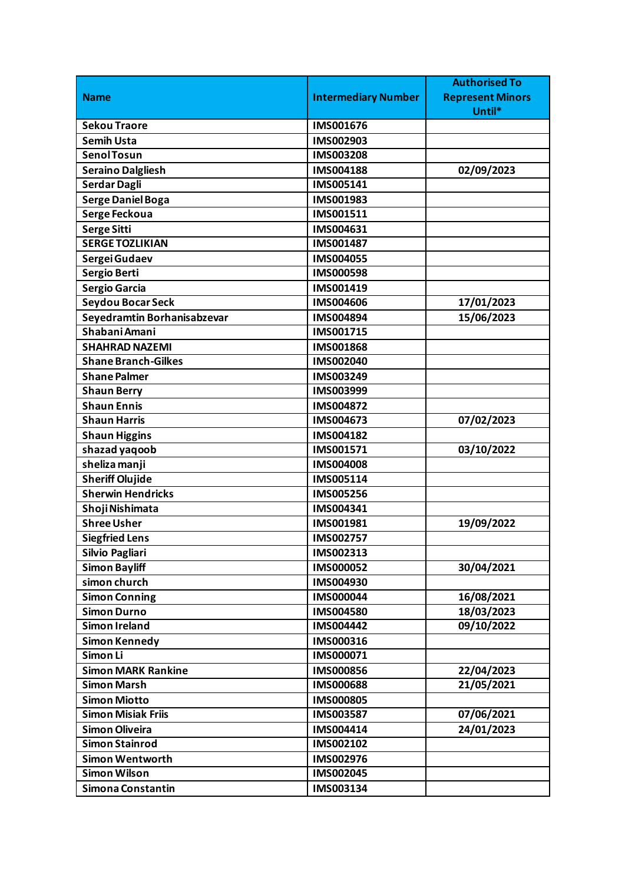| Name | Intermediary Number | Authorised To Represent Minors Until* |
| --- | --- | --- |
| Sekou Traore | IMS001676 | |
| Semih Usta | IMS002903 | |
| Senol Tosun | IMS003208 | |
| Seraino Dalgliesh | IMS004188 | 02/09/2023 |
| Serdar Dagli | IMS005141 | |
| Serge Daniel Boga | IMS001983 | |
| Serge Feckoua | IMS001511 | |
| Serge Sitti | IMS004631 | |
| SERGE TOZLIKIAN | IMS001487 | |
| Sergei Gudaev | IMS004055 | |
| Sergio Berti | IMS000598 | |
| Sergio Garcia | IMS001419 | |
| Seydou Bocar Seck | IMS004606 | 17/01/2023 |
| Seyedramtin Borhanisabzevar | IMS004894 | 15/06/2023 |
| Shabani Amani | IMS001715 | |
| SHAHRAD NAZEMI | IMS001868 | |
| Shane Branch-Gilkes | IMS002040 | |
| Shane Palmer | IMS003249 | |
| Shaun Berry | IMS003999 | |
| Shaun Ennis | IMS004872 | |
| Shaun Harris | IMS004673 | 07/02/2023 |
| Shaun Higgins | IMS004182 | |
| shazad yaqoob | IMS001571 | 03/10/2022 |
| sheliza manji | IMS004008 | |
| Sheriff Olujide | IMS005114 | |
| Sherwin Hendricks | IMS005256 | |
| Shoji Nishimata | IMS004341 | |
| Shree Usher | IMS001981 | 19/09/2022 |
| Siegfried Lens | IMS002757 | |
| Silvio Pagliari | IMS002313 | |
| Simon Bayliff | IMS000052 | 30/04/2021 |
| simon church | IMS004930 | |
| Simon Conning | IMS000044 | 16/08/2021 |
| Simon Durno | IMS004580 | 18/03/2023 |
| Simon Ireland | IMS004442 | 09/10/2022 |
| Simon Kennedy | IMS000316 | |
| Simon Li | IMS000071 | |
| Simon MARK Rankine | IMS000856 | 22/04/2023 |
| Simon Marsh | IMS000688 | 21/05/2021 |
| Simon Miotto | IMS000805 | |
| Simon Misiak Friis | IMS003587 | 07/06/2021 |
| Simon Oliveira | IMS004414 | 24/01/2023 |
| Simon Stainrod | IMS002102 | |
| Simon Wentworth | IMS002976 | |
| Simon Wilson | IMS002045 | |
| Simona Constantin | IMS003134 | |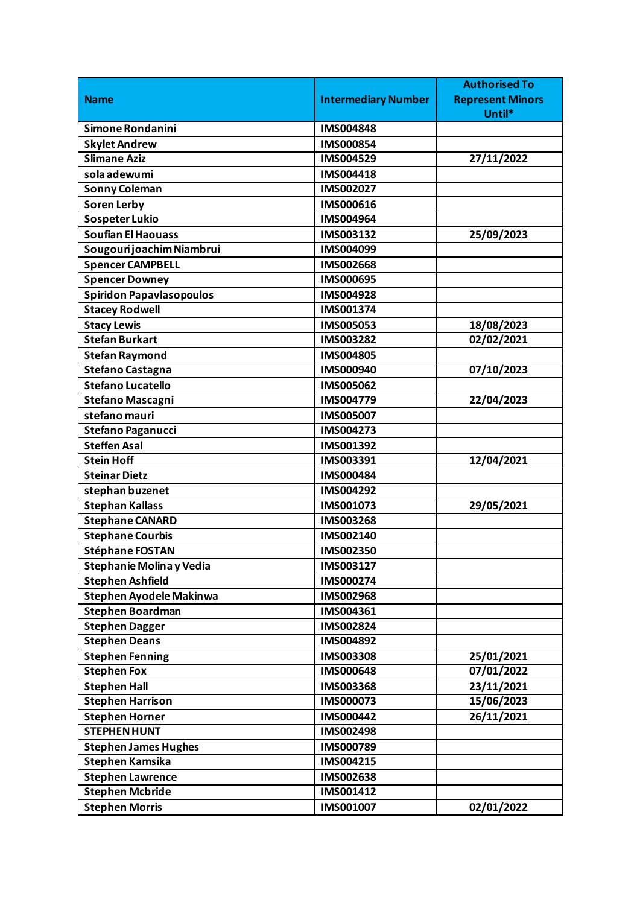| Name | Intermediary Number | Authorised To Represent Minors Until* |
|---|---|---|
| Simone Rondanini | IMS004848 | |
| Skylet Andrew | IMS000854 | |
| Slimane Aziz | IMS004529 | 27/11/2022 |
| sola adewumi | IMS004418 | |
| Sonny Coleman | IMS002027 | |
| Soren Lerby | IMS000616 | |
| Sospeter Lukio | IMS004964 | |
| Soufian El Haouass | IMS003132 | 25/09/2023 |
| Sougouri joachim Niambrui | IMS004099 | |
| Spencer CAMPBELL | IMS002668 | |
| Spencer Downey | IMS000695 | |
| Spiridon Papavlasopoulos | IMS004928 | |
| Stacey Rodwell | IMS001374 | |
| Stacy Lewis | IMS005053 | 18/08/2023 |
| Stefan Burkart | IMS003282 | 02/02/2021 |
| Stefan Raymond | IMS004805 | |
| Stefano Castagna | IMS000940 | 07/10/2023 |
| Stefano Lucatello | IMS005062 | |
| Stefano Mascagni | IMS004779 | 22/04/2023 |
| stefano mauri | IMS005007 | |
| Stefano Paganucci | IMS004273 | |
| Steffen Asal | IMS001392 | |
| Stein Hoff | IMS003391 | 12/04/2021 |
| Steinar Dietz | IMS000484 | |
| stephan buzenet | IMS004292 | |
| Stephan Kallass | IMS001073 | 29/05/2021 |
| Stephane CANARD | IMS003268 | |
| Stephane Courbis | IMS002140 | |
| Stéphane FOSTAN | IMS002350 | |
| Stephanie Molina y Vedia | IMS003127 | |
| Stephen Ashfield | IMS000274 | |
| Stephen Ayodele Makinwa | IMS002968 | |
| Stephen Boardman | IMS004361 | |
| Stephen Dagger | IMS002824 | |
| Stephen Deans | IMS004892 | |
| Stephen Fenning | IMS003308 | 25/01/2021 |
| Stephen Fox | IMS000648 | 07/01/2022 |
| Stephen Hall | IMS003368 | 23/11/2021 |
| Stephen Harrison | IMS000073 | 15/06/2023 |
| Stephen Horner | IMS000442 | 26/11/2021 |
| STEPHEN HUNT | IMS002498 | |
| Stephen James Hughes | IMS000789 | |
| Stephen Kamsika | IMS004215 | |
| Stephen Lawrence | IMS002638 | |
| Stephen Mcbride | IMS001412 | |
| Stephen Morris | IMS001007 | 02/01/2022 |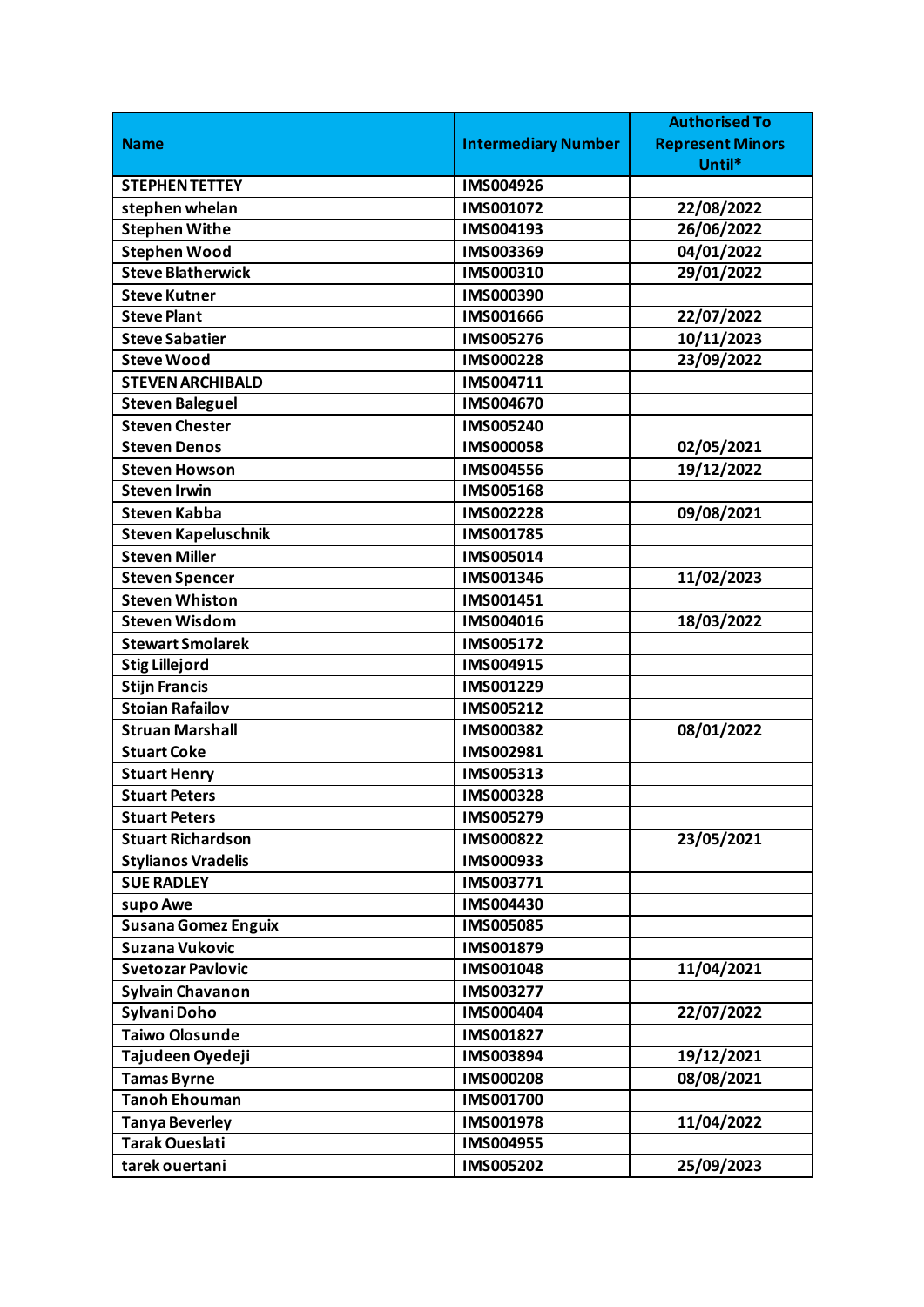| Name | Intermediary Number | Authorised To Represent Minors Until* |
|---|---|---|
| STEPHEN TETTEY | IMS004926 | |
| stephen whelan | IMS001072 | 22/08/2022 |
| Stephen Withe | IMS004193 | 26/06/2022 |
| Stephen Wood | IMS003369 | 04/01/2022 |
| Steve Blatherwick | IMS000310 | 29/01/2022 |
| Steve Kutner | IMS000390 | |
| Steve Plant | IMS001666 | 22/07/2022 |
| Steve Sabatier | IMS005276 | 10/11/2023 |
| Steve Wood | IMS000228 | 23/09/2022 |
| STEVEN ARCHIBALD | IMS004711 | |
| Steven Baleguel | IMS004670 | |
| Steven Chester | IMS005240 | |
| Steven Denos | IMS000058 | 02/05/2021 |
| Steven Howson | IMS004556 | 19/12/2022 |
| Steven Irwin | IMS005168 | |
| Steven Kabba | IMS002228 | 09/08/2021 |
| Steven Kapeluschnik | IMS001785 | |
| Steven Miller | IMS005014 | |
| Steven Spencer | IMS001346 | 11/02/2023 |
| Steven Whiston | IMS001451 | |
| Steven Wisdom | IMS004016 | 18/03/2022 |
| Stewart Smolarek | IMS005172 | |
| Stig Lillejord | IMS004915 | |
| Stijn Francis | IMS001229 | |
| Stoian Rafailov | IMS005212 | |
| Struan Marshall | IMS000382 | 08/01/2022 |
| Stuart Coke | IMS002981 | |
| Stuart Henry | IMS005313 | |
| Stuart Peters | IMS000328 | |
| Stuart Peters | IMS005279 | |
| Stuart Richardson | IMS000822 | 23/05/2021 |
| Stylianos Vradelis | IMS000933 | |
| SUE RADLEY | IMS003771 | |
| supo Awe | IMS004430 | |
| Susana Gomez Enguix | IMS005085 | |
| Suzana Vukovic | IMS001879 | |
| Svetozar Pavlovic | IMS001048 | 11/04/2021 |
| Sylvain Chavanon | IMS003277 | |
| Sylvani Doho | IMS000404 | 22/07/2022 |
| Taiwo Olosunde | IMS001827 | |
| Tajudeen Oyedeji | IMS003894 | 19/12/2021 |
| Tamas Byrne | IMS000208 | 08/08/2021 |
| Tanoh Ehouman | IMS001700 | |
| Tanya Beverley | IMS001978 | 11/04/2022 |
| Tarak Oueslati | IMS004955 | |
| tarek ouertani | IMS005202 | 25/09/2023 |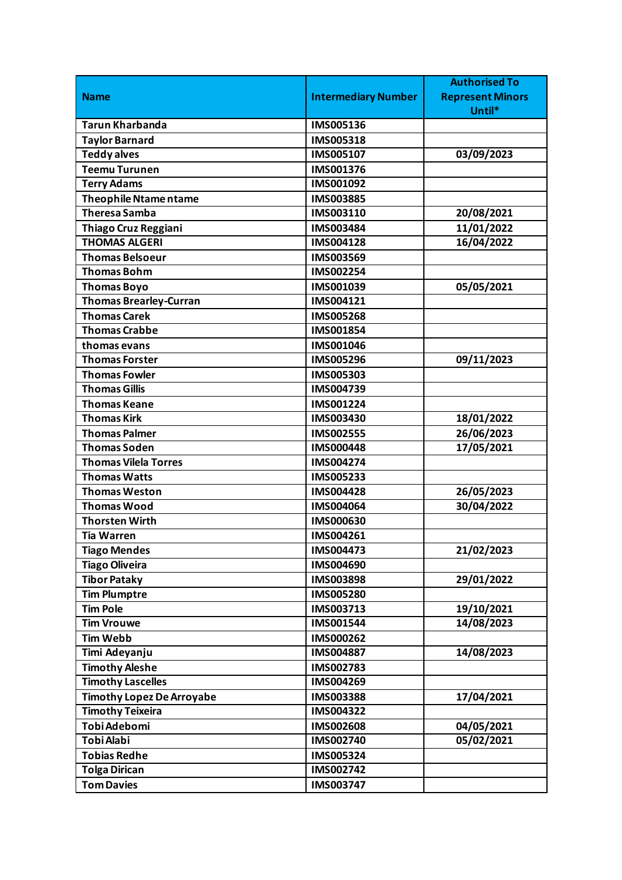| Name | Intermediary Number | Authorised To Represent Minors Until* |
|---|---|---|
| Tarun Kharbanda | IMS005136 | |
| Taylor Barnard | IMS005318 | |
| Teddy alves | IMS005107 | 03/09/2023 |
| Teemu Turunen | IMS001376 | |
| Terry Adams | IMS001092 | |
| Theophile Ntame ntame | IMS003885 | |
| Theresa Samba | IMS003110 | 20/08/2021 |
| Thiago Cruz Reggiani | IMS003484 | 11/01/2022 |
| THOMAS ALGERI | IMS004128 | 16/04/2022 |
| Thomas Belsoeur | IMS003569 | |
| Thomas Bohm | IMS002254 | |
| Thomas Boyo | IMS001039 | 05/05/2021 |
| Thomas Brearley-Curran | IMS004121 | |
| Thomas Carek | IMS005268 | |
| Thomas Crabbe | IMS001854 | |
| thomas evans | IMS001046 | |
| Thomas Forster | IMS005296 | 09/11/2023 |
| Thomas Fowler | IMS005303 | |
| Thomas Gillis | IMS004739 | |
| Thomas Keane | IMS001224 | |
| Thomas Kirk | IMS003430 | 18/01/2022 |
| Thomas Palmer | IMS002555 | 26/06/2023 |
| Thomas Soden | IMS000448 | 17/05/2021 |
| Thomas Vilela Torres | IMS004274 | |
| Thomas Watts | IMS005233 | |
| Thomas Weston | IMS004428 | 26/05/2023 |
| Thomas Wood | IMS004064 | 30/04/2022 |
| Thorsten Wirth | IMS000630 | |
| Tia Warren | IMS004261 | |
| Tiago Mendes | IMS004473 | 21/02/2023 |
| Tiago Oliveira | IMS004690 | |
| Tibor Pataky | IMS003898 | 29/01/2022 |
| Tim Plumptre | IMS005280 | |
| Tim Pole | IMS003713 | 19/10/2021 |
| Tim Vrouwe | IMS001544 | 14/08/2023 |
| Tim Webb | IMS000262 | |
| Timi Adeyanju | IMS004887 | 14/08/2023 |
| Timothy Aleshe | IMS002783 | |
| Timothy Lascelles | IMS004269 | |
| Timothy Lopez De Arroyabe | IMS003388 | 17/04/2021 |
| Timothy Teixeira | IMS004322 | |
| Tobi Adebomi | IMS002608 | 04/05/2021 |
| Tobi Alabi | IMS002740 | 05/02/2021 |
| Tobias Redhe | IMS005324 | |
| Tolga Dirican | IMS002742 | |
| Tom Davies | IMS003747 | |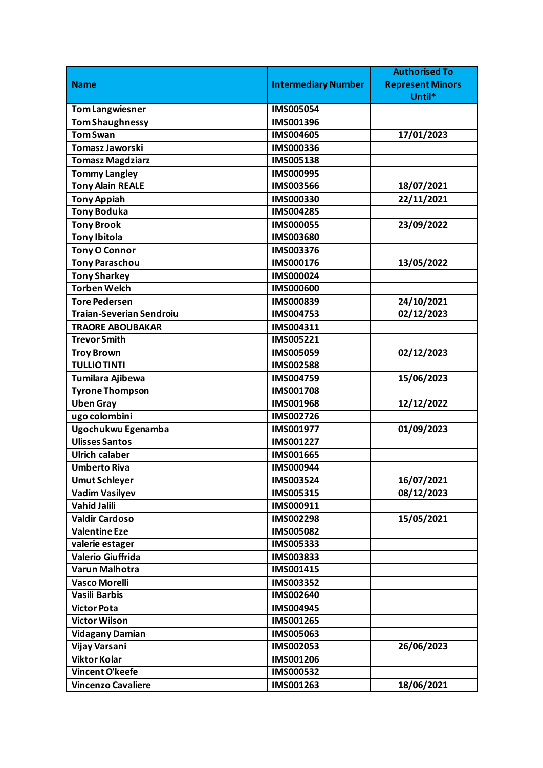| Name | Intermediary Number | Authorised To Represent Minors Until* |
|---|---|---|
| Tom Langwiesner | IMS005054 | |
| Tom Shaughnessy | IMS001396 | |
| Tom Swan | IMS004605 | 17/01/2023 |
| Tomasz Jaworski | IMS000336 | |
| Tomasz Magdziarz | IMS005138 | |
| Tommy Langley | IMS000995 | |
| Tony Alain REALE | IMS003566 | 18/07/2021 |
| Tony Appiah | IMS000330 | 22/11/2021 |
| Tony Boduka | IMS004285 | |
| Tony Brook | IMS000055 | 23/09/2022 |
| Tony Ibitola | IMS003680 | |
| Tony O Connor | IMS003376 | |
| Tony Paraschou | IMS000176 | 13/05/2022 |
| Tony Sharkey | IMS000024 | |
| Torben Welch | IMS000600 | |
| Tore Pedersen | IMS000839 | 24/10/2021 |
| Traian-Severian Sendroiu | IMS004753 | 02/12/2023 |
| TRAORE ABOUBAKAR | IMS004311 | |
| Trevor Smith | IMS005221 | |
| Troy Brown | IMS005059 | 02/12/2023 |
| TULLIO TINTI | IMS002588 | |
| Tumilara Ajibewa | IMS004759 | 15/06/2023 |
| Tyrone Thompson | IMS001708 | |
| Uben Gray | IMS001968 | 12/12/2022 |
| ugo colombini | IMS002726 | |
| Ugochukwu Egenamba | IMS001977 | 01/09/2023 |
| Ulisses Santos | IMS001227 | |
| Ulrich calaber | IMS001665 | |
| Umberto Riva | IMS000944 | |
| Umut Schleyer | IMS003524 | 16/07/2021 |
| Vadim Vasilyev | IMS005315 | 08/12/2023 |
| Vahid Jalili | IMS000911 | |
| Valdir Cardoso | IMS002298 | 15/05/2021 |
| Valentine Eze | IMS005082 | |
| valerie estager | IMS005333 | |
| Valerio Giuffrida | IMS003833 | |
| Varun Malhotra | IMS001415 | |
| Vasco Morelli | IMS003352 | |
| Vasili Barbis | IMS002640 | |
| Victor Pota | IMS004945 | |
| Victor Wilson | IMS001265 | |
| Vidagany Damian | IMS005063 | |
| Vijay Varsani | IMS002053 | 26/06/2023 |
| Viktor Kolar | IMS001206 | |
| Vincent O'keefe | IMS000532 | |
| Vincenzo Cavaliere | IMS001263 | 18/06/2021 |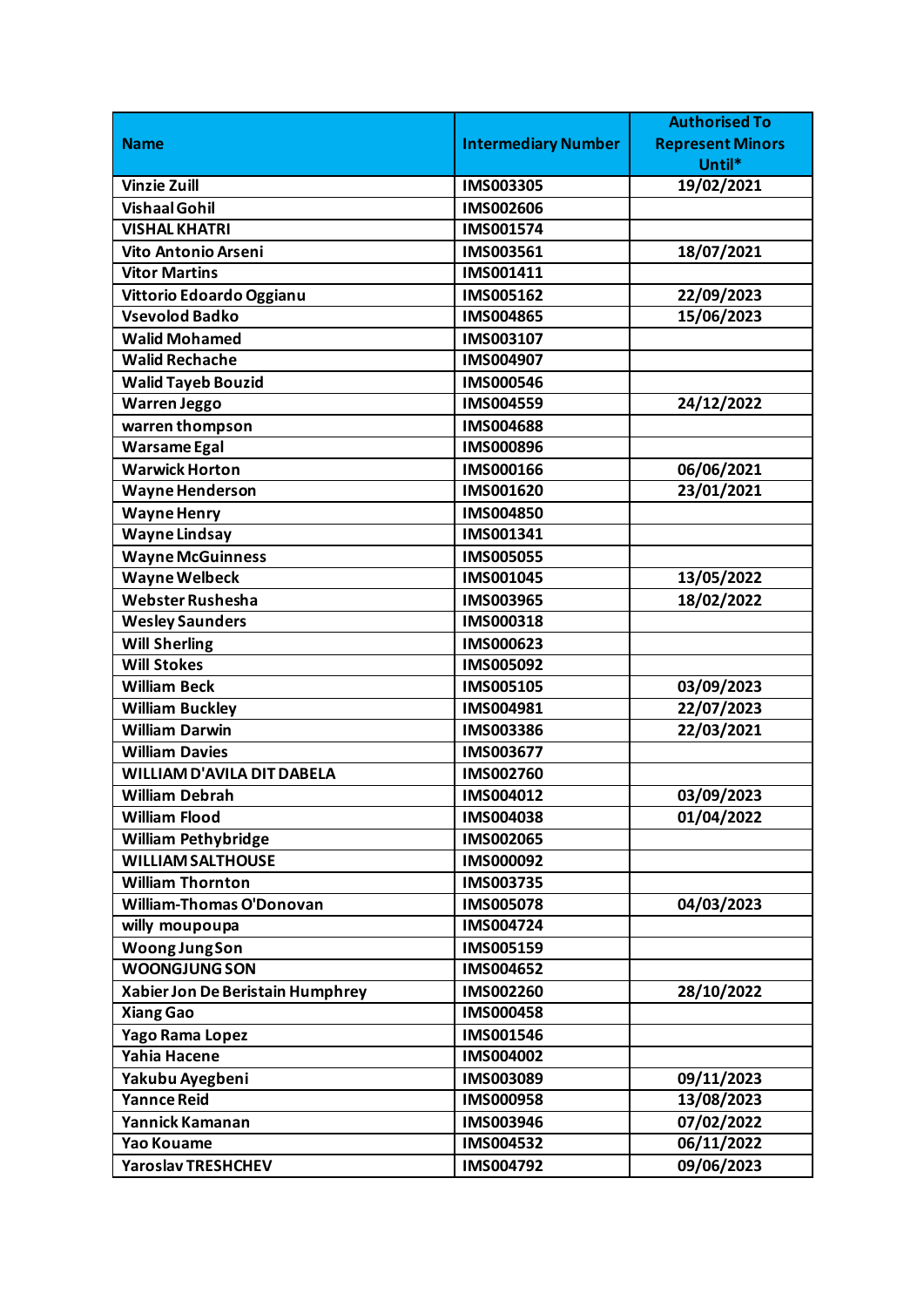| Name | Intermediary Number | Authorised To Represent Minors Until* |
|---|---|---|
| Vinzie Zuill | IMS003305 | 19/02/2021 |
| Vishaal Gohil | IMS002606 | |
| VISHAL KHATRI | IMS001574 | |
| Vito Antonio Arseni | IMS003561 | 18/07/2021 |
| Vitor Martins | IMS001411 | |
| Vittorio Edoardo Oggianu | IMS005162 | 22/09/2023 |
| Vsevolod Badko | IMS004865 | 15/06/2023 |
| Walid Mohamed | IMS003107 | |
| Walid Rechache | IMS004907 | |
| Walid Tayeb Bouzid | IMS000546 | |
| Warren Jeggo | IMS004559 | 24/12/2022 |
| warren thompson | IMS004688 | |
| Warsame Egal | IMS000896 | |
| Warwick Horton | IMS000166 | 06/06/2021 |
| Wayne Henderson | IMS001620 | 23/01/2021 |
| Wayne Henry | IMS004850 | |
| Wayne Lindsay | IMS001341 | |
| Wayne McGuinness | IMS005055 | |
| Wayne Welbeck | IMS001045 | 13/05/2022 |
| Webster Rushesha | IMS003965 | 18/02/2022 |
| Wesley Saunders | IMS000318 | |
| Will Sherling | IMS000623 | |
| Will Stokes | IMS005092 | |
| William Beck | IMS005105 | 03/09/2023 |
| William Buckley | IMS004981 | 22/07/2023 |
| William Darwin | IMS003386 | 22/03/2021 |
| William Davies | IMS003677 | |
| WILLIAM D'AVILA DIT DABELA | IMS002760 | |
| William Debrah | IMS004012 | 03/09/2023 |
| William Flood | IMS004038 | 01/04/2022 |
| William Pethybridge | IMS002065 | |
| WILLIAM SALTHOUSE | IMS000092 | |
| William Thornton | IMS003735 | |
| William-Thomas O'Donovan | IMS005078 | 04/03/2023 |
| willy moupoupa | IMS004724 | |
| Woong Jung Son | IMS005159 | |
| WOONGJUNG SON | IMS004652 | |
| Xabier Jon De Beristain Humphrey | IMS002260 | 28/10/2022 |
| Xiang Gao | IMS000458 | |
| Yago Rama Lopez | IMS001546 | |
| Yahia Hacene | IMS004002 | |
| Yakubu Ayegbeni | IMS003089 | 09/11/2023 |
| Yannce Reid | IMS000958 | 13/08/2023 |
| Yannick Kamanan | IMS003946 | 07/02/2022 |
| Yao Kouame | IMS004532 | 06/11/2022 |
| Yaroslav TRESHCHEV | IMS004792 | 09/06/2023 |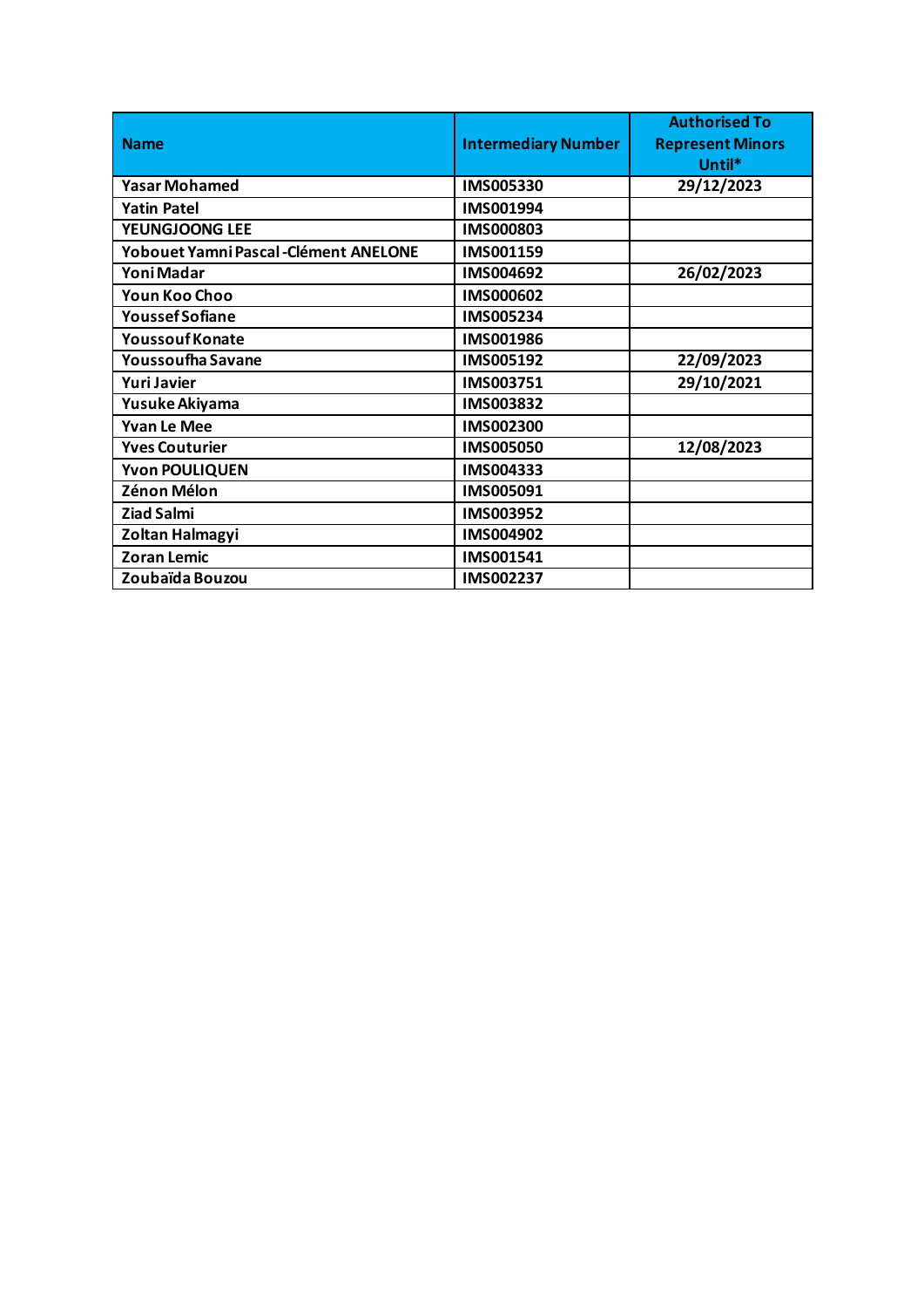| Name | Intermediary Number | Authorised To Represent Minors Until* |
|---|---|---|
| Yasar Mohamed | IMS005330 | 29/12/2023 |
| Yatin Patel | IMS001994 | |
| YEUNGJOONG LEE | IMS000803 | |
| Yobouet Yamni Pascal -Clément ANELONE | IMS001159 | |
| Yoni Madar | IMS004692 | 26/02/2023 |
| Youn Koo Choo | IMS000602 | |
| Youssef Sofiane | IMS005234 | |
| Youssouf Konate | IMS001986 | |
| Youssoufha Savane | IMS005192 | 22/09/2023 |
| Yuri Javier | IMS003751 | 29/10/2021 |
| Yusuke Akiyama | IMS003832 | |
| Yvan Le Mee | IMS002300 | |
| Yves Couturier | IMS005050 | 12/08/2023 |
| Yvon POULIQUEN | IMS004333 | |
| Zénon Mélon | IMS005091 | |
| Ziad Salmi | IMS003952 | |
| Zoltan Halmagyi | IMS004902 | |
| Zoran Lemic | IMS001541 | |
| Zoubaïda Bouzou | IMS002237 | |